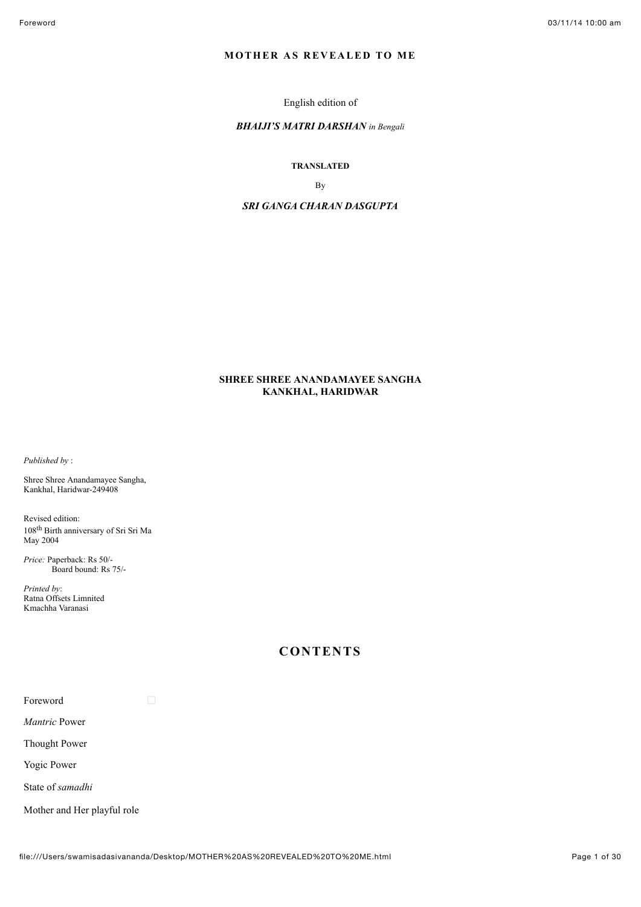# MOTHER AS REVEALED TO ME

English edition of

***BHAIJI'S MATRI DARSHAN** in Bengali*

**TRANSLATED**

By

***SRI GANGA CHARAN DASGUPTA***

**SHREE SHREE ANANDAMAYEE SANGHA**
**KANKHAL, HARIDWAR**

*Published by* :

Shree Shree Anandamayee Sangha,
Kankhal, Haridwar-249408

Revised edition:
108th Birth anniversary of Sri Sri Ma
May 2004

*Price:* Paperback: Rs 50/-
Board bound: Rs 75/-

*Printed by*:
Ratna Offsets Limnited
Kmachha Varanasi

## CONTENTS

Foreword

*Mantric* Power

Thought Power

Yogic Power

State of *samadhi*

Mother and Her playful role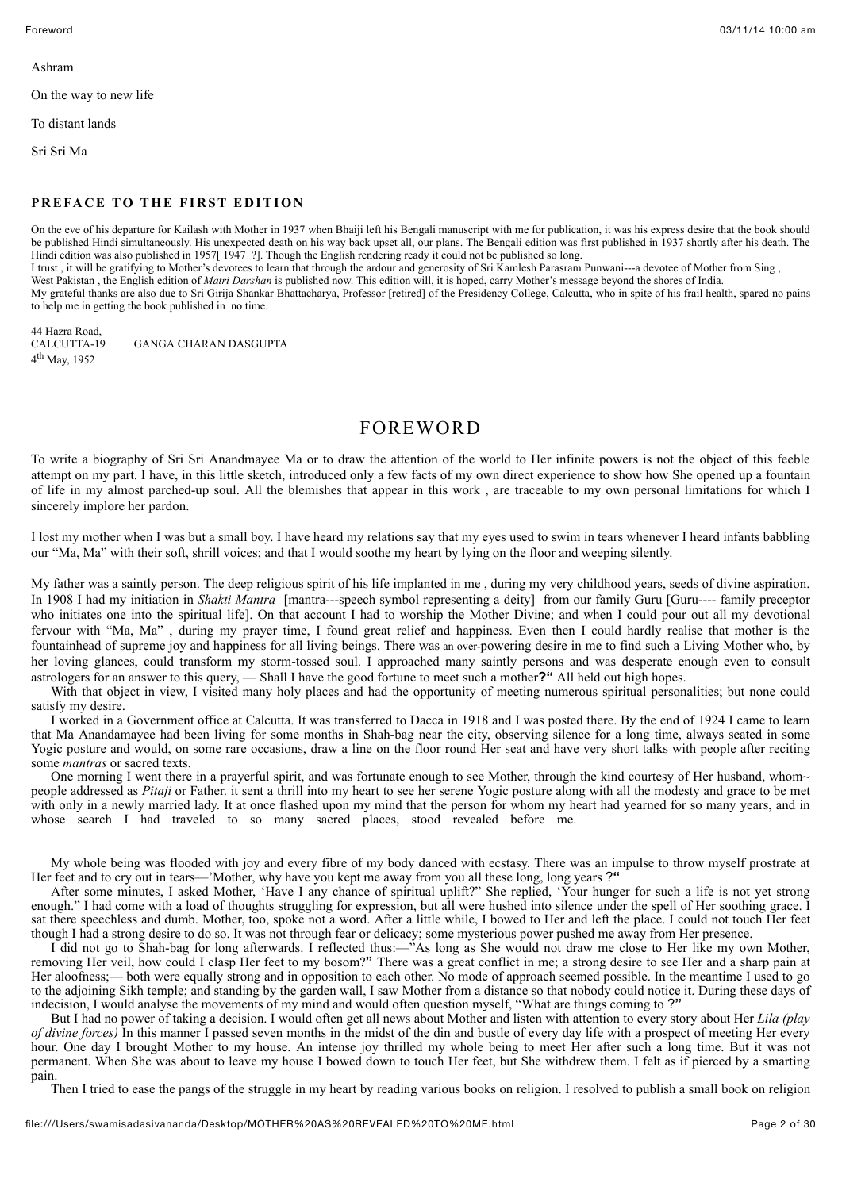Ashram

On the way to new life

To distant lands

Sri Sri Ma

### PREFACE TO THE FIRST EDITION

On the eve of his departure for Kailash with Mother in 1937 when Bhaiji left his Bengali manuscript with me for publication, it was his express desire that the book should be published Hindi simultaneously. His unexpected death on his way back upset all, our plans. The Bengali edition was first published in 1937 shortly after his death. The Hindi edition was also published in 1957[ 1947 ?]. Though the English rendering ready it could not be published so long.

I trust , it will be gratifying to Mother's devotees to learn that through the ardour and generosity of Sri Kamlesh Parasram Punwani---a devotee of Mother from Sing , West Pakistan , the English edition of *Matri Darshan* is published now. This edition will, it is hoped, carry Mother's message beyond the shores of India.

My grateful thanks are also due to Sri Girija Shankar Bhattacharya, Professor [retired] of the Presidency College, Calcutta, who in spite of his frail health, spared no pains to help me in getting the book published in no time.

44 Hazra Road,
CALCUTTA-19 GANGA CHARAN DASGUPTA
4th May, 1952

## FOREWORD

To write a biography of Sri Sri Anandmayee Ma or to draw the attention of the world to Her infinite powers is not the object of this feeble attempt on my part. I have, in this little sketch, introduced only a few facts of my own direct experience to show how She opened up a fountain of life in my almost parched-up soul. All the blemishes that appear in this work , are traceable to my own personal limitations for which I sincerely implore her pardon.

I lost my mother when I was but a small boy. I have heard my relations say that my eyes used to swim in tears whenever I heard infants babbling our "Ma, Ma" with their soft, shrill voices; and that I would soothe my heart by lying on the floor and weeping silently.

My father was a saintly person. The deep religious spirit of his life implanted in me , during my very childhood years, seeds of divine aspiration. In 1908 I had my initiation in *Shakti Mantra* [mantra---speech symbol representing a deity] from our family Guru [Guru---- family preceptor who initiates one into the spiritual life]. On that account I had to worship the Mother Divine; and when I could pour out all my devotional fervour with "Ma, Ma" , during my prayer time, I found great relief and happiness. Even then I could hardly realise that mother is the fountainhead of supreme joy and happiness for all living beings. There was an over-powering desire in me to find such a Living Mother who, by her loving glances, could transform my storm-tossed soul. I approached many saintly persons and was desperate enough even to consult astrologers for an answer to this query, — Shall I have the good fortune to meet such a mother**?"** All held out high hopes.

With that object in view, I visited many holy places and had the opportunity of meeting numerous spiritual personalities; but none could satisfy my desire.

I worked in a Government office at Calcutta. It was transferred to Dacca in 1918 and I was posted there. By the end of 1924 I came to learn that Ma Anandamayee had been living for some months in Shah-bag near the city, observing silence for a long time, always seated in some Yogic posture and would, on some rare occasions, draw a line on the floor round Her seat and have very short talks with people after reciting some *mantras* or sacred texts.

One morning I went there in a prayerful spirit, and was fortunate enough to see Mother, through the kind courtesy of Her husband, whom~ people addressed as *Pitaji* or Father. it sent a thrill into my heart to see her serene Yogic posture along with all the modesty and grace to be met with only in a newly married lady. It at once flashed upon my mind that the person for whom my heart had yearned for so many years, and in whose search I had traveled to so many sacred places, stood revealed before me.

My whole being was flooded with joy and every fibre of my body danced with ecstasy. There was an impulse to throw myself prostrate at Her feet and to cry out in tears—'Mother, why have you kept me away from you all these long, long years **?"**

After some minutes, I asked Mother, 'Have I any chance of spiritual uplift?" She replied, 'Your hunger for such a life is not yet strong enough." I had come with a load of thoughts struggling for expression, but all were hushed into silence under the spell of Her soothing grace. I sat there speechless and dumb. Mother, too, spoke not a word. After a little while, I bowed to Her and left the place. I could not touch Her feet though I had a strong desire to do so. It was not through fear or delicacy; some mysterious power pushed me away from Her presence.

I did not go to Shah-bag for long afterwards. I reflected thus:—"As long as She would not draw me close to Her like my own Mother, removing Her veil, how could I clasp Her feet to my bosom?" There was a great conflict in me; a strong desire to see Her and a sharp pain at Her aloofness;— both were equally strong and in opposition to each other. No mode of approach seemed possible. In the meantime I used to go to the adjoining Sikh temple; and standing by the garden wall, I saw Mother from a distance so that nobody could notice it. During these days of indecision, I would analyse the movements of my mind and would often question myself, "What are things coming to **?"**

But I had no power of taking a decision. I would often get all news about Mother and listen with attention to every story about Her *Lila (play of divine forces)* In this manner I passed seven months in the midst of the din and bustle of every day life with a prospect of meeting Her every hour. One day I brought Mother to my house. An intense joy thrilled my whole being to meet Her after such a long time. But it was not permanent. When She was about to leave my house I bowed down to touch Her feet, but She withdrew them. I felt as if pierced by a smarting pain.

Then I tried to ease the pangs of the struggle in my heart by reading various books on religion. I resolved to publish a small book on religion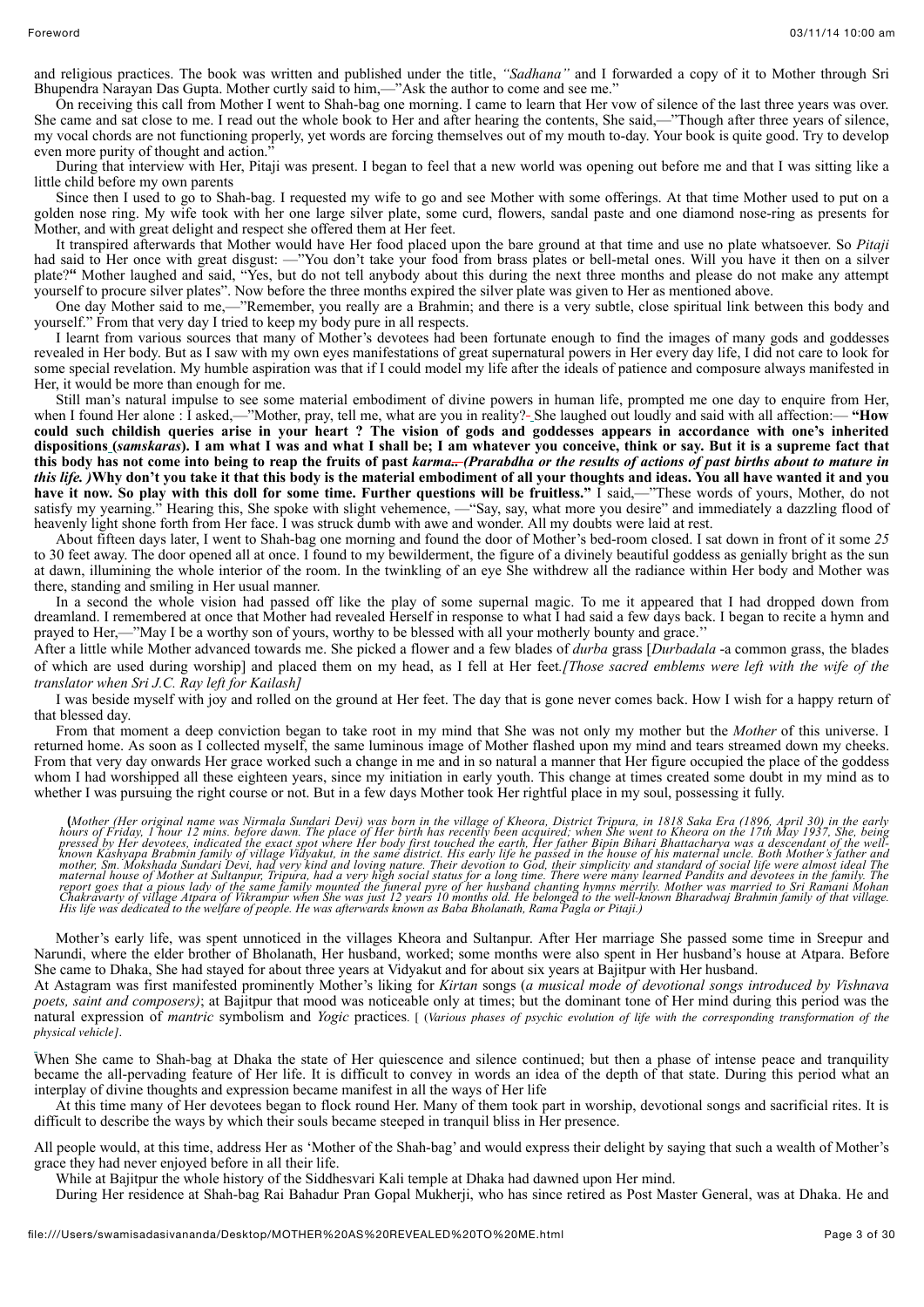and religious practices. The book was written and published under the title, *"Sadhana"* and I forwarded a copy of it to Mother through Sri Bhupendra Narayan Das Gupta. Mother curtly said to him,—"Ask the author to come and see me."

On receiving this call from Mother I went to Shah-bag one morning. I came to learn that Her vow of silence of the last three years was over. She came and sat close to me. I read out the whole book to Her and after hearing the contents, She said,—"Though after three years of silence, my vocal chords are not functioning properly, yet words are forcing themselves out of my mouth to-day. Your book is quite good. Try to develop even more purity of thought and action."

During that interview with Her, Pitaji was present. I began to feel that a new world was opening out before me and that I was sitting like a little child before my own parents

Since then I used to go to Shah-bag. I requested my wife to go and see Mother with some offerings. At that time Mother used to put on a golden nose ring. My wife took with her one large silver plate, some curd, flowers, sandal paste and one diamond nose-ring as presents for Mother, and with great delight and respect she offered them at Her feet.

It transpired afterwards that Mother would have Her food placed upon the bare ground at that time and use no plate whatsoever. So *Pitaji* had said to Her once with great disgust: —"You don't take your food from brass plates or bell-metal ones. Will you have it then on a silver plate?" Mother laughed and said, "Yes, but do not tell anybody about this during the next three months and please do not make any attempt yourself to procure silver plates". Now before the three months expired the silver plate was given to Her as mentioned above.

One day Mother said to me,—"Remember, you really are a Brahmin; and there is a very subtle, close spiritual link between this body and yourself." From that very day I tried to keep my body pure in all respects.

I learnt from various sources that many of Mother's devotees had been fortunate enough to find the images of many gods and goddesses revealed in Her body. But as I saw with my own eyes manifestations of great supernatural powers in Her every day life, I did not care to look for some special revelation. My humble aspiration was that if I could model my life after the ideals of patience and composure always manifested in Her, it would be more than enough for me.

Still man's natural impulse to see some material embodiment of divine powers in human life, prompted me one day to enquire from Her, when I found Her alone : I asked,—"Mother, pray, tell me, what are you in reality?- She laughed out loudly and said with all affection:— **"How could such childish queries arise in your heart ? The vision of gods and goddesses appears in accordance with one's inherited dispositions (*samskaras*). I am what I was and what I shall be; I am whatever you conceive, think or say. But it is a supreme fact that this body has not come into being to reap the fruits of past *karma*.. *(Prarabdha or the results of actions of past births about to mature in this life. )*Why don't you take it that this body is the material embodiment of all your thoughts and ideas. You all have wanted it and you have it now. So play with this doll for some time. Further questions will be fruitless."** I said,—"These words of yours, Mother, do not satisfy my yearning." Hearing this, She spoke with slight vehemence, —"Say, say, what more you desire" and immediately a dazzling flood of heavenly light shone forth from Her face. I was struck dumb with awe and wonder. All my doubts were laid at rest.

About fifteen days later, I went to Shah-bag one morning and found the door of Mother's bed-room closed. I sat down in front of it some *25* to 30 feet away. The door opened all at once. I found to my bewilderment, the figure of a divinely beautiful goddess as genially bright as the sun at dawn, illumining the whole interior of the room. In the twinkling of an eye She withdrew all the radiance within Her body and Mother was there, standing and smiling in Her usual manner.

In a second the whole vision had passed off like the play of some supernal magic. To me it appeared that I had dropped down from dreamland. I remembered at once that Mother had revealed Herself in response to what I had said a few days back. I began to recite a hymn and prayed to Her,—"May I be a worthy son of yours, worthy to be blessed with all your motherly bounty and grace.''

After a little while Mother advanced towards me. She picked a flower and a few blades of *durba* grass [*Durbadala* -a common grass, the blades of which are used during worship] and placed them on my head, as I fell at Her feet.*[Those sacred emblems were left with the wife of the translator when Sri J.C. Ray left for Kailash]*

I was beside myself with joy and rolled on the ground at Her feet. The day that is gone never comes back. How I wish for a happy return of that blessed day.

From that moment a deep conviction began to take root in my mind that She was not only my mother but the *Mother* of this universe. I returned home. As soon as I collected myself, the same luminous image of Mother flashed upon my mind and tears streamed down my cheeks. From that very day onwards Her grace worked such a change in me and in so natural a manner that Her figure occupied the place of the goddess whom I had worshipped all these eighteen years, since my initiation in early youth. This change at times created some doubt in my mind as to whether I was pursuing the right course or not. But in a few days Mother took Her rightful place in my soul, possessing it fully.

(*Mother (Her original name was Nirmala Sundari Devi) was born in the village of Kheora, District Tripura, in 1818 Saka Era (1896, April 30) in the early hours of Friday, 1 hour 12 mins. before dawn. The place of Her birth has recently been acquired; when She went to Kheora on the 17th May 1937, She, being pressed by Her devotees, indicated the exact spot where Her body first touched the earth, Her father Bipin Bihari Bhattacharya was a descendant of the well-known Kashyapa Brahmin family of village Vidyakut, in the same district. His early life he passed in the house of his maternal uncle. Both Mother's father and mother, Sm. Mokshada Sundari Devi, had very kind and loving nature. Their devotion to God, their simplicity and standard of social life were almost ideal The maternal house of Mother at Sultanpur, Tripura, had a very high social status for a long time. There were many learned Pandits and devotees in the family. The report goes that a pious lady of the same family mounted the funeral pyre of her husband chanting hymns merrily. Mother was married to Sri Ramani Mohan Chakravarty of village Atpara of Vikrampur when She was just 12 years 10 months old. He belonged to the well-known Bharadwaj Brahmin family of that village. His life was dedicated to the welfare of people. He was afterwards known as Baba Bholanath, Rama Pagla or Pitaji.*)

Mother's early life, was spent unnoticed in the villages Kheora and Sultanpur. After Her marriage She passed some time in Sreepur and Narundi, where the elder brother of Bholanath, Her husband, worked; some months were also spent in Her husband's house at Atpara. Before She came to Dhaka, She had stayed for about three years at Vidyakut and for about six years at Bajitpur with Her husband.

At Astagram was first manifested prominently Mother's liking for *Kirtan* songs (*a musical mode of devotional songs introduced by Vishnava poets, saint and composers)*; at Bajitpur that mood was noticeable only at times; but the dominant tone of Her mind during this period was the natural expression of *mantric* symbolism and *Yogic* practices. [ (*Various phases of psychic evolution of life with the corresponding transformation of the physical vehicle]*.

When She came to Shah-bag at Dhaka the state of Her quiescence and silence continued; but then a phase of intense peace and tranquility became the all-pervading feature of Her life. It is difficult to convey in words an idea of the depth of that state. During this period what an interplay of divine thoughts and expression became manifest in all the ways of Her life

At this time many of Her devotees began to flock round Her. Many of them took part in worship, devotional songs and sacrificial rites. It is difficult to describe the ways by which their souls became steeped in tranquil bliss in Her presence.

All people would, at this time, address Her as 'Mother of the Shah-bag' and would express their delight by saying that such a wealth of Mother's grace they had never enjoyed before in all their life.

While at Bajitpur the whole history of the Siddhesvari Kali temple at Dhaka had dawned upon Her mind.

During Her residence at Shah-bag Rai Bahadur Pran Gopal Mukherji, who has since retired as Post Master General, was at Dhaka. He and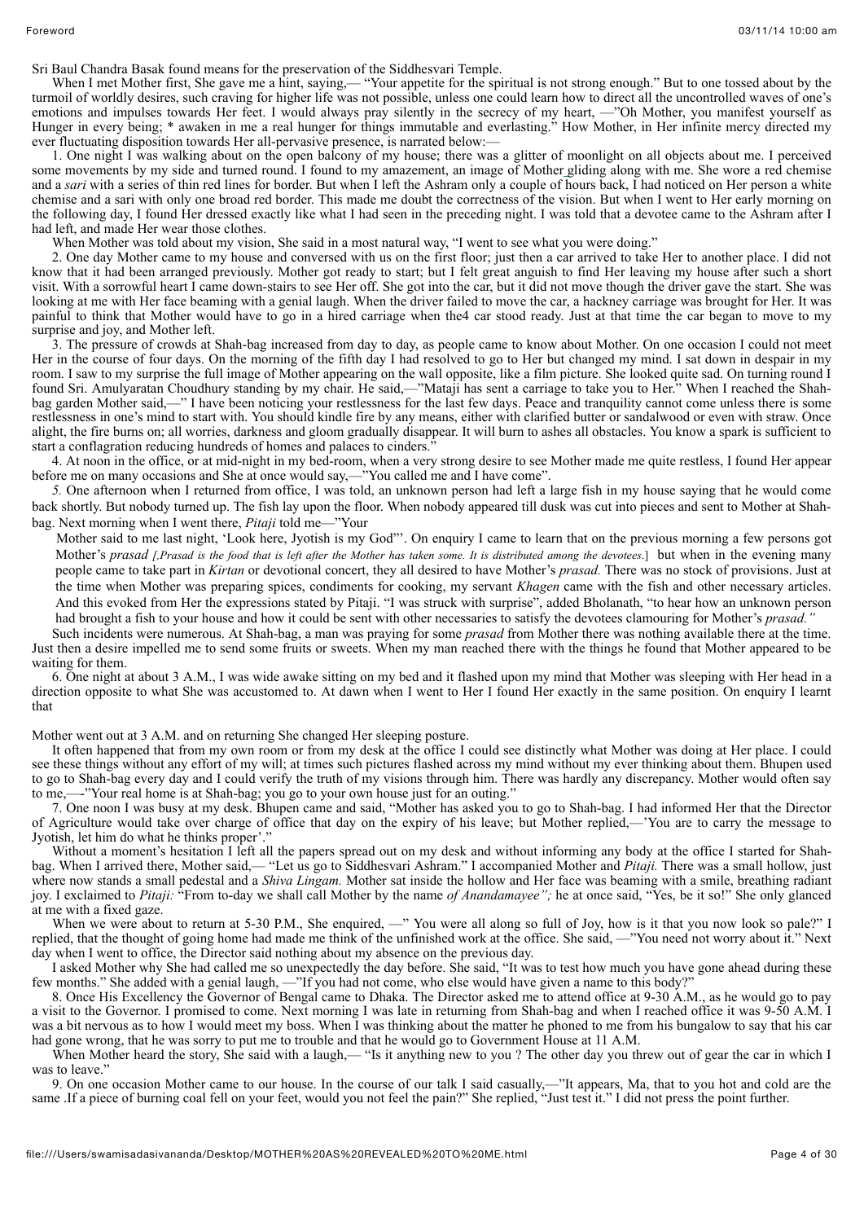Sri Baul Chandra Basak found means for the preservation of the Siddhesvari Temple.

When I met Mother first, She gave me a hint, saying,— "Your appetite for the spiritual is not strong enough." But to one tossed about by the turmoil of worldly desires, such craving for higher life was not possible, unless one could learn how to direct all the uncontrolled waves of one's emotions and impulses towards Her feet. I would always pray silently in the secrecy of my heart, —"Oh Mother, you manifest yourself as Hunger in every being; * awaken in me a real hunger for things immutable and everlasting." How Mother, in Her infinite mercy directed my ever fluctuating disposition towards Her all-pervasive presence, is narrated below:—

1. One night I was walking about on the open balcony of my house; there was a glitter of moonlight on all objects about me. I perceived some movements by my side and turned round. I found to my amazement, an image of Mother gliding along with me. She wore a red chemise and a *sari* with a series of thin red lines for border. But when I left the Ashram only a couple of hours back, I had noticed on Her person a white chemise and a sari with only one broad red border. This made me doubt the correctness of the vision. But when I went to Her early morning on the following day, I found Her dressed exactly like what I had seen in the preceding night. I was told that a devotee came to the Ashram after I had left, and made Her wear those clothes.

When Mother was told about my vision, She said in a most natural way, "I went to see what you were doing."

2. One day Mother came to my house and conversed with us on the first floor; just then a car arrived to take Her to another place. I did not know that it had been arranged previously. Mother got ready to start; but I felt great anguish to find Her leaving my house after such a short visit. With a sorrowful heart I came down-stairs to see Her off. She got into the car, but it did not move though the driver gave the start. She was looking at me with Her face beaming with a genial laugh. When the driver failed to move the car, a hackney carriage was brought for Her. It was painful to think that Mother would have to go in a hired carriage when the4 car stood ready. Just at that time the car began to move to my surprise and joy, and Mother left.

3. The pressure of crowds at Shah-bag increased from day to day, as people came to know about Mother. On one occasion I could not meet Her in the course of four days. On the morning of the fifth day I had resolved to go to Her but changed my mind. I sat down in despair in my room. I saw to my surprise the full image of Mother appearing on the wall opposite, like a film picture. She looked quite sad. On turning round I found Sri. Amulyaratan Choudhury standing by my chair. He said,—"Mataji has sent a carriage to take you to Her." When I reached the Shah-bag garden Mother said,—" I have been noticing your restlessness for the last few days. Peace and tranquility cannot come unless there is some restlessness in one's mind to start with. You should kindle fire by any means, either with clarified butter or sandalwood or even with straw. Once alight, the fire burns on; all worries, darkness and gloom gradually disappear. It will burn to ashes all obstacles. You know a spark is sufficient to start a conflagration reducing hundreds of homes and palaces to cinders."

4. At noon in the office, or at mid-night in my bed-room, when a very strong desire to see Mother made me quite restless, I found Her appear before me on many occasions and She at once would say,—"You called me and I have come".

*5.* One afternoon when I returned from office, I was told, an unknown person had left a large fish in my house saying that he would come back shortly. But nobody turned up. The fish lay upon the floor. When nobody appeared till dusk was cut into pieces and sent to Mother at Shah-bag. Next morning when I went there, *Pitaji* told me—"Your

Mother said to me last night, 'Look here, Jyotish is my God"'. On enquiry I came to learn that on the previous morning a few persons got Mother's *prasad [.Prasad is the food that is left after the Mother has taken some. It is distributed among the devotees.*] but when in the evening many people came to take part in *Kirtan* or devotional concert, they all desired to have Mother's *prasad.* There was no stock of provisions. Just at the time when Mother was preparing spices, condiments for cooking, my servant *Khagen* came with the fish and other necessary articles. And this evoked from Her the expressions stated by Pitaji. "I was struck with surprise", added Bholanath, "to hear how an unknown person had brought a fish to your house and how it could be sent with other necessaries to satisfy the devotees clamouring for Mother's *prasad."*

Such incidents were numerous. At Shah-bag, a man was praying for some *prasad* from Mother there was nothing available there at the time. Just then a desire impelled me to send some fruits or sweets. When my man reached there with the things he found that Mother appeared to be waiting for them.

6. One night at about 3 A.M., I was wide awake sitting on my bed and it flashed upon my mind that Mother was sleeping with Her head in a direction opposite to what She was accustomed to. At dawn when I went to Her I found Her exactly in the same position. On enquiry I learnt that

Mother went out at 3 A.M. and on returning She changed Her sleeping posture.

It often happened that from my own room or from my desk at the office I could see distinctly what Mother was doing at Her place. I could see these things without any effort of my will; at times such pictures flashed across my mind without my ever thinking about them. Bhupen used to go to Shah-bag every day and I could verify the truth of my visions through him. There was hardly any discrepancy. Mother would often say to me,—-"Your real home is at Shah-bag; you go to your own house just for an outing."

7. One noon I was busy at my desk. Bhupen came and said, "Mother has asked you to go to Shah-bag. I had informed Her that the Director of Agriculture would take over charge of office that day on the expiry of his leave; but Mother replied,—'You are to carry the message to Jyotish, let him do what he thinks proper'."

Without a moment's hesitation I left all the papers spread out on my desk and without informing any body at the office I started for Shah-bag. When I arrived there, Mother said,— "Let us go to Siddhesvari Ashram." I accompanied Mother and *Pitaji.* There was a small hollow, just where now stands a small pedestal and a *Shiva Lingam.* Mother sat inside the hollow and Her face was beaming with a smile, breathing radiant joy. I exclaimed to *Pitaji:* "From to-day we shall call Mother by the name *of Anandamayee";* he at once said, "Yes, be it so!" She only glanced at me with a fixed gaze.

When we were about to return at 5-30 P.M., She enquired, —" You were all along so full of Joy, how is it that you now look so pale?" I replied, that the thought of going home had made me think of the unfinished work at the office. She said, —"You need not worry about it." Next day when I went to office, the Director said nothing about my absence on the previous day.

I asked Mother why She had called me so unexpectedly the day before. She said, "It was to test how much you have gone ahead during these few months." She added with a genial laugh, —"If you had not come, who else would have given a name to this body?"

8. Once His Excellency the Governor of Bengal came to Dhaka. The Director asked me to attend office at 9-30 A.M., as he would go to pay a visit to the Governor. I promised to come. Next morning I was late in returning from Shah-bag and when I reached office it was 9-50 A.M. I was a bit nervous as to how I would meet my boss. When I was thinking about the matter he phoned to me from his bungalow to say that his car had gone wrong, that he was sorry to put me to trouble and that he would go to Government House at 11 A.M.

When Mother heard the story, She said with a laugh,— "Is it anything new to you ? The other day you threw out of gear the car in which I was to leave."

9. On one occasion Mother came to our house. In the course of our talk I said casually,—"It appears, Ma, that to you hot and cold are the same .If a piece of burning coal fell on your feet, would you not feel the pain?" She replied, "Just test it." I did not press the point further.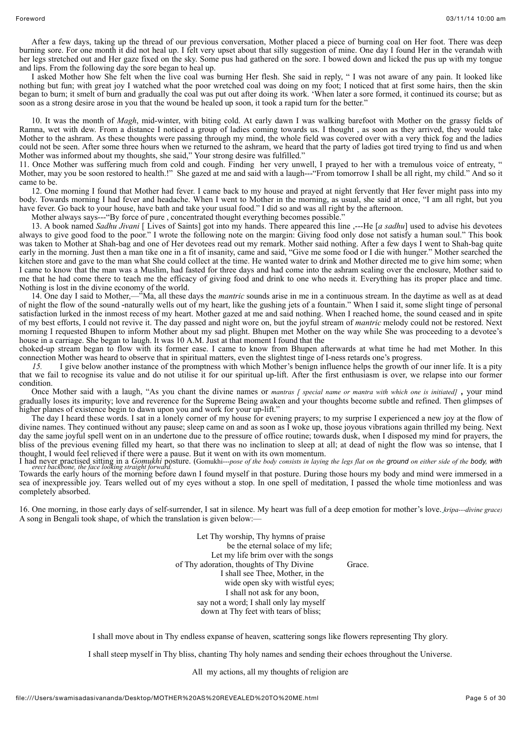After a few days, taking up the thread of our previous conversation, Mother placed a piece of burning coal on Her foot. There was deep burning sore. For one month it did not heal up. I felt very upset about that silly suggestion of mine. One day I found Her in the verandah with her legs stretched out and Her gaze fixed on the sky. Some pus had gathered on the sore. I bowed down and licked the pus up with my tongue and lips. From the following day the sore began to heal up.

I asked Mother how She felt when the live coal was burning Her flesh. She said in reply, " I was not aware of any pain. It looked like nothing but fun; with great joy I watched what the poor wretched coal was doing on my foot; I noticed that at first some hairs, then the skin began to burn; it smelt of burn and gradually the coal was put out after doing its work. 'When later a sore formed, it continued its course; but as soon as a strong desire arose in you that the wound be healed up soon, it took a rapid turn for the better."

10. It was the month of *Magh*, mid-winter, with biting cold. At early dawn I was walking barefoot with Mother on the grassy fields of Ramna, wet with dew. From a distance I noticed a group of ladies coming towards us. I thought , as soon as they arrived, they would take Mother to the ashram. As these thoughts were passing through my mind, the whole field was covered over with a very thick fog and the ladies could not be seen. After some three hours when we returned to the ashram, we heard that the party of ladies got tired trying to find us and when Mother was informed about my thoughts, she said," Your strong desire was fulfilled."

11. Once Mother was suffering much from cold and cough. Finding her very unwell, I prayed to her with a tremulous voice of entreaty, " Mother, may you be soon restored to health.!" She gazed at me and said with a laugh---"From tomorrow I shall be all right, my child." And so it came to be.

12. One morning I found that Mother had fever. I came back to my house and prayed at night fervently that Her fever might pass into my body. Towards morning I had fever and headache. When I went to Mother in the morning, as usual, she said at once, "I am all right, but you have fever. Go back to your house, have bath and take your usual food." I did so and was all right by the afternoon.

Mother always says---"By force of pure , concentrated thought everything becomes possible."

13. A book named *Sadhu Jivani* [ Lives of Saints] got into my hands. There appeared this line ,---He [*a sadhu*] used to advise his devotees always to give good food to the poor." I wrote the following note on the margin: Giving food only dose not satisfy a human soul." This book was taken to Mother at Shah-bag and one of Her devotees read out my remark. Mother said nothing. After a few days I went to Shah-bag quite early in the morning. Just then a man tike one in a fit of insanity, came and said, "Give me some food or I die with hunger." Mother searched the kitchen store and gave to the man what She could collect at the time. He wanted water to drink and Mother directed me to give him some; when I came to know that the man was a Muslim, had fasted for three days and had come into the ashram scaling over the enclosure, Mother said to me that he had come there to teach me the efficacy of giving food and drink to one who needs it. Everything has its proper place and time. Nothing is lost in the divine economy of the world.

14. One day I said to Mother,—"Ma, all these days the *mantric* sounds arise in me in a continuous stream. In the daytime as well as at dead of night the flow of the sound -naturally wells out of my heart, like the gushing jets of a fountain." When I said it, some slight tinge of personal satisfaction lurked in the inmost recess of my heart. Mother gazed at me and said nothing. When I reached home, the sound ceased and in spite of my best efforts, I could not revive it. The day passed and night wore on, but the joyful stream of *mantric* melody could not be restored. Next morning I requested Bhupen to inform Mother about my sad plight. Bhupen met Mother on the way while She was proceeding to a devotee's house in a carriage. She began to laugh. It was 10 A.M. Just at that moment I found that the choked-up stream began to flow with its former ease. I came to know from Bhupen afterwards at what time he had met Mother. In this connection Mother was heard to observe that in spiritual matters, even the slightest tinge of I-ness retards one's progress.

*15.* I give below another instance of the promptness with which Mother's benign influence helps the growth of our inner life. It is a pity that we fail to recognise its value and do not utilise it for our spiritual up-lift. After the first enthusiasm is over, we relapse into our former condition.

Once Mother said with a laugh, "As you chant the divine names or *mantras [ special name or mantra with which one is initiated]* **,** your mind gradually loses its impurity; love and reverence for the Supreme Being awaken and your thoughts become subtle and refined. Then glimpses of higher planes of existence begin to dawn upon you and work for your up-lift."

The day I heard these words. I sat in a lonely corner of my house for evening prayers; to my surprise I experienced a new joy at the flow of divine names. They continued without any pause; sleep came on and as soon as I woke up, those joyous vibrations again thrilled my being. Next day the same joyful spell went on in an undertone due to the pressure of office routine; towards dusk, when I disposed my mind for prayers, the bliss of the previous evening filled my heart, so that there was no inclination to sleep at all; at dead of night the flow was so intense, that I thought, I would feel relieved if there were a pause. But it went on with its own momentum.

I had never practised sitting in a *Gomukhi* posture. (Gomukhi---*pose of the body consists in laying the legs flat on the ground on either side of the body, with erect backbone, the face looking straight forward.*

Towards the early hours of the morning before dawn I found myself in that posture. During those hours my body and mind were immersed in a sea of inexpressible joy. Tears welled out of my eyes without a stop. In one spell of meditation, I passed the whole time motionless and was completely absorbed.

16. One morning, in those early days of self-surrender, I sat in silence. My heart was full of a deep emotion for mother's love. *kripa---divine grace)*
A song in Bengali took shape, of which the translation is given below:—

Let Thy worship, Thy hymns of praise
be the eternal solace of my life;
Let my life brim over with the songs
of Thy adoration, thoughts of Thy Divine Grace.
I shall see Thee, Mother, in the
wide open sky with wistful eyes;
I shall not ask for any boon,
say not a word; I shall only lay myself
down at Thy feet with tears of bliss;

I shall move about in Thy endless expanse of heaven, scattering songs like flowers representing Thy glory.

I shall steep myself in Thy bliss, chanting Thy holy names and sending their echoes throughout the Universe.

All my actions, all my thoughts of religion are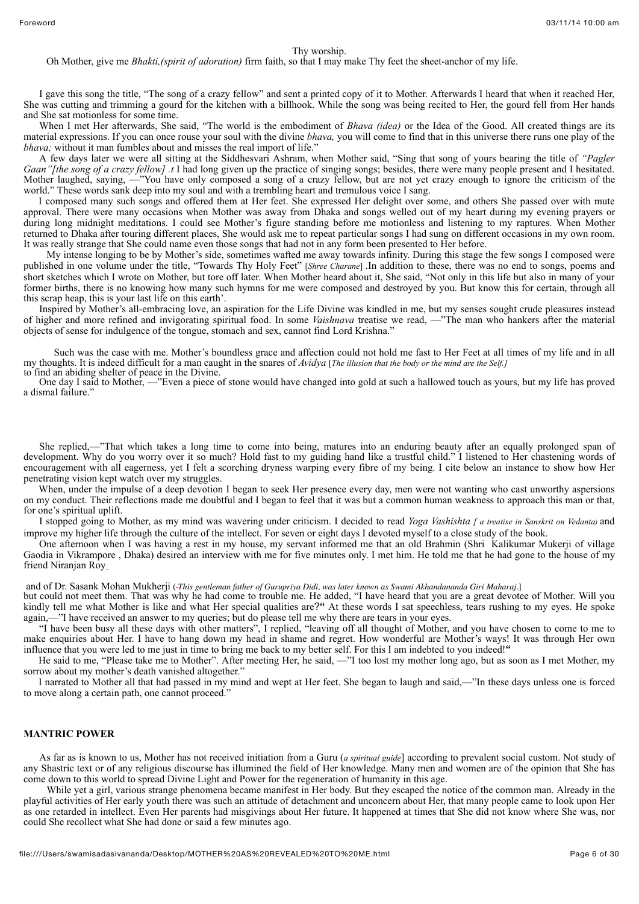Thy worship.

Oh Mother, give me *Bhakti,(spirit of adoration)* firm faith, so that I may make Thy feet the sheet-anchor of my life.

I gave this song the title, "The song of a crazy fellow" and sent a printed copy of it to Mother. Afterwards I heard that when it reached Her, She was cutting and trimming a gourd for the kitchen with a billhook. While the song was being recited to Her, the gourd fell from Her hands and She sat motionless for some time.

When I met Her afterwards, She said, "The world is the embodiment of *Bhava (idea)* or the Idea of the Good. All created things are its material expressions. If you can once rouse your soul with the divine *bhava,* you will come to find that in this universe there runs one play of the *bhava;* without it man fumbles about and misses the real import of life."

A few days later we were all sitting at the Siddhesvari Ashram, when Mother said, "Sing that song of yours bearing the title of *"Pagler Gaan"[the song of a crazy fellow] .t* I had long given up the practice of singing songs; besides, there were many people present and I hesitated. Mother laughed, saying, —"You have only composed a song of a crazy fellow, but are not yet crazy enough to ignore the criticism of the world." These words sank deep into my soul and with a trembling heart and tremulous voice I sang.

I composed many such songs and offered them at Her feet. She expressed Her delight over some, and others She passed over with mute approval. There were many occasions when Mother was away from Dhaka and songs welled out of my heart during my evening prayers or during long midnight meditations. I could see Mother's figure standing before me motionless and listening to my raptures. When Mother returned to Dhaka after touring different places, She would ask me to repeat particular songs I had sung on different occasions in my own room. It was really strange that She could name even those songs that had not in any form been presented to Her before.

My intense longing to be by Mother's side, sometimes wafted me away towards infinity. During this stage the few songs I composed were published in one volume under the title, "Towards Thy Holy Feet" [*Shree Charane*] .In addition to these, there was no end to songs, poems and short sketches which I wrote on Mother, but tore off later. When Mother heard about it, She said, "Not only in this life but also in many of your former births, there is no knowing how many such hymns for me were composed and destroyed by you. But know this for certain, through all this scrap heap, this is your last life on this earth'.

Inspired by Mother's all-embracing love, an aspiration for the Life Divine was kindled in me, but my senses sought crude pleasures instead of higher and more refined and invigorating spiritual food. In some *Vaishnava* treatise we read, —"The man who hankers after the material objects of sense for indulgence of the tongue, stomach and sex, cannot find Lord Krishna."

Such was the case with me. Mother's boundless grace and affection could not hold me fast to Her Feet at all times of my life and in all my thoughts. It is indeed difficult for a man caught in the snares of *Avidya* [*The illusion that the body or the mind are the Self.]* to find an abiding shelter of peace in the Divine.

One day I said to Mother, —"Even a piece of stone would have changed into gold at such a hallowed touch as yours, but my life has proved a dismal failure."

She replied,—"That which takes a long time to come into being, matures into an enduring beauty after an equally prolonged span of development. Why do you worry over it so much? Hold fast to my guiding hand like a trustful child." I listened to Her chastening words of encouragement with all eagerness, yet I felt a scorching dryness warping every fibre of my being. I cite below an instance to show how Her penetrating vision kept watch over my struggles.

When, under the impulse of a deep devotion I began to seek Her presence every day, men were not wanting who cast unworthy aspersions on my conduct. Their reflections made me doubtful and I began to feel that it was but a common human weakness to approach this man or that, for one's spiritual uplift.

I stopped going to Mother, as my mind was wavering under criticism. I decided to read *Yoga Vashishta [ a treatise in Sanskrit on Vedanta)* and improve my higher life through the culture of the intellect. For seven or eight days I devoted myself to a close study of the book.

One afternoon when I was having a rest in my house, my servant informed me that an old Brahmin (Shri Kalikumar Mukerji of village Gaodia in Vikrampore , Dhaka) desired an interview with me for five minutes only. I met him. He told me that he had gone to the house of my friend Niranjan Roy

and of Dr. Sasank Mohan Mukherji (*This gentleman father of Gurupriya Didi, was later known as Swami Akhandananda Giri Maharaj*.] but could not meet them. That was why he had come to trouble me. He added, "I have heard that you are a great devotee of Mother. Will you kindly tell me what Mother is like and what Her special qualities are?**"** At these words I sat speechless, tears rushing to my eyes. He spoke again,—"I have received an answer to my queries; but do please tell me why there are tears in your eyes.

"I have been busy all these days with other matters", I replied, "leaving off all thought of Mother, and you have chosen to come to me to make enquiries about Her. I have to hang down my head in shame and regret. How wonderful are Mother's ways! It was through Her own influence that you were led to me just in time to bring me back to my better self. For this I am indebted to you indeed!**"**

He said to me, "Please take me to Mother". After meeting Her, he said, —"I too lost my mother long ago, but as soon as I met Mother, my sorrow about my mother's death vanished altogether."

I narrated to Mother all that had passed in my mind and wept at Her feet. She began to laugh and said,—"In these days unless one is forced to move along a certain path, one cannot proceed."

**MANTRIC POWER**

As far as is known to us, Mother has not received initiation from a Guru (*a spiritual guide*] according to prevalent social custom. Not study of any Shastric text or of any religious discourse has illumined the field of Her knowledge. Many men and women are of the opinion that She has come down to this world to spread Divine Light and Power for the regeneration of humanity in this age.

While yet a girl, various strange phenomena became manifest in Her body. But they escaped the notice of the common man. Already in the playful activities of Her early youth there was such an attitude of detachment and unconcern about Her, that many people came to look upon Her as one retarded in intellect. Even Her parents had misgivings about Her future. It happened at times that She did not know where She was, nor could She recollect what She had done or said a few minutes ago.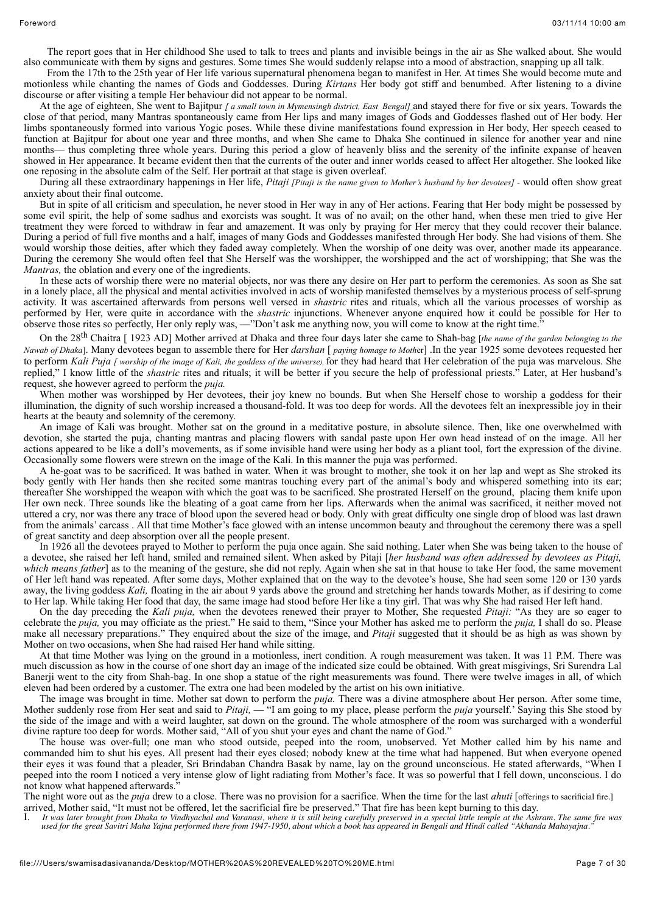The report goes that in Her childhood She used to talk to trees and plants and invisible beings in the air as She walked about. She would also communicate with them by signs and gestures. Some times She would suddenly relapse into a mood of abstraction, snapping up all talk.

From the 17th to the 25th year of Her life various supernatural phenomena began to manifest in Her. At times She would become mute and motionless while chanting the names of Gods and Goddesses. During *Kirtans* Her body got stiff and benumbed. After listening to a divine discourse or after visiting a temple Her behaviour did not appear to be normal.

At the age of eighteen, She went to Bajitpur *[ a small town in Mymensingh district, East Bengal]* and stayed there for five or six years. Towards the close of that period, many Mantras spontaneously came from Her lips and many images of Gods and Goddesses flashed out of Her body. Her limbs spontaneously formed into various Yogic poses. While these divine manifestations found expression in Her body, Her speech ceased to function at Bajitpur for about one year and three months, and when She came to Dhaka She continued in silence for another year and nine months— thus completing three whole years. During this period a glow of heavenly bliss and the serenity of the infinite expanse of heaven showed in Her appearance. It became evident then that the currents of the outer and inner worlds ceased to affect Her altogether. She looked like one reposing in the absolute calm of the Self. Her portrait at that stage is given overleaf.

During all these extraordinary happenings in Her life, *Pitaji [Pitaji is the name given to Mother's husband by her devotees] -* would often show great anxiety about their final outcome.

But in spite of all criticism and speculation, he never stood in Her way in any of Her actions. Fearing that Her body might be possessed by some evil spirit, the help of some sadhus and exorcists was sought. It was of no avail; on the other hand, when these men tried to give Her treatment they were forced to withdraw in fear and amazement. It was only by praying for Her mercy that they could recover their balance. During a period of full five months and a half, images of many Gods and Goddesses manifested through Her body. She had visions of them. She would worship those deities, after which they faded away completely. When the worship of one deity was over, another made its appearance. During the ceremony She would often feel that She Herself was the worshipper, the worshipped and the act of worshipping; that She was the *Mantras,* the oblation and every one of the ingredients.

In these acts of worship there were no material objects, nor was there any desire on Her part to perform the ceremonies. As soon as She sat in a lonely place, all the physical and mental activities involved in acts of worship manifested themselves by a mysterious process of self-sprung activity. It was ascertained afterwards from persons well versed in *shastric* rites and rituals, which all the various processes of worship as performed by Her, were quite in accordance with the *shastric* injunctions. Whenever anyone enquired how it could be possible for Her to observe those rites so perfectly, Her only reply was, —"Don't ask me anything now, you will come to know at the right time."

On the 28th Chaitra [ 1923 AD] Mother arrived at Dhaka and three four days later she came to Shah-bag [*the name of the garden belonging to the Nawab of Dhaka*]. Many devotees began to assemble there for Her *darshan* [ *paying homage to Mother*] .In the year 1925 some devotees requested her to perform *Kali Puja [ worship of the image of Kali, the goddess of the universe),* for they had heard that Her celebration of the puja was marvelous. She replied," I know little of the *shastric* rites and rituals; it will be better if you secure the help of professional priests." Later, at Her husband's request, she however agreed to perform the *puja.*

When mother was worshipped by Her devotees, their joy knew no bounds. But when She Herself chose to worship a goddess for their illumination, the dignity of such worship increased a thousand-fold. It was too deep for words. All the devotees felt an inexpressible joy in their hearts at the beauty and solemnity of the ceremony.

An image of Kali was brought. Mother sat on the ground in a meditative posture, in absolute silence. Then, like one overwhelmed with devotion, she started the puja, chanting mantras and placing flowers with sandal paste upon Her own head instead of on the image. All her actions appeared to be like a doll's movements, as if some invisible hand were using her body as a pliant tool, fort the expression of the divine. Occasionally some flowers were strewn on the image of the Kali. In this manner the puja was performed.

A he-goat was to be sacrificed. It was bathed in water. When it was brought to mother, she took it on her lap and wept as She stroked its body gently with Her hands then she recited some mantras touching every part of the animal's body and whispered something into its ear; thereafter She worshipped the weapon with which the goat was to be sacrificed. She prostrated Herself on the ground, placing them knife upon Her own neck. Three sounds like the bleating of a goat came from her lips. Afterwards when the animal was sacrificed, it neither moved not uttered a cry, nor was there any trace of blood upon the severed head or body. Only with great difficulty one single drop of blood was last drawn from the animals' carcass . All that time Mother's face glowed with an intense uncommon beauty and throughout the ceremony there was a spell of great sanctity and deep absorption over all the people present.

In 1926 all the devotees prayed to Mother to perform the puja once again. She said nothing. Later when She was being taken to the house of a devotee, she raised her left hand, smiled and remained silent. When asked by Pitaji [*her husband was often addressed by devotees as Pitaji, which means father*] as to the meaning of the gesture, she did not reply. Again when she sat in that house to take Her food, the same movement of Her left hand was repeated. After some days, Mother explained that on the way to the devotee's house, She had seen some 120 or 130 yards away, the living goddess *Kali,* floating in the air about 9 yards above the ground and stretching her hands towards Mother, as if desiring to come to Her lap. While taking Her food that day, the same image had stood before Her like a tiny girl. That was why She had raised Her left hand.

On the day preceding the *Kali puja,* when the devotees renewed their prayer to Mother, She requested *Pitaji:* "As they are so eager to celebrate the *puja,* you may officiate as the priest." He said to them, "Since your Mother has asked me to perform the *puja,* I shall do so. Please make all necessary preparations." They enquired about the size of the image, and *Pitaji* suggested that it should be as high as was shown by Mother on two occasions, when She had raised Her hand while sitting.

At that time Mother was lying on the ground in a motionless, inert condition. A rough measurement was taken. It was 11 P.M. There was much discussion as how in the course of one short day an image of the indicated size could be obtained. With great misgivings, Sri Surendra Lal Banerji went to the city from Shah-bag. In one shop a statue of the right measurements was found. There were twelve images in all, of which eleven had been ordered by a customer. The extra one had been modeled by the artist on his own initiative.

The image was brought in time. Mother sat down to perform the *puja.* There was a divine atmosphere about Her person. After some time, Mother suddenly rose from Her seat and said to *Pitaji,* — "I am going to my place, please perform the *puja* yourself.' Saying this She stood by the side of the image and with a weird laughter, sat down on the ground. The whole atmosphere of the room was surcharged with a wonderful divine rapture too deep for words. Mother said, "All of you shut your eyes and chant the name of God."

The house was over-full; one man who stood outside, peeped into the room, unobserved. Yet Mother called him by his name and commanded him to shut his eyes. All present had their eyes closed; nobody knew at the time what had happened. But when everyone opened their eyes it was found that a pleader, Sri Brindaban Chandra Basak by name, lay on the ground unconscious. He stated afterwards, "When I peeped into the room I noticed a very intense glow of light radiating from Mother's face. It was so powerful that I fell down, unconscious. I do not know what happened afterwards."

The night wore out as the *puja* drew to a close. There was no provision for a sacrifice. When the time for the last *ahuti* [offerings to sacrificial fire.] arrived, Mother said, "It must not be offered, let the sacrificial fire be preserved." That fire has been kept burning to this day.

I. *It was later brought from Dhaka to Vindhyachal and Varanasi, where it is still being carefully preserved in a special little temple at the Ashram. The same fire was used for the great Savitri Maha Yajna performed there from 1947-1950, about which a book has appeared in Bengali and Hindi called "Akhanda Mahayajna."*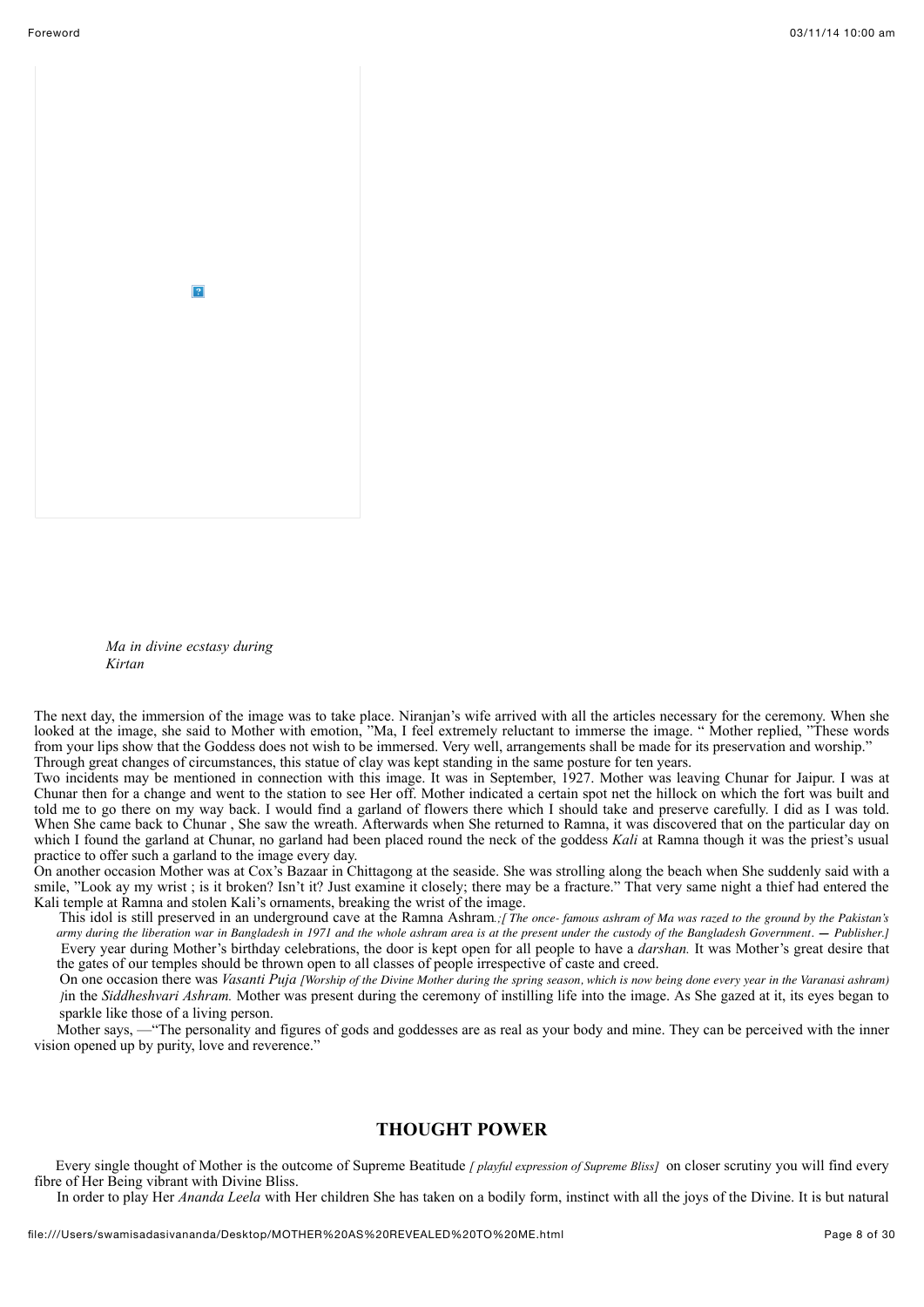*Ma in divine ecstasy during Kirtan*

The next day, the immersion of the image was to take place. Niranjan's wife arrived with all the articles necessary for the ceremony. When she looked at the image, she said to Mother with emotion, "Ma, I feel extremely reluctant to immerse the image. " Mother replied, "These words from your lips show that the Goddess does not wish to be immersed. Very well, arrangements shall be made for its preservation and worship." Through great changes of circumstances, this statue of clay was kept standing in the same posture for ten years.

Two incidents may be mentioned in connection with this image. It was in September, 1927. Mother was leaving Chunar for Jaipur. I was at Chunar then for a change and went to the station to see Her off. Mother indicated a certain spot net the hillock on which the fort was built and told me to go there on my way back. I would find a garland of flowers there which I should take and preserve carefully. I did as I was told. When She came back to Chunar , She saw the wreath. Afterwards when She returned to Ramna, it was discovered that on the particular day on which I found the garland at Chunar, no garland had been placed round the neck of the goddess *Kali* at Ramna though it was the priest's usual practice to offer such a garland to the image every day.

On another occasion Mother was at Cox's Bazaar in Chittagong at the seaside. She was strolling along the beach when She suddenly said with a smile, "Look ay my wrist ; is it broken? Isn't it? Just examine it closely; there may be a fracture." That very same night a thief had entered the Kali temple at Ramna and stolen Kali's ornaments, breaking the wrist of the image.

This idol is still preserved in an underground cave at the Ramna Ashram.*;[ The once- famous ashram of Ma was razed to the ground by the Pakistan's army during the liberation war in Bangladesh in 1971 and the whole ashram area is at the present under the custody of the Bangladesh Government. — Publisher.]* Every year during Mother's birthday celebrations, the door is kept open for all people to have a *darshan.* It was Mother's great desire that the gates of our temples should be thrown open to all classes of people irrespective of caste and creed.

On one occasion there was *Vasanti Puja [Worship of the Divine Mother during the spring season, which is now being done every year in the Varanasi ashram) ]*in the *Siddheshvari Ashram.* Mother was present during the ceremony of instilling life into the image. As She gazed at it, its eyes began to sparkle like those of a living person.

Mother says, —"The personality and figures of gods and goddesses are as real as your body and mine. They can be perceived with the inner vision opened up by purity, love and reverence."

## THOUGHT POWER

Every single thought of Mother is the outcome of Supreme Beatitude *[ playful expression of Supreme Bliss]* on closer scrutiny you will find every fibre of Her Being vibrant with Divine Bliss.

In order to play Her *Ananda Leela* with Her children She has taken on a bodily form, instinct with all the joys of the Divine. It is but natural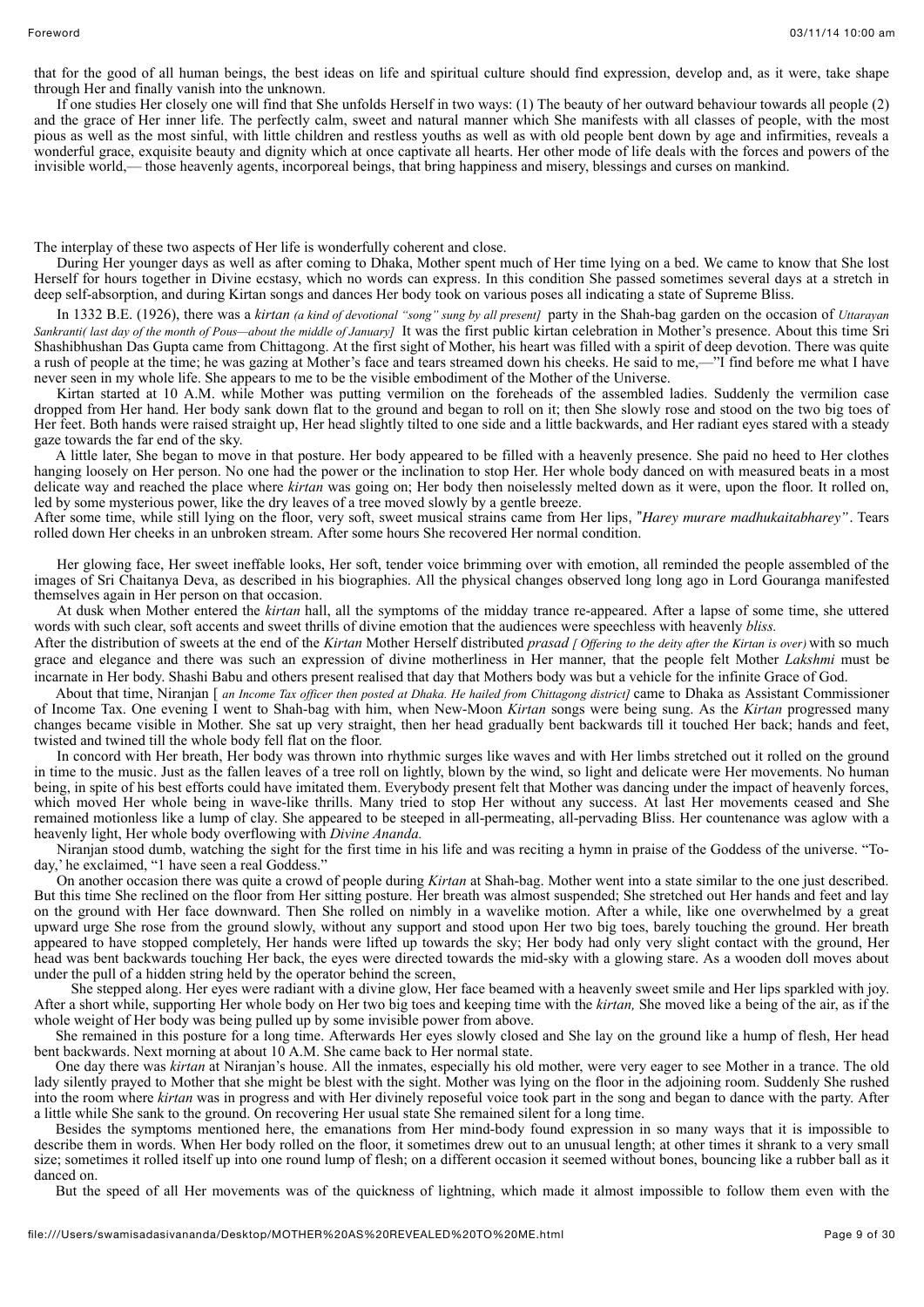that for the good of all human beings, the best ideas on life and spiritual culture should find expression, develop and, as it were, take shape through Her and finally vanish into the unknown.

If one studies Her closely one will find that She unfolds Herself in two ways: (1) The beauty of her outward behaviour towards all people (2) and the grace of Her inner life. The perfectly calm, sweet and natural manner which She manifests with all classes of people, with the most pious as well as the most sinful, with little children and restless youths as well as with old people bent down by age and infirmities, reveals a wonderful grace, exquisite beauty and dignity which at once captivate all hearts. Her other mode of life deals with the forces and powers of the invisible world,— those heavenly agents, incorporeal beings, that bring happiness and misery, blessings and curses on mankind.

The interplay of these two aspects of Her life is wonderfully coherent and close.

During Her younger days as well as after coming to Dhaka, Mother spent much of Her time lying on a bed. We came to know that She lost Herself for hours together in Divine ecstasy, which no words can express. In this condition She passed sometimes several days at a stretch in deep self-absorption, and during Kirtan songs and dances Her body took on various poses all indicating a state of Supreme Bliss.

In 1332 B.E. (1926), there was a *kirtan (a kind of devotional "song" sung by all present]* party in the Shah-bag garden on the occasion of *Uttarayan Sankranti( last day of the month of Pous—about the middle of January]* It was the first public kirtan celebration in Mother's presence. About this time Sri Shashibhushan Das Gupta came from Chittagong. At the first sight of Mother, his heart was filled with a spirit of deep devotion. There was quite a rush of people at the time; he was gazing at Mother's face and tears streamed down his cheeks. He said to me,—"I find before me what I have never seen in my whole life. She appears to me to be the visible embodiment of the Mother of the Universe.

Kirtan started at 10 A.M. while Mother was putting vermilion on the foreheads of the assembled ladies. Suddenly the vermilion case dropped from Her hand. Her body sank down flat to the ground and began to roll on it; then She slowly rose and stood on the two big toes of Her feet. Both hands were raised straight up, Her head slightly tilted to one side and a little backwards, and Her radiant eyes stared with a steady gaze towards the far end of the sky.

A little later, She began to move in that posture. Her body appeared to be filled with a heavenly presence. She paid no heed to Her clothes hanging loosely on Her person. No one had the power or the inclination to stop Her. Her whole body danced on with measured beats in a most delicate way and reached the place where *kirtan* was going on; Her body then noiselessly melted down as it were, upon the floor. It rolled on, led by some mysterious power, like the dry leaves of a tree moved slowly by a gentle breeze.

After some time, while still lying on the floor, very soft, sweet musical strains came from Her lips, "*Harey murare madhukaitabharey*". Tears rolled down Her cheeks in an unbroken stream. After some hours She recovered Her normal condition.

Her glowing face, Her sweet ineffable looks, Her soft, tender voice brimming over with emotion, all reminded the people assembled of the images of Sri Chaitanya Deva, as described in his biographies. All the physical changes observed long long ago in Lord Gouranga manifested themselves again in Her person on that occasion.

At dusk when Mother entered the *kirtan* hall, all the symptoms of the midday trance re-appeared. After a lapse of some time, she uttered words with such clear, soft accents and sweet thrills of divine emotion that the audiences were speechless with heavenly *bliss.*

After the distribution of sweets at the end of the *Kirtan* Mother Herself distributed *prasad [ Offering to the deity after the Kirtan is over)* with so much grace and elegance and there was such an expression of divine motherliness in Her manner, that the people felt Mother *Lakshmi* must be incarnate in Her body. Shashi Babu and others present realised that day that Mothers body was but a vehicle for the infinite Grace of God.

About that time, Niranjan [ *an Income Tax officer then posted at Dhaka. He hailed from Chittagong district]* came to Dhaka as Assistant Commissioner of Income Tax. One evening I went to Shah-bag with him, when New-Moon *Kirtan* songs were being sung. As the *Kirtan* progressed many changes became visible in Mother. She sat up very straight, then her head gradually bent backwards till it touched Her back; hands and feet, twisted and twined till the whole body fell flat on the floor.

In concord with Her breath, Her body was thrown into rhythmic surges like waves and with Her limbs stretched out it rolled on the ground in time to the music. Just as the fallen leaves of a tree roll on lightly, blown by the wind, so light and delicate were Her movements. No human being, in spite of his best efforts could have imitated them. Everybody present felt that Mother was dancing under the impact of heavenly forces, which moved Her whole being in wave-like thrills. Many tried to stop Her without any success. At last Her movements ceased and She remained motionless like a lump of clay. She appeared to be steeped in all-permeating, all-pervading Bliss. Her countenance was aglow with a heavenly light, Her whole body overflowing with *Divine Ananda.*

Niranjan stood dumb, watching the sight for the first time in his life and was reciting a hymn in praise of the Goddess of the universe. "To-day,' he exclaimed, "1 have seen a real Goddess."

On another occasion there was quite a crowd of people during *Kirtan* at Shah-bag. Mother went into a state similar to the one just described. But this time She reclined on the floor from Her sitting posture. Her breath was almost suspended; She stretched out Her hands and feet and lay on the ground with Her face downward. Then She rolled on nimbly in a wavelike motion. After a while, like one overwhelmed by a great upward urge She rose from the ground slowly, without any support and stood upon Her two big toes, barely touching the ground. Her breath appeared to have stopped completely, Her hands were lifted up towards the sky; Her body had only very slight contact with the ground, Her head was bent backwards touching Her back, the eyes were directed towards the mid-sky with a glowing stare. As a wooden doll moves about under the pull of a hidden string held by the operator behind the screen,

She stepped along. Her eyes were radiant with a divine glow, Her face beamed with a heavenly sweet smile and Her lips sparkled with joy. After a short while, supporting Her whole body on Her two big toes and keeping time with the *kirtan,* She moved like a being of the air, as if the whole weight of Her body was being pulled up by some invisible power from above.

She remained in this posture for a long time. Afterwards Her eyes slowly closed and She lay on the ground like a hump of flesh, Her head bent backwards. Next morning at about 10 A.M. She came back to Her normal state.

One day there was *kirtan* at Niranjan's house. All the inmates, especially his old mother, were very eager to see Mother in a trance. The old lady silently prayed to Mother that she might be blest with the sight. Mother was lying on the floor in the adjoining room. Suddenly She rushed into the room where *kirtan* was in progress and with Her divinely reposeful voice took part in the song and began to dance with the party. After a little while She sank to the ground. On recovering Her usual state She remained silent for a long time.

Besides the symptoms mentioned here, the emanations from Her mind-body found expression in so many ways that it is impossible to describe them in words. When Her body rolled on the floor, it sometimes drew out to an unusual length; at other times it shrank to a very small size; sometimes it rolled itself up into one round lump of flesh; on a different occasion it seemed without bones, bouncing like a rubber ball as it danced on.

But the speed of all Her movements was of the quickness of lightning, which made it almost impossible to follow them even with the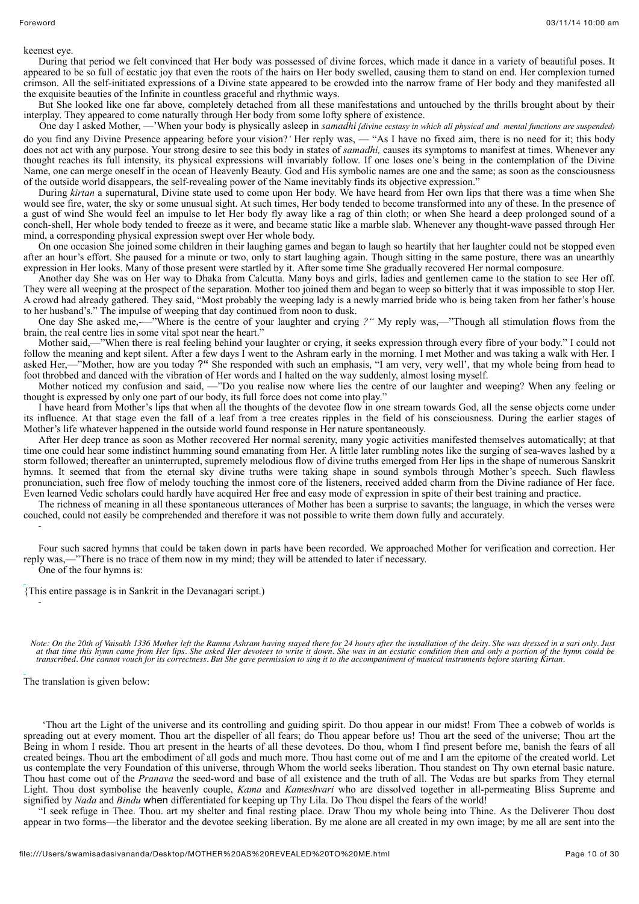keenest eye.

During that period we felt convinced that Her body was possessed of divine forces, which made it dance in a variety of beautiful poses. It appeared to be so full of ecstatic joy that even the roots of the hairs on Her body swelled, causing them to stand on end. Her complexion turned crimson. All the self-initiated expressions of a Divine state appeared to be crowded into the narrow frame of Her body and they manifested all the exquisite beauties of the Infinite in countless graceful and rhythmic ways.

But She looked like one far above, completely detached from all these manifestations and untouched by the thrills brought about by their interplay. They appeared to come naturally through Her body from some lofty sphere of existence.

One day I asked Mother, —'When your body is physically asleep in *samadhi [divine ecstasy in which all physical and mental functions are suspended)* do you find any Divine Presence appearing before your vision?' Her reply was, — "As I have no fixed aim, there is no need for it; this body does not act with any purpose. Your strong desire to see this body in states of *samadhi,* causes its symptoms to manifest at times. Whenever any thought reaches its full intensity, its physical expressions will invariably follow. If one loses one's being in the contemplation of the Divine Name, one can merge oneself in the ocean of Heavenly Beauty. God and His symbolic names are one and the same; as soon as the consciousness of the outside world disappears, the self-revealing power of the Name inevitably finds its objective expression."

During *kirtan* a supernatural, Divine state used to come upon Her body. We have heard from Her own lips that there was a time when She would see fire, water, the sky or some unusual sight. At such times, Her body tended to become transformed into any of these. In the presence of a gust of wind She would feel an impulse to let Her body fly away like a rag of thin cloth; or when She heard a deep prolonged sound of a conch-shell, Her whole body tended to freeze as it were, and became static like a marble slab. Whenever any thought-wave passed through Her mind, a corresponding physical expression swept over Her whole body.

On one occasion She joined some children in their laughing games and began to laugh so heartily that her laughter could not be stopped even after an hour's effort. She paused for a minute or two, only to start laughing again. Though sitting in the same posture, there was an unearthly expression in Her looks. Many of those present were startled by it. After some time She gradually recovered Her normal composure.

Another day She was on Her way to Dhaka from Calcutta. Many boys and girls, ladies and gentlemen came to the station to see Her off. They were all weeping at the prospect of the separation. Mother too joined them and began to weep so bitterly that it was impossible to stop Her. A crowd had already gathered. They said, "Most probably the weeping lady is a newly married bride who is being taken from her father's house to her husband's." The impulse of weeping that day continued from noon to dusk.

One day She asked me,-—"Where is the centre of your laughter and crying *?"* My reply was,—"Though all stimulation flows from the brain, the real centre lies in some vital spot near the heart."

Mother said,—"When there is real feeling behind your laughter or crying, it seeks expression through every fibre of your body." I could not follow the meaning and kept silent. After a few days I went to the Ashram early in the morning. I met Mother and was taking a walk with Her. I asked Her,—"Mother, how are you today ?" She responded with such an emphasis, "I am very, very well', that my whole being from head to foot throbbed and danced with the vibration of Her words and I halted on the way suddenly, almost losing myself.

Mother noticed my confusion and said, —"Do you realise now where lies the centre of our laughter and weeping? When any feeling or thought is expressed by only one part of our body, its full force does not come into play."

I have heard from Mother's lips that when all the thoughts of the devotee flow in one stream towards God, all the sense objects come under its influence. At that stage even the fall of a leaf from a tree creates ripples in the field of his consciousness. During the earlier stages of Mother's life whatever happened in the outside world found response in Her nature spontaneously.

After Her deep trance as soon as Mother recovered Her normal serenity, many yogic activities manifested themselves automatically; at that time one could hear some indistinct humming sound emanating from Her. A little later rumbling notes like the surging of sea-waves lashed by a storm followed; thereafter an uninterrupted, supremely melodious flow of divine truths emerged from Her lips in the shape of numerous Sanskrit hymns. It seemed that from the eternal sky divine truths were taking shape in sound symbols through Mother's speech. Such flawless pronunciation, such free flow of melody touching the inmost core of the listeners, received added charm from the Divine radiance of Her face. Even learned Vedic scholars could hardly have acquired Her free and easy mode of expression in spite of their best training and practice.

The richness of meaning in all these spontaneous utterances of Mother has been a surprise to savants; the language, in which the verses were couched, could not easily be comprehended and therefore it was not possible to write them down fully and accurately.

Four such sacred hymns that could be taken down in parts have been recorded. We approached Mother for verification and correction. Her reply was,—"There is no trace of them now in my mind; they will be attended to later if necessary.

One of the four hymns is:

{This entire passage is in Sankrit in the Devanagari script.)

*Note: On the 20th of Vaisakh 1336 Mother left the Ramna Ashram having stayed there for 24 hours after the installation of the deity. She was dressed in a sari only. Just at that time this hymn came from Her lips. She asked Her devotees to write it down. She was in an ecstatic condition then and only a portion of the hymn could be transcribed. One cannot vouch for its correctness. But She gave permission to sing it to the accompaniment of musical instruments before starting Kirtan.*

The translation is given below:

'Thou art the Light of the universe and its controlling and guiding spirit. Do thou appear in our midst! From Thee a cobweb of worlds is spreading out at every moment. Thou art the dispeller of all fears; do Thou appear before us! Thou art the seed of the universe; Thou art the Being in whom I reside. Thou art present in the hearts of all these devotees. Do thou, whom I find present before me, banish the fears of all created beings. Thou art the embodiment of all gods and much more. Thou hast come out of me and I am the epitome of the created world. Let us contemplate the very Foundation of this universe, through Whom the world seeks liberation. Thou standest on Thy own eternal basic nature. Thou hast come out of the *Pranava* the seed-word and base of all existence and the truth of all. The Vedas are but sparks from They eternal Light. Thou dost symbolise the heavenly couple, *Kama* and *Kameshvari* who are dissolved together in all-permeating Bliss Supreme and signified by *Nada* and *Bindu* when differentiated for keeping up Thy Lila. Do Thou dispel the fears of the world!

"I seek refuge in Thee. Thou. art my shelter and final resting place. Draw Thou my whole being into Thine. As the Deliverer Thou dost appear in two forms—the liberator and the devotee seeking liberation. By me alone are all created in my own image; by me all are sent into the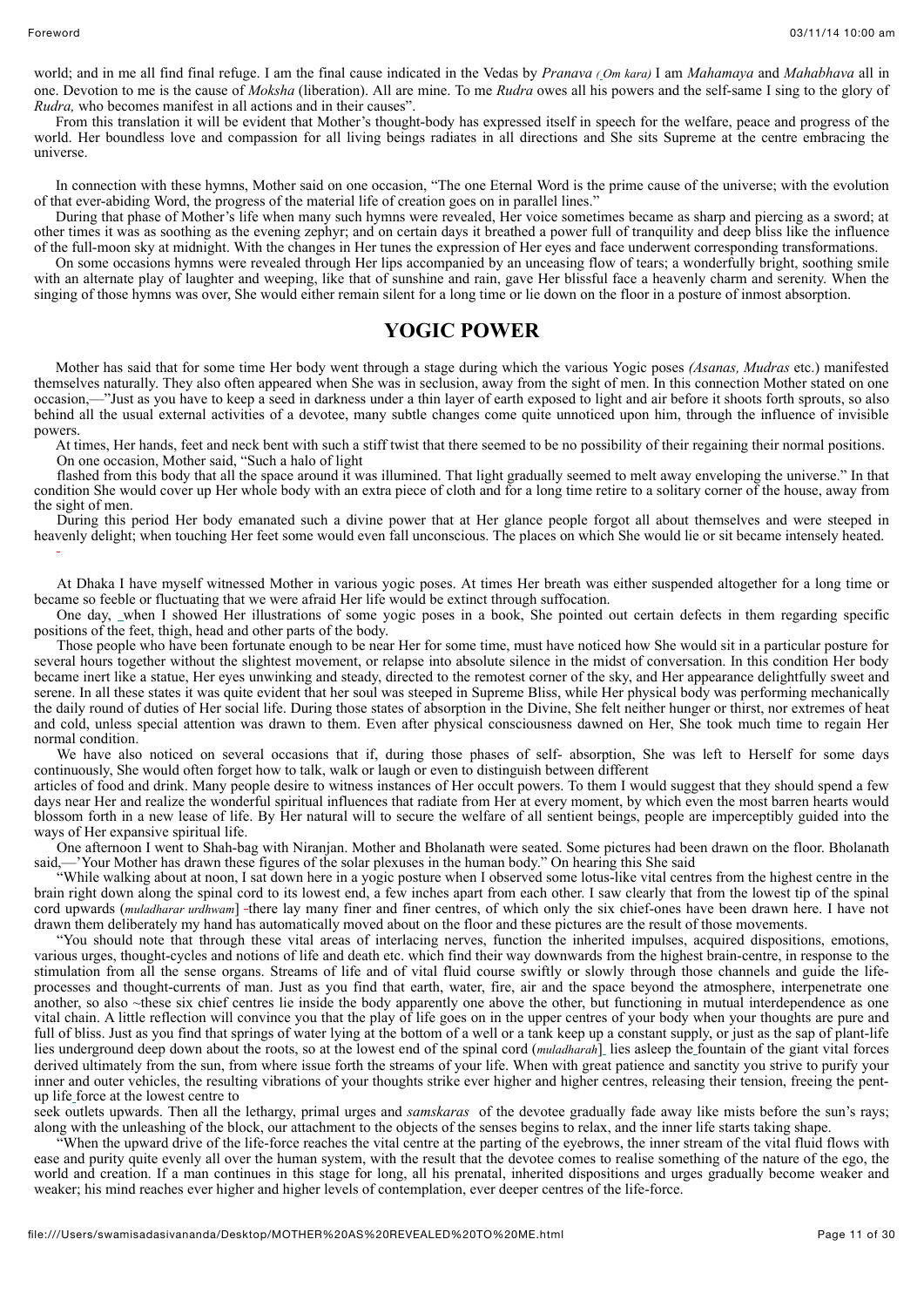world; and in me all find final refuge. I am the final cause indicated in the Vedas by *Pranava ( Om kara)* I am *Mahamaya* and *Mahabhava* all in one. Devotion to me is the cause of *Moksha* (liberation). All are mine. To me *Rudra* owes all his powers and the self-same I sing to the glory of *Rudra,* who becomes manifest in all actions and in their causes".

From this translation it will be evident that Mother's thought-body has expressed itself in speech for the welfare, peace and progress of the world. Her boundless love and compassion for all living beings radiates in all directions and She sits Supreme at the centre embracing the universe.

In connection with these hymns, Mother said on one occasion, "The one Eternal Word is the prime cause of the universe; with the evolution of that ever-abiding Word, the progress of the material life of creation goes on in parallel lines."

During that phase of Mother's life when many such hymns were revealed, Her voice sometimes became as sharp and piercing as a sword; at other times it was as soothing as the evening zephyr; and on certain days it breathed a power full of tranquility and deep bliss like the influence of the full-moon sky at midnight. With the changes in Her tunes the expression of Her eyes and face underwent corresponding transformations.

On some occasions hymns were revealed through Her lips accompanied by an unceasing flow of tears; a wonderfully bright, soothing smile with an alternate play of laughter and weeping, like that of sunshine and rain, gave Her blissful face a heavenly charm and serenity. When the singing of those hymns was over, She would either remain silent for a long time or lie down on the floor in a posture of inmost absorption.

## YOGIC POWER

Mother has said that for some time Her body went through a stage during which the various Yogic poses *(Asanas, Mudras* etc.) manifested themselves naturally. They also often appeared when She was in seclusion, away from the sight of men. In this connection Mother stated on one occasion,—"Just as you have to keep a seed in darkness under a thin layer of earth exposed to light and air before it shoots forth sprouts, so also behind all the usual external activities of a devotee, many subtle changes come quite unnoticed upon him, through the influence of invisible powers.

At times, Her hands, feet and neck bent with such a stiff twist that there seemed to be no possibility of their regaining their normal positions. On one occasion, Mother said, "Such a halo of light flashed from this body that all the space around it was illumined. That light gradually seemed to melt away enveloping the universe." In that condition She would cover up Her whole body with an extra piece of cloth and for a long time retire to a solitary corner of the house, away from the sight of men.

During this period Her body emanated such a divine power that at Her glance people forgot all about themselves and were steeped in heavenly delight; when touching Her feet some would even fall unconscious. The places on which She would lie or sit became intensely heated.

At Dhaka I have myself witnessed Mother in various yogic poses. At times Her breath was either suspended altogether for a long time or became so feeble or fluctuating that we were afraid Her life would be extinct through suffocation.

One day, when I showed Her illustrations of some yogic poses in a book, She pointed out certain defects in them regarding specific positions of the feet, thigh, head and other parts of the body.

Those people who have been fortunate enough to be near Her for some time, must have noticed how She would sit in a particular posture for several hours together without the slightest movement, or relapse into absolute silence in the midst of conversation. In this condition Her body became inert like a statue, Her eyes unwinking and steady, directed to the remotest corner of the sky, and Her appearance delightfully sweet and serene. In all these states it was quite evident that her soul was steeped in Supreme Bliss, while Her physical body was performing mechanically the daily round of duties of Her social life. During those states of absorption in the Divine, She felt neither hunger or thirst, nor extremes of heat and cold, unless special attention was drawn to them. Even after physical consciousness dawned on Her, She took much time to regain Her normal condition.

We have also noticed on several occasions that if, during those phases of self- absorption, She was left to Herself for some days continuously, She would often forget how to talk, walk or laugh or even to distinguish between different articles of food and drink. Many people desire to witness instances of Her occult powers. To them I would suggest that they should spend a few days near Her and realize the wonderful spiritual influences that radiate from Her at every moment, by which even the most barren hearts would blossom forth in a new lease of life. By Her natural will to secure the welfare of all sentient beings, people are imperceptibly guided into the ways of Her expansive spiritual life.

One afternoon I went to Shah-bag with Niranjan. Mother and Bholanath were seated. Some pictures had been drawn on the floor. Bholanath said,—'Your Mother has drawn these figures of the solar plexuses in the human body." On hearing this She said

"While walking about at noon, I sat down here in a yogic posture when I observed some lotus-like vital centres from the highest centre in the brain right down along the spinal cord to its lowest end, a few inches apart from each other. I saw clearly that from the lowest tip of the spinal cord upwards (*muladharar urdhwam*] -there lay many finer and finer centres, of which only the six chief-ones have been drawn here. I have not drawn them deliberately my hand has automatically moved about on the floor and these pictures are the result of those movements.

"You should note that through these vital areas of interlacing nerves, function the inherited impulses, acquired dispositions, emotions, various urges, thought-cycles and notions of life and death etc. which find their way downwards from the highest brain-centre, in response to the stimulation from all the sense organs. Streams of life and of vital fluid course swiftly or slowly through those channels and guide the life-processes and thought-currents of man. Just as you find that earth, water, fire, air and the space beyond the atmosphere, interpenetrate one another, so also ~these six chief centres lie inside the body apparently one above the other, but functioning in mutual interdependence as one vital chain. A little reflection will convince you that the play of life goes on in the upper centres of your body when your thoughts are pure and full of bliss. Just as you find that springs of water lying at the bottom of a well or a tank keep up a constant supply, or just as the sap of plant-life lies underground deep down about the roots, so at the lowest end of the spinal cord (*muladharah*] lies asleep the fountain of the giant vital forces derived ultimately from the sun, from where issue forth the streams of your life. When with great patience and sanctity you strive to purify your inner and outer vehicles, the resulting vibrations of your thoughts strike ever higher and higher centres, releasing their tension, freeing the pent-up life force at the lowest centre to seek outlets upwards. Then all the lethargy, primal urges and *samskaras* of the devotee gradually fade away like mists before the sun's rays; along with the unleashing of the block, our attachment to the objects of the senses begins to relax, and the inner life starts taking shape.

"When the upward drive of the life-force reaches the vital centre at the parting of the eyebrows, the inner stream of the vital fluid flows with ease and purity quite evenly all over the human system, with the result that the devotee comes to realise something of the nature of the ego, the world and creation. If a man continues in this stage for long, all his prenatal, inherited dispositions and urges gradually become weaker and weaker; his mind reaches ever higher and higher levels of contemplation, ever deeper centres of the life-force.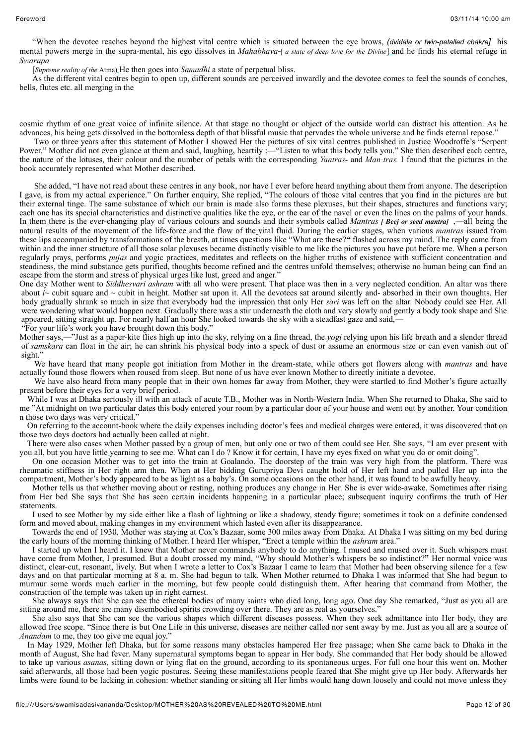"When the devotee reaches beyond the highest vital centre which is situated between the eye brows, *(dvidala or twin-petalled chakra]* his mental powers merge in the supra-mental, his ego dissolves in *Mahabhava*-[ *a state of deep love for the Divine*] and he finds his eternal refuge in *Swarupa*

[*Supreme reality of the* Atma) He then goes into *Samadhi* a state of perpetual bliss.

As the different vital centres begin to open up, different sounds are perceived inwardly and the devotee comes to feel the sounds of conches, bells, flutes etc. all merging in the

cosmic rhythm of one great voice of infinite silence. At that stage no thought or object of the outside world can distract his attention. As he advances, his being gets dissolved in the bottomless depth of that blissful music that pervades the whole universe and he finds eternal repose."

Two or three years after this statement of Mother I showed Her the pictures of six vital centres published in Justice Woodroffe's "Serpent Power." Mother did not even glance at them and said, laughing, heartily :—"Listen to what this body tells you." She then described each centre, the nature of the lotuses, their colour and the number of petals with the corresponding *Yantras*- and *Man-tras.* I found that the pictures in the book accurately represented what Mother described.

She added, "I have not read about these centres in any book, nor have I ever before heard anything about them from anyone. The description I gave, is from my actual experience." On further enquiry, She replied, "The colours of those vital centres that you find in the pictures are but their external tinge. The same substance of which our brain is made also forms these plexuses, but their shapes, structures and functions vary; each one has its special characteristics and distinctive qualities like the eye, or the ear of the navel or even the lines on the palms of your hands. In them there is the ever-changing play of various colours and sounds and their symbols called *Mantras [ Beej or seed mantra]* ,—all being the natural results of the movement of the life-force and the flow of the vital fluid. During the earlier stages, when various *mantras* issued from these lips accompanied by transformations of the breath, at times questions like "What are these?" flashed across my mind. The reply came from within and the inner structure of all those solar plexuses became distinctly visible to me like the pictures you have put before me. When a person regularly prays, performs *pujas* and yogic practices, meditates and reflects on the higher truths of existence with sufficient concentration and steadiness, the mind substance gets purified, thoughts become refined and the centres unfold themselves; otherwise no human being can find an escape from the storm and stress of physical urges like lust, greed and anger."

One day Mother went to *Siddhesvari ashram* with all who were present. That place was then in a very neglected condition. An altar was there about *i*~ cubit square and ~ cubit in height. Mother sat upon it. All the devotees sat around silently and- absorbed in their own thoughts. Her body gradually shrank so much in size that everybody had the impression that only Her *sari* was left on the altar. Nobody could see Her. All were wondering what would happen next. Gradually there was a stir underneath the cloth and very slowly and gently a body took shape and She appeared, sitting straight up. For nearly half an hour She looked towards the sky with a steadfast gaze and said,—

"For your life's work you have brought down this body."

Mother says,—"Just as a paper-kite flies high up into the sky, relying on a fine thread, the *yogi* relying upon his life breath and a slender thread of *samskara* can float in the air; he can shrink his physical body into a speck of dust or assume an enormous size or can even vanish out of sight."

We have heard that many people got initiation from Mother in the dream-state, while others got flowers along with *mantras* and have actually found those flowers when roused from sleep. But none of us have ever known Mother to directly initiate a devotee.

We have also heard from many people that in their own homes far away from Mother, they were startled to find Mother's figure actually present before their eyes for a very brief period.

While I was at Dhaka seriously ill with an attack of acute T.B., Mother was in North-Western India. When She returned to Dhaka, She said to me "At midnight on two particular dates this body entered your room by a particular door of your house and went out by another. Your condition n those two days was very critical."

On referring to the account-book where the daily expenses including doctor's fees and medical charges were entered, it was discovered that on those two days doctors had actually been called at night.

There were also cases when Mother passed by a group of men, but only one or two of them could see Her. She says, "I am ever present with you all, but you have little yearning to see me. What can I do ? Know it for certain, I have my eyes fixed on what you do or omit doing".

On one occasion Mother was to get into the train at Goalando. The doorstep of the train was very high from the platform. There was rheumatic stiffness in Her right arm then. When at Her bidding Gurupriya Devi caught hold of Her left hand and pulled Her up into the compartment, Mother's body appeared to be as light as a baby's. On some occasions on the other hand, it was found to be awfully heavy.

Mother tells us that whether moving about or resting, nothing produces any change in Her. She is ever wide-awake. Sometimes after rising from Her bed She says that She has seen certain incidents happening in a particular place; subsequent inquiry confirms the truth of Her statements.

I used to see Mother by my side either like a flash of lightning or like a shadowy, steady figure; sometimes it took on a definite condensed form and moved about, making changes in my environment which lasted even after its disappearance.

Towards the end of 1930, Mother was staying at Cox's Bazaar, some 300 miles away from Dhaka. At Dhaka I was sitting on my bed during the early hours of the morning thinking of Mother. I heard Her whisper, "Erect a temple within the *ashram* area."

I started up when I heard it. I knew that Mother never commands anybody to do anything. I mused and mused over it. Such whispers must have come from Mother, I presumed. But a doubt crossed my mind, "Why should Mother's whispers be so indistinct?" Her normal voice was distinct, clear-cut, resonant, lively. But when I wrote a letter to Cox's Bazaar I came to learn that Mother had been observing silence for a few days and on that particular morning at 8 a. m. She had begun to talk. When Mother returned to Dhaka I was informed that She had begun to murmur some words much earlier in the morning, but few people could distinguish them. After hearing that command from Mother, the construction of the temple was taken up in right earnest.

She always says that She can see the ethereal bodies of many saints who died long, long ago. One day She remarked, "Just as you all are sitting around me, there are many disembodied spirits crowding over there. They are as real as yourselves."

She also says that She can see the various shapes which different diseases possess. When they seek admittance into Her body, they are allowed free scope. "Since there is but One Life in this universe, diseases are neither called nor sent away by me. Just as you all are a source of *Anandam* to me, they too give me equal joy."

In May 1929, Mother left Dhaka, but for some reasons many obstacles hampered Her free passage; when She came back to Dhaka in the month of August, She had fever. Many supernatural symptoms began to appear in Her body. She commanded that Her body should be allowed to take up various *asanas,* sitting down or lying flat on the ground, according to its spontaneous urges. For full one hour this went on. Mother said afterwards, all those had been yogic postures. Seeing these manifestations people feared that She might give up Her body. Afterwards her limbs were found to be lacking in cohesion: whether standing or sitting all Her limbs would hang down loosely and could not move unless they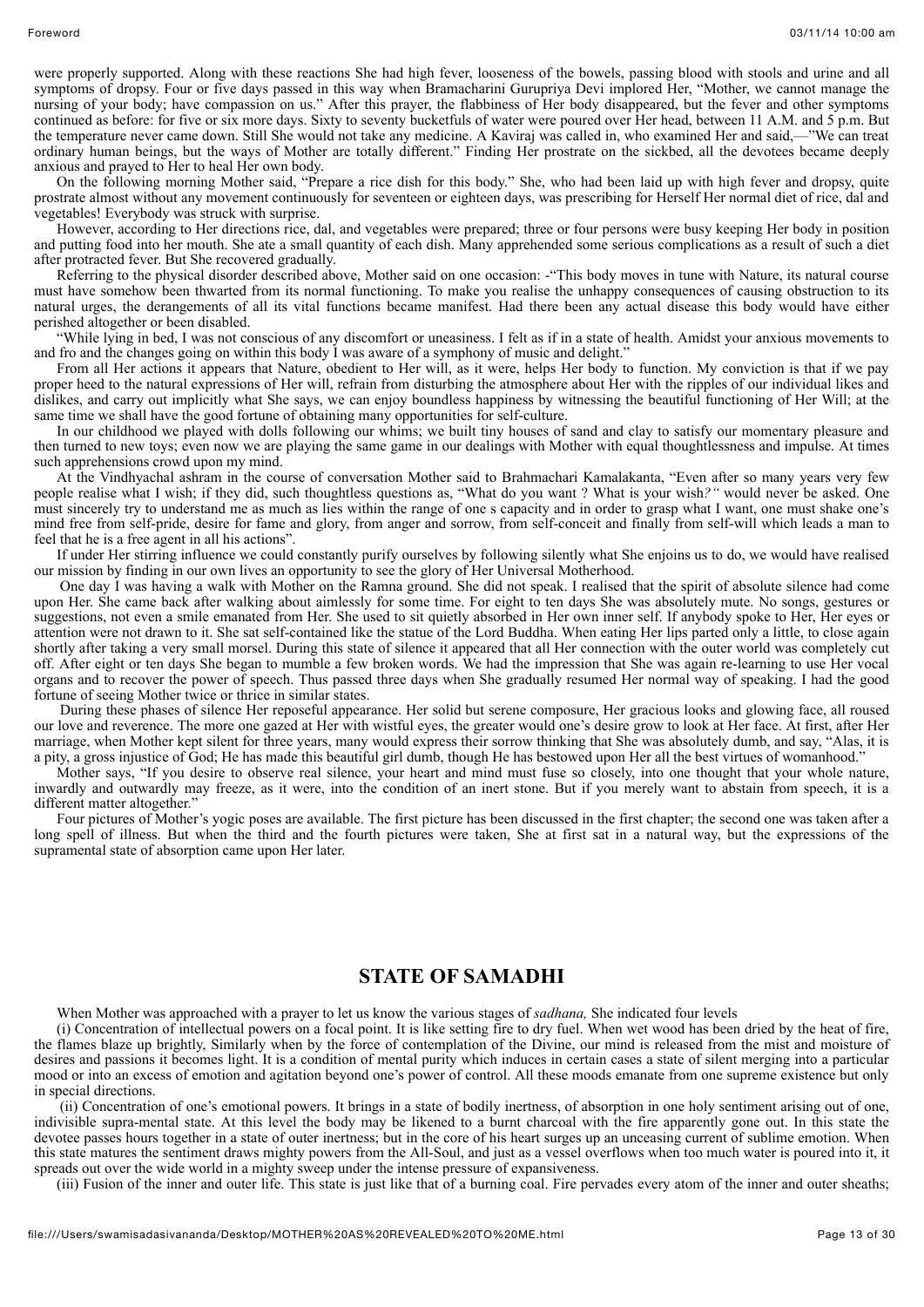were properly supported. Along with these reactions She had high fever, looseness of the bowels, passing blood with stools and urine and all symptoms of dropsy. Four or five days passed in this way when Bramacharini Gurupriya Devi implored Her, "Mother, we cannot manage the nursing of your body; have compassion on us." After this prayer, the flabbiness of Her body disappeared, but the fever and other symptoms continued as before: for five or six more days. Sixty to seventy bucketfuls of water were poured over Her head, between 11 A.M. and 5 p.m. But the temperature never came down. Still She would not take any medicine. A Kaviraj was called in, who examined Her and said,—"We can treat ordinary human beings, but the ways of Mother are totally different." Finding Her prostrate on the sickbed, all the devotees became deeply anxious and prayed to Her to heal Her own body.

On the following morning Mother said, "Prepare a rice dish for this body." She, who had been laid up with high fever and dropsy, quite prostrate almost without any movement continuously for seventeen or eighteen days, was prescribing for Herself Her normal diet of rice, dal and vegetables! Everybody was struck with surprise.

However, according to Her directions rice, dal, and vegetables were prepared; three or four persons were busy keeping Her body in position and putting food into her mouth. She ate a small quantity of each dish. Many apprehended some serious complications as a result of such a diet after protracted fever. But She recovered gradually.

Referring to the physical disorder described above, Mother said on one occasion: -"This body moves in tune with Nature, its natural course must have somehow been thwarted from its normal functioning. To make you realise the unhappy consequences of causing obstruction to its natural urges, the derangements of all its vital functions became manifest. Had there been any actual disease this body would have either perished altogether or been disabled.

"While lying in bed, I was not conscious of any discomfort or uneasiness. I felt as if in a state of health. Amidst your anxious movements to and fro and the changes going on within this body I was aware of a symphony of music and delight."

From all Her actions it appears that Nature, obedient to Her will, as it were, helps Her body to function. My conviction is that if we pay proper heed to the natural expressions of Her will, refrain from disturbing the atmosphere about Her with the ripples of our individual likes and dislikes, and carry out implicitly what She says, we can enjoy boundless happiness by witnessing the beautiful functioning of Her Will; at the same time we shall have the good fortune of obtaining many opportunities for self-culture.

In our childhood we played with dolls following our whims; we built tiny houses of sand and clay to satisfy our momentary pleasure and then turned to new toys; even now we are playing the same game in our dealings with Mother with equal thoughtlessness and impulse. At times such apprehensions crowd upon my mind.

At the Vindhyachal ashram in the course of conversation Mother said to Brahmachari Kamalakanta, "Even after so many years very few people realise what I wish; if they did, such thoughtless questions as, "What do you want ? What is your wish?" would never be asked. One must sincerely try to understand me as much as lies within the range of one s capacity and in order to grasp what I want, one must shake one's mind free from self-pride, desire for fame and glory, from anger and sorrow, from self-conceit and finally from self-will which leads a man to feel that he is a free agent in all his actions".

If under Her stirring influence we could constantly purify ourselves by following silently what She enjoins us to do, we would have realised our mission by finding in our own lives an opportunity to see the glory of Her Universal Motherhood.

One day I was having a walk with Mother on the Ramna ground. She did not speak. I realised that the spirit of absolute silence had come upon Her. She came back after walking about aimlessly for some time. For eight to ten days She was absolutely mute. No songs, gestures or suggestions, not even a smile emanated from Her. She used to sit quietly absorbed in Her own inner self. If anybody spoke to Her, Her eyes or attention were not drawn to it. She sat self-contained like the statue of the Lord Buddha. When eating Her lips parted only a little, to close again shortly after taking a very small morsel. During this state of silence it appeared that all Her connection with the outer world was completely cut off. After eight or ten days She began to mumble a few broken words. We had the impression that She was again re-learning to use Her vocal organs and to recover the power of speech. Thus passed three days when She gradually resumed Her normal way of speaking. I had the good fortune of seeing Mother twice or thrice in similar states.

During these phases of silence Her reposeful appearance. Her solid but serene composure, Her gracious looks and glowing face, all roused our love and reverence. The more one gazed at Her with wistful eyes, the greater would one's desire grow to look at Her face. At first, after Her marriage, when Mother kept silent for three years, many would express their sorrow thinking that She was absolutely dumb, and say, "Alas, it is a pity, a gross injustice of God; He has made this beautiful girl dumb, though He has bestowed upon Her all the best virtues of womanhood."

Mother says, "If you desire to observe real silence, your heart and mind must fuse so closely, into one thought that your whole nature, inwardly and outwardly may freeze, as it were, into the condition of an inert stone. But if you merely want to abstain from speech, it is a different matter altogether."

Four pictures of Mother's yogic poses are available. The first picture has been discussed in the first chapter; the second one was taken after a long spell of illness. But when the third and the fourth pictures were taken, She at first sat in a natural way, but the expressions of the supramental state of absorption came upon Her later.

## STATE OF SAMADHI

When Mother was approached with a prayer to let us know the various stages of *sadhana,* She indicated four levels

(i) Concentration of intellectual powers on a focal point. It is like setting fire to dry fuel. When wet wood has been dried by the heat of fire, the flames blaze up brightly, Similarly when by the force of contemplation of the Divine, our mind is released from the mist and moisture of desires and passions it becomes light. It is a condition of mental purity which induces in certain cases a state of silent merging into a particular mood or into an excess of emotion and agitation beyond one's power of control. All these moods emanate from one supreme existence but only in special directions.

(ii) Concentration of one's emotional powers. It brings in a state of bodily inertness, of absorption in one holy sentiment arising out of one, indivisible supra-mental state. At this level the body may be likened to a burnt charcoal with the fire apparently gone out. In this state the devotee passes hours together in a state of outer inertness; but in the core of his heart surges up an unceasing current of sublime emotion. When this state matures the sentiment draws mighty powers from the All-Soul, and just as a vessel overflows when too much water is poured into it, it spreads out over the wide world in a mighty sweep under the intense pressure of expansiveness.

(iii) Fusion of the inner and outer life. This state is just like that of a burning coal. Fire pervades every atom of the inner and outer sheaths;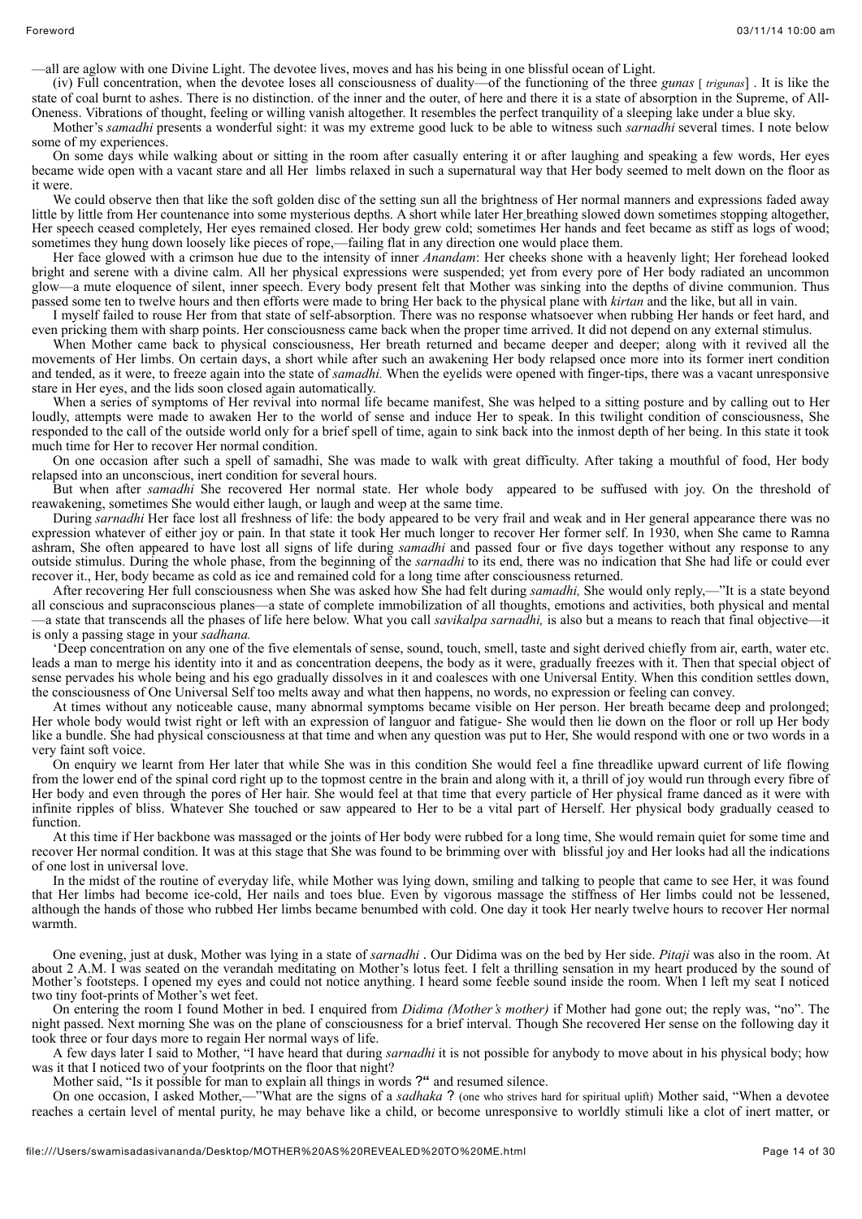—all are aglow with one Divine Light. The devotee lives, moves and has his being in one blissful ocean of Light.

(iv) Full concentration, when the devotee loses all consciousness of duality—of the functioning of the three *gunas* [ *trigunas*] . It is like the state of coal burnt to ashes. There is no distinction. of the inner and the outer, of here and there it is a state of absorption in the Supreme, of All-Oneness. Vibrations of thought, feeling or willing vanish altogether. It resembles the perfect tranquility of a sleeping lake under a blue sky.

Mother's *samadhi* presents a wonderful sight: it was my extreme good luck to be able to witness such *sarnadhi* several times. I note below some of my experiences.

On some days while walking about or sitting in the room after casually entering it or after laughing and speaking a few words, Her eyes became wide open with a vacant stare and all Her limbs relaxed in such a supernatural way that Her body seemed to melt down on the floor as it were.

We could observe then that like the soft golden disc of the setting sun all the brightness of Her normal manners and expressions faded away little by little from Her countenance into some mysterious depths. A short while later Her breathing slowed down sometimes stopping altogether, Her speech ceased completely, Her eyes remained closed. Her body grew cold; sometimes Her hands and feet became as stiff as logs of wood; sometimes they hung down loosely like pieces of rope,—failing flat in any direction one would place them.

Her face glowed with a crimson hue due to the intensity of inner *Anandam*: Her cheeks shone with a heavenly light; Her forehead looked bright and serene with a divine calm. All her physical expressions were suspended; yet from every pore of Her body radiated an uncommon glow—a mute eloquence of silent, inner speech. Every body present felt that Mother was sinking into the depths of divine communion. Thus passed some ten to twelve hours and then efforts were made to bring Her back to the physical plane with *kirtan* and the like, but all in vain.

I myself failed to rouse Her from that state of self-absorption. There was no response whatsoever when rubbing Her hands or feet hard, and even pricking them with sharp points. Her consciousness came back when the proper time arrived. It did not depend on any external stimulus.

When Mother came back to physical consciousness, Her breath returned and became deeper and deeper; along with it revived all the movements of Her limbs. On certain days, a short while after such an awakening Her body relapsed once more into its former inert condition and tended, as it were, to freeze again into the state of *samadhi.* When the eyelids were opened with finger-tips, there was a vacant unresponsive stare in Her eyes, and the lids soon closed again automatically.

When a series of symptoms of Her revival into normal life became manifest, She was helped to a sitting posture and by calling out to Her loudly, attempts were made to awaken Her to the world of sense and induce Her to speak. In this twilight condition of consciousness, She responded to the call of the outside world only for a brief spell of time, again to sink back into the inmost depth of her being. In this state it took much time for Her to recover Her normal condition.

On one occasion after such a spell of samadhi, She was made to walk with great difficulty. After taking a mouthful of food, Her body relapsed into an unconscious, inert condition for several hours.

But when after *samadhi* She recovered Her normal state. Her whole body appeared to be suffused with joy. On the threshold of reawakening, sometimes She would either laugh, or laugh and weep at the same time.

During *sarnadhi* Her face lost all freshness of life: the body appeared to be very frail and weak and in Her general appearance there was no expression whatever of either joy or pain. In that state it took Her much longer to recover Her former self. In 1930, when She came to Ramna ashram, She often appeared to have lost all signs of life during *samadhi* and passed four or five days together without any response to any outside stimulus. During the whole phase, from the beginning of the *sarnadhi* to its end, there was no indication that She had life or could ever recover it., Her, body became as cold as ice and remained cold for a long time after consciousness returned.

After recovering Her full consciousness when She was asked how She had felt during *samadhi,* She would only reply,—"It is a state beyond all conscious and supraconscious planes—a state of complete immobilization of all thoughts, emotions and activities, both physical and mental —a state that transcends all the phases of life here below. What you call *savikalpa sarnadhi,* is also but a means to reach that final objective—it is only a passing stage in your *sadhana.*

'Deep concentration on any one of the five elementals of sense, sound, touch, smell, taste and sight derived chiefly from air, earth, water etc. leads a man to merge his identity into it and as concentration deepens, the body as it were, gradually freezes with it. Then that special object of sense pervades his whole being and his ego gradually dissolves in it and coalesces with one Universal Entity. When this condition settles down, the consciousness of One Universal Self too melts away and what then happens, no words, no expression or feeling can convey.

At times without any noticeable cause, many abnormal symptoms became visible on Her person. Her breath became deep and prolonged; Her whole body would twist right or left with an expression of languor and fatigue- She would then lie down on the floor or roll up Her body like a bundle. She had physical consciousness at that time and when any question was put to Her, She would respond with one or two words in a very faint soft voice.

On enquiry we learnt from Her later that while She was in this condition She would feel a fine threadlike upward current of life flowing from the lower end of the spinal cord right up to the topmost centre in the brain and along with it, a thrill of joy would run through every fibre of Her body and even through the pores of Her hair. She would feel at that time that every particle of Her physical frame danced as it were with infinite ripples of bliss. Whatever She touched or saw appeared to Her to be a vital part of Herself. Her physical body gradually ceased to function.

At this time if Her backbone was massaged or the joints of Her body were rubbed for a long time, She would remain quiet for some time and recover Her normal condition. It was at this stage that She was found to be brimming over with blissful joy and Her looks had all the indications of one lost in universal love.

In the midst of the routine of everyday life, while Mother was lying down, smiling and talking to people that came to see Her, it was found that Her limbs had become ice-cold, Her nails and toes blue. Even by vigorous massage the stiffness of Her limbs could not be lessened, although the hands of those who rubbed Her limbs became benumbed with cold. One day it took Her nearly twelve hours to recover Her normal warmth.

One evening, just at dusk, Mother was lying in a state of *sarnadhi* . Our Didima was on the bed by Her side. *Pitaji* was also in the room. At about 2 A.M. I was seated on the verandah meditating on Mother's lotus feet. I felt a thrilling sensation in my heart produced by the sound of Mother's footsteps. I opened my eyes and could not notice anything. I heard some feeble sound inside the room. When I left my seat I noticed two tiny foot-prints of Mother's wet feet.

On entering the room I found Mother in bed. I enquired from *Didima (Mother's mother)* if Mother had gone out; the reply was, "no". The night passed. Next morning She was on the plane of consciousness for a brief interval. Though She recovered Her sense on the following day it took three or four days more to regain Her normal ways of life.

A few days later I said to Mother, "I have heard that during *sarnadhi* it is not possible for anybody to move about in his physical body; how was it that I noticed two of your footprints on the floor that night?

Mother said, "Is it possible for man to explain all things in words ?" and resumed silence.

On one occasion, I asked Mother,—"What are the signs of a *sadhaka* ? (one who strives hard for spiritual uplift) Mother said, "When a devotee reaches a certain level of mental purity, he may behave like a child, or become unresponsive to worldly stimuli like a clot of inert matter, or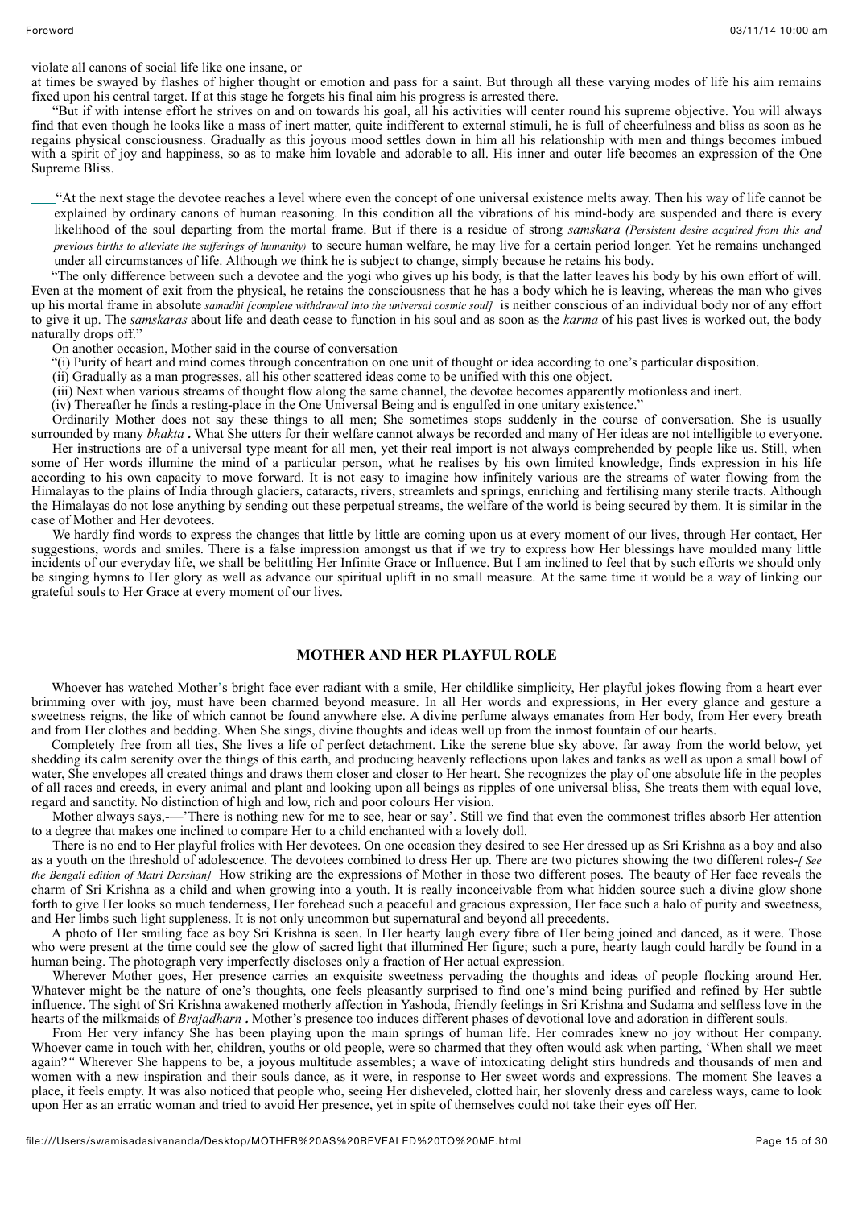violate all canons of social life like one insane, or

at times be swayed by flashes of higher thought or emotion and pass for a saint. But through all these varying modes of life his aim remains fixed upon his central target. If at this stage he forgets his final aim his progress is arrested there.

"But if with intense effort he strives on and on towards his goal, all his activities will center round his supreme objective. You will always find that even though he looks like a mass of inert matter, quite indifferent to external stimuli, he is full of cheerfulness and bliss as soon as he regains physical consciousness. Gradually as this joyous mood settles down in him all his relationship with men and things becomes imbued with a spirit of joy and happiness, so as to make him lovable and adorable to all. His inner and outer life becomes an expression of the One Supreme Bliss.

"At the next stage the devotee reaches a level where even the concept of one universal existence melts away. Then his way of life cannot be explained by ordinary canons of human reasoning. In this condition all the vibrations of his mind-body are suspended and there is every likelihood of the soul departing from the mortal frame. But if there is a residue of strong *samskara (Persistent desire acquired from this and previous births to alleviate the sufferings of humanity)* -to secure human welfare, he may live for a certain period longer. Yet he remains unchanged under all circumstances of life. Although we think he is subject to change, simply because he retains his body.

"The only difference between such a devotee and the yogi who gives up his body, is that the latter leaves his body by his own effort of will. Even at the moment of exit from the physical, he retains the consciousness that he has a body which he is leaving, whereas the man who gives up his mortal frame in absolute *samadhi [complete withdrawal into the universal cosmic soul]* is neither conscious of an individual body nor of any effort to give it up. The *samskaras* about life and death cease to function in his soul and as soon as the *karma* of his past lives is worked out, the body naturally drops off."

On another occasion, Mother said in the course of conversation

"(i) Purity of heart and mind comes through concentration on one unit of thought or idea according to one's particular disposition.

(ii) Gradually as a man progresses, all his other scattered ideas come to be unified with this one object.

(iii) Next when various streams of thought flow along the same channel, the devotee becomes apparently motionless and inert.

(iv) Thereafter he finds a resting-place in the One Universal Being and is engulfed in one unitary existence."

Ordinarily Mother does not say these things to all men; She sometimes stops suddenly in the course of conversation. She is usually surrounded by many *bhakta* . What She utters for their welfare cannot always be recorded and many of Her ideas are not intelligible to everyone.

Her instructions are of a universal type meant for all men, yet their real import is not always comprehended by people like us. Still, when some of Her words illumine the mind of a particular person, what he realises by his own limited knowledge, finds expression in his life according to his own capacity to move forward. It is not easy to imagine how infinitely various are the streams of water flowing from the Himalayas to the plains of India through glaciers, cataracts, rivers, streamlets and springs, enriching and fertilising many sterile tracts. Although the Himalayas do not lose anything by sending out these perpetual streams, the welfare of the world is being secured by them. It is similar in the case of Mother and Her devotees.

We hardly find words to express the changes that little by little are coming upon us at every moment of our lives, through Her contact, Her suggestions, words and smiles. There is a false impression amongst us that if we try to express how Her blessings have moulded many little incidents of our everyday life, we shall be belittling Her Infinite Grace or Influence. But I am inclined to feel that by such efforts we should only be singing hymns to Her glory as well as advance our spiritual uplift in no small measure. At the same time it would be a way of linking our grateful souls to Her Grace at every moment of our lives.

## MOTHER AND HER PLAYFUL ROLE

Whoever has watched Mother's bright face ever radiant with a smile, Her childlike simplicity, Her playful jokes flowing from a heart ever brimming over with joy, must have been charmed beyond measure. In all Her words and expressions, in Her every glance and gesture a sweetness reigns, the like of which cannot be found anywhere else. A divine perfume always emanates from Her body, from Her every breath and from Her clothes and bedding. When She sings, divine thoughts and ideas well up from the inmost fountain of our hearts.

Completely free from all ties, She lives a life of perfect detachment. Like the serene blue sky above, far away from the world below, yet shedding its calm serenity over the things of this earth, and producing heavenly reflections upon lakes and tanks as well as upon a small bowl of water, She envelopes all created things and draws them closer and closer to Her heart. She recognizes the play of one absolute life in the peoples of all races and creeds, in every animal and plant and looking upon all beings as ripples of one universal bliss, She treats them with equal love, regard and sanctity. No distinction of high and low, rich and poor colours Her vision.

Mother always says,-—'There is nothing new for me to see, hear or say'. Still we find that even the commonest trifles absorb Her attention to a degree that makes one inclined to compare Her to a child enchanted with a lovely doll.

There is no end to Her playful frolics with Her devotees. On one occasion they desired to see Her dressed up as Sri Krishna as a boy and also as a youth on the threshold of adolescence. The devotees combined to dress Her up. There are two pictures showing the two different roles-*[ See the Bengali edition of Matri Darshan]* How striking are the expressions of Mother in those two different poses. The beauty of Her face reveals the charm of Sri Krishna as a child and when growing into a youth. It is really inconceivable from what hidden source such a divine glow shone forth to give Her looks so much tenderness, Her forehead such a peaceful and gracious expression, Her face such a halo of purity and sweetness, and Her limbs such light suppleness. It is not only uncommon but supernatural and beyond all precedents.

A photo of Her smiling face as boy Sri Krishna is seen. In Her hearty laugh every fibre of Her being joined and danced, as it were. Those who were present at the time could see the glow of sacred light that illumined Her figure; such a pure, hearty laugh could hardly be found in a human being. The photograph very imperfectly discloses only a fraction of Her actual expression.

Wherever Mother goes, Her presence carries an exquisite sweetness pervading the thoughts and ideas of people flocking around Her. Whatever might be the nature of one's thoughts, one feels pleasantly surprised to find one's mind being purified and refined by Her subtle influence. The sight of Sri Krishna awakened motherly affection in Yashoda, friendly feelings in Sri Krishna and Sudama and selfless love in the hearts of the milkmaids of *Brajadharn* . Mother's presence too induces different phases of devotional love and adoration in different souls.

From Her very infancy She has been playing upon the main springs of human life. Her comrades knew no joy without Her company. Whoever came in touch with her, children, youths or old people, were so charmed that they often would ask when parting, 'When shall we meet again?" Wherever She happens to be, a joyous multitude assembles; a wave of intoxicating delight stirs hundreds and thousands of men and women with a new inspiration and their souls dance, as it were, in response to Her sweet words and expressions. The moment She leaves a place, it feels empty. It was also noticed that people who, seeing Her disheveled, clotted hair, her slovenly dress and careless ways, came to look upon Her as an erratic woman and tried to avoid Her presence, yet in spite of themselves could not take their eyes off Her.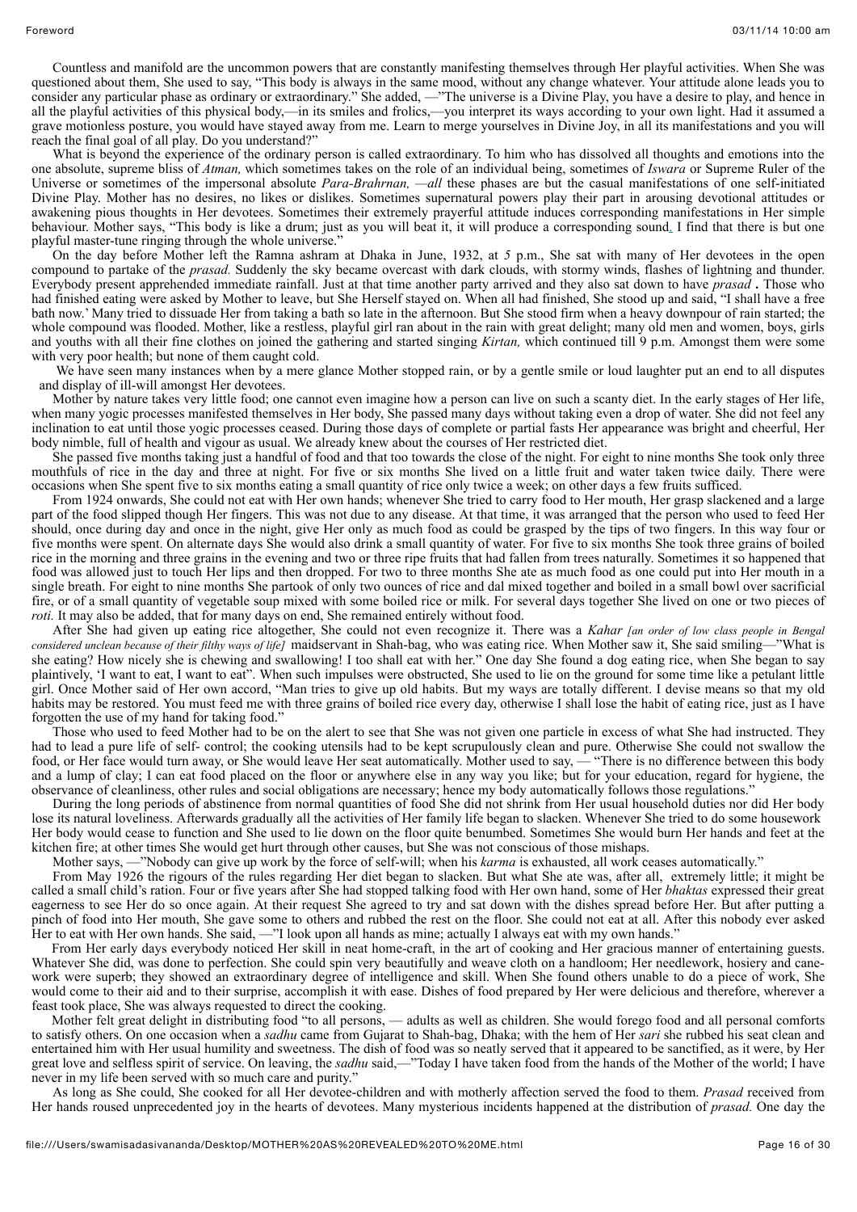Countless and manifold are the uncommon powers that are constantly manifesting themselves through Her playful activities. When She was questioned about them, She used to say, "This body is always in the same mood, without any change whatever. Your attitude alone leads you to consider any particular phase as ordinary or extraordinary." She added, —"The universe is a Divine Play, you have a desire to play, and hence in all the playful activities of this physical body,—in its smiles and frolics,—you interpret its ways according to your own light. Had it assumed a grave motionless posture, you would have stayed away from me. Learn to merge yourselves in Divine Joy, in all its manifestations and you will reach the final goal of all play. Do you understand?"

What is beyond the experience of the ordinary person is called extraordinary. To him who has dissolved all thoughts and emotions into the one absolute, supreme bliss of *Atman,* which sometimes takes on the role of an individual being, sometimes of *Iswara* or Supreme Ruler of the Universe or sometimes of the impersonal absolute *Para-Brahrnan, —all* these phases are but the casual manifestations of one self-initiated Divine Play. Mother has no desires, no likes or dislikes. Sometimes supernatural powers play their part in arousing devotional attitudes or awakening pious thoughts in Her devotees. Sometimes their extremely prayerful attitude induces corresponding manifestations in Her simple behaviour. Mother says, "This body is like a drum; just as you will beat it, it will produce a corresponding sound. I find that there is but one playful master-tune ringing through the whole universe."

On the day before Mother left the Ramna ashram at Dhaka in June, 1932, at 5 p.m., She sat with many of Her devotees in the open compound to partake of the *prasad.* Suddenly the sky became overcast with dark clouds, with stormy winds, flashes of lightning and thunder. Everybody present apprehended immediate rainfall. Just at that time another party arrived and they also sat down to have *prasad* **.** Those who had finished eating were asked by Mother to leave, but She Herself stayed on. When all had finished, She stood up and said, "I shall have a free bath now.' Many tried to dissuade Her from taking a bath so late in the afternoon. But She stood firm when a heavy downpour of rain started; the whole compound was flooded. Mother, like a restless, playful girl ran about in the rain with great delight; many old men and women, boys, girls and youths with all their fine clothes on joined the gathering and started singing *Kirtan,* which continued till 9 p.m. Amongst them were some with very poor health; but none of them caught cold.

We have seen many instances when by a mere glance Mother stopped rain, or by a gentle smile or loud laughter put an end to all disputes and display of ill-will amongst Her devotees.

Mother by nature takes very little food; one cannot even imagine how a person can live on such a scanty diet. In the early stages of Her life, when many yogic processes manifested themselves in Her body, She passed many days without taking even a drop of water. She did not feel any inclination to eat until those yogic processes ceased. During those days of complete or partial fasts Her appearance was bright and cheerful, Her body nimble, full of health and vigour as usual. We already knew about the courses of Her restricted diet.

She passed five months taking just a handful of food and that too towards the close of the night. For eight to nine months She took only three mouthfuls of rice in the day and three at night. For five or six months She lived on a little fruit and water taken twice daily. There were occasions when She spent five to six months eating a small quantity of rice only twice a week; on other days a few fruits sufficed.

From 1924 onwards, She could not eat with Her own hands; whenever She tried to carry food to Her mouth, Her grasp slackened and a large part of the food slipped though Her fingers. This was not due to any disease. At that time, it was arranged that the person who used to feed Her should, once during day and once in the night, give Her only as much food as could be grasped by the tips of two fingers. In this way four or five months were spent. On alternate days She would also drink a small quantity of water. For five to six months She took three grains of boiled rice in the morning and three grains in the evening and two or three ripe fruits that had fallen from trees naturally. Sometimes it so happened that food was allowed just to touch Her lips and then dropped. For two to three months She ate as much food as one could put into Her mouth in a single breath. For eight to nine months She partook of only two ounces of rice and dal mixed together and boiled in a small bowl over sacrificial fire, or of a small quantity of vegetable soup mixed with some boiled rice or milk. For several days together She lived on one or two pieces of *roti.* It may also be added, that for many days on end, She remained entirely without food.

After She had given up eating rice altogether, She could not even recognize it. There was a *Kahar [an order of low class people in Bengal considered unclean because of their filthy ways of life]* maidservant in Shah-bag, who was eating rice. When Mother saw it, She said smiling—"What is she eating? How nicely she is chewing and swallowing! I too shall eat with her." One day She found a dog eating rice, when She began to say plaintively, 'I want to eat, I want to eat". When such impulses were obstructed, She used to lie on the ground for some time like a petulant little girl. Once Mother said of Her own accord, "Man tries to give up old habits. But my ways are totally different. I devise means so that my old habits may be restored. You must feed me with three grains of boiled rice every day, otherwise I shall lose the habit of eating rice, just as I have forgotten the use of my hand for taking food."

Those who used to feed Mother had to be on the alert to see that She was not given one particle in excess of what She had instructed. They had to lead a pure life of self- control; the cooking utensils had to be kept scrupulously clean and pure. Otherwise She could not swallow the food, or Her face would turn away, or She would leave Her seat automatically. Mother used to say, — "There is no difference between this body and a lump of clay; I can eat food placed on the floor or anywhere else in any way you like; but for your education, regard for hygiene, the observance of cleanliness, other rules and social obligations are necessary; hence my body automatically follows those regulations."

During the long periods of abstinence from normal quantities of food She did not shrink from Her usual household duties nor did Her body lose its natural loveliness. Afterwards gradually all the activities of Her family life began to slacken. Whenever She tried to do some housework Her body would cease to function and She used to lie down on the floor quite benumbed. Sometimes She would burn Her hands and feet at the kitchen fire; at other times She would get hurt through other causes, but She was not conscious of those mishaps.

Mother says, —"Nobody can give up work by the force of self-will; when his *karma* is exhausted, all work ceases automatically."

From May 1926 the rigours of the rules regarding Her diet began to slacken. But what She ate was, after all, extremely little; it might be called a small child's ration. Four or five years after She had stopped talking food with Her own hand, some of Her *bhaktas* expressed their great eagerness to see Her do so once again. At their request She agreed to try and sat down with the dishes spread before Her. But after putting a pinch of food into Her mouth, She gave some to others and rubbed the rest on the floor. She could not eat at all. After this nobody ever asked Her to eat with Her own hands. She said, —"I look upon all hands as mine; actually I always eat with my own hands."

From Her early days everybody noticed Her skill in neat home-craft, in the art of cooking and Her gracious manner of entertaining guests. Whatever She did, was done to perfection. She could spin very beautifully and weave cloth on a handloom; Her needlework, hosiery and cane-work were superb; they showed an extraordinary degree of intelligence and skill. When She found others unable to do a piece of work, She would come to their aid and to their surprise, accomplish it with ease. Dishes of food prepared by Her were delicious and therefore, wherever a feast took place, She was always requested to direct the cooking.

Mother felt great delight in distributing food "to all persons, — adults as well as children. She would forego food and all personal comforts to satisfy others. On one occasion when a *sadhu* came from Gujarat to Shah-bag, Dhaka; with the hem of Her *sari* she rubbed his seat clean and entertained him with Her usual humility and sweetness. The dish of food was so neatly served that it appeared to be sanctified, as it were, by Her great love and selfless spirit of service. On leaving, the *sadhu* said,—"Today I have taken food from the hands of the Mother of the world; I have never in my life been served with so much care and purity."

As long as She could, She cooked for all Her devotee-children and with motherly affection served the food to them. *Prasad* received from Her hands roused unprecedented joy in the hearts of devotees. Many mysterious incidents happened at the distribution of *prasad.* One day the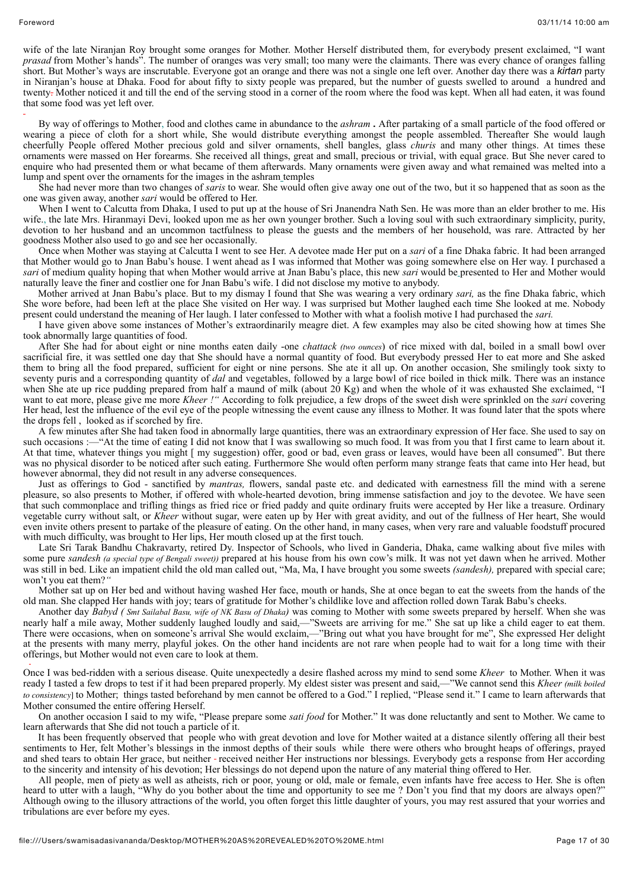wife of the late Niranjan Roy brought some oranges for Mother. Mother Herself distributed them, for everybody present exclaimed, "I want *prasad* from Mother's hands". The number of oranges was very small; too many were the claimants. There was every chance of oranges falling short. But Mother's ways are inscrutable. Everyone got an orange and there was not a single one left over. Another day there was a *kirtan* party in Niranjan's house at Dhaka. Food for about fifty to sixty people was prepared, but the number of guests swelled to around a hundred and twenty. Mother noticed it and till the end of the serving stood in a corner of the room where the food was kept. When all had eaten, it was found that some food was yet left over.

By way of offerings to Mother, food and clothes came in abundance to the *ashram* . After partaking of a small particle of the food offered or wearing a piece of cloth for a short while, She would distribute everything amongst the people assembled. Thereafter She would laugh cheerfully People offered Mother precious gold and silver ornaments, shell bangles, glass *churis* and many other things. At times these ornaments were massed on Her forearms. She received all things, great and small, precious or trivial, with equal grace. But She never cared to enquire who had presented them or what became of them afterwards. Many ornaments were given away and what remained was melted into a lump and spent over the ornaments for the images in the ashram temples

She had never more than two changes of *saris* to wear. She would often give away one out of the two, but it so happened that as soon as the one was given away, another *sari* would be offered to Her.

When I went to Calcutta from Dhaka, I used to put up at the house of Sri Jnanendra Nath Sen. He was more than an elder brother to me. His wife., the late Mrs. Hiranmayi Devi, looked upon me as her own younger brother. Such a loving soul with such extraordinary simplicity, purity, devotion to her husband and an uncommon tactfulness to please the guests and the members of her household, was rare. Attracted by her goodness Mother also used to go and see her occasionally.

Once when Mother was staying at Calcutta I went to see Her. A devotee made Her put on a *sari* of a fine Dhaka fabric. It had been arranged that Mother would go to Jnan Babu's house. I went ahead as I was informed that Mother was going somewhere else on Her way. I purchased a *sari* of medium quality hoping that when Mother would arrive at Jnan Babu's place, this new *sari* would be presented to Her and Mother would naturally leave the finer and costlier one for Jnan Babu's wife. I did not disclose my motive to anybody.

Mother arrived at Jnan Babu's place. But to my dismay I found that She was wearing a very ordinary *sari,* as the fine Dhaka fabric, which She wore before, had been left at the place She visited on Her way. I was surprised but Mother laughed each time She looked at me. Nobody present could understand the meaning of Her laugh. I later confessed to Mother with what a foolish motive I had purchased the *sari.*

I have given above some instances of Mother's extraordinarily meagre diet. A few examples may also be cited showing how at times She took abnormally large quantities of food.

After She had for about eight or nine months eaten daily -one *chattack (two ounces*) of rice mixed with dal, boiled in a small bowl over sacrificial fire, it was settled one day that She should have a normal quantity of food. But everybody pressed Her to eat more and She asked them to bring all the food prepared, sufficient for eight or nine persons. She ate it all up. On another occasion, She smilingly took sixty to seventy puris and a corresponding quantity of *dal* and vegetables, followed by a large bowl of rice boiled in thick milk. There was an instance when She ate up rice pudding prepared from half a maund of milk (about 20 Kg) and when the whole of it was exhausted She exclaimed, "I want to eat more, please give me more *Kheer !"* According to folk prejudice, a few drops of the sweet dish were sprinkled on the *sari* covering Her head, lest the influence of the evil eye of the people witnessing the event cause any illness to Mother. It was found later that the spots where the drops fell , looked as if scorched by fire.

A few minutes after She had taken food in abnormally large quantities, there was an extraordinary expression of Her face. She used to say on such occasions :—"At the time of eating I did not know that I was swallowing so much food. It was from you that I first came to learn about it. At that time, whatever things you might [ my suggestion) offer, good or bad, even grass or leaves, would have been all consumed". But there was no physical disorder to be noticed after such eating. Furthermore She would often perform many strange feats that came into Her head, but however abnormal, they did not result in any adverse consequences.

Just as offerings to God - sanctified by *mantras,* flowers, sandal paste etc. and dedicated with earnestness fill the mind with a serene pleasure, so also presents to Mother, if offered with whole-hearted devotion, bring immense satisfaction and joy to the devotee. We have seen that such commonplace and trifling things as fried rice or fried paddy and quite ordinary fruits were accepted by Her like a treasure. Ordinary vegetable curry without salt, or *Kheer* without sugar, were eaten up by Her with great avidity, and out of the fullness of Her heart, She would even invite others present to partake of the pleasure of eating. On the other hand, in many cases, when very rare and valuable foodstuff procured with much difficulty, was brought to Her lips, Her mouth closed up at the first touch.

Late Sri Tarak Bandhu Chakravarty, retired Dy. Inspector of Schools, who lived in Ganderia, Dhaka, came walking about five miles with some pure *sandesh (a special type of Bengali sweet))* prepared at his house from his own cow's milk. It was not yet dawn when he arrived. Mother was still in bed. Like an impatient child the old man called out, "Ma, Ma, I have brought you some sweets *(sandesh),* prepared with special care; won't you eat them?"

Mother sat up on Her bed and without having washed Her face, mouth or hands, She at once began to eat the sweets from the hands of the old man. She clapped Her hands with joy; tears of gratitude for Mother's childlike love and affection rolled down Tarak Babu's cheeks.

Another day *Babyd ( Smt Sailabal Basu, wife of NK Basu of Dhaka)* was coming to Mother with some sweets prepared by herself. When she was nearly half a mile away, Mother suddenly laughed loudly and said,—"Sweets are arriving for me." She sat up like a child eager to eat them. There were occasions, when on someone's arrival She would exclaim,—"Bring out what you have brought for me", She expressed Her delight at the presents with many merry, playful jokes. On the other hand incidents are not rare when people had to wait for a long time with their offerings, but Mother would not even care to look at them.

Once I was bed-ridden with a serious disease. Quite unexpectedly a desire flashed across my mind to send some *Kheer* to Mother. When it was ready I tasted a few drops to test if it had been prepared properly. My eldest sister was present and said,—"We cannot send this *Kheer (milk boiled to consistency*] to Mother; things tasted beforehand by men cannot be offered to a God." I replied, "Please send it." I came to learn afterwards that Mother consumed the entire offering Herself.

On another occasion I said to my wife, "Please prepare some *sati food* for Mother." It was done reluctantly and sent to Mother. We came to learn afterwards that She did not touch a particle of it.

It has been frequently observed that people who with great devotion and love for Mother waited at a distance silently offering all their best sentiments to Her, felt Mother's blessings in the inmost depths of their souls while there were others who brought heaps of offerings, prayed and shed tears to obtain Her grace, but neither - received neither Her instructions nor blessings. Everybody gets a response from Her according to the sincerity and intensity of his devotion; Her blessings do not depend upon the nature of any material thing offered to Her.

All people, men of piety as well as atheists, rich or poor, young or old, male or female, even infants have free access to Her. She is often heard to utter with a laugh, "Why do you bother about the time and opportunity to see me ? Don't you find that my doors are always open?" Although owing to the illusory attractions of the world, you often forget this little daughter of yours, you may rest assured that your worries and tribulations are ever before my eyes.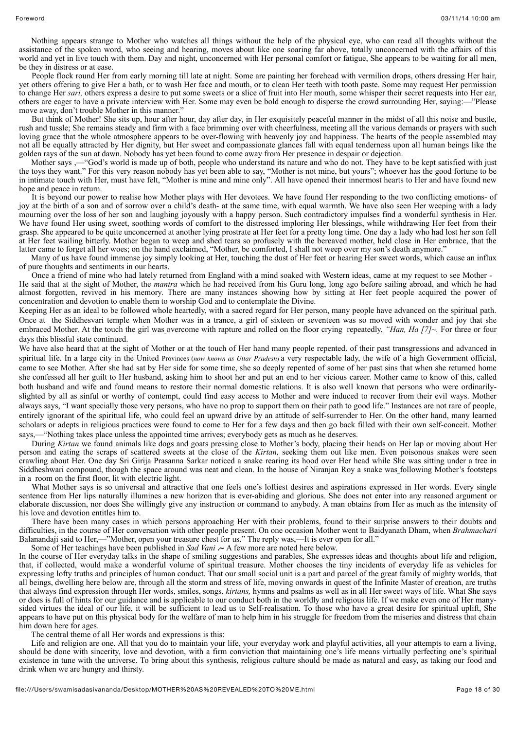Nothing appears strange to Mother who watches all things without the help of the physical eye, who can read all thoughts without the assistance of the spoken word, who seeing and hearing, moves about like one soaring far above, totally unconcerned with the affairs of this world and yet in live touch with them. Day and night, unconcerned with Her personal comfort or fatigue, She appears to be waiting for all men, be they in distress or at ease.

People flock round Her from early morning till late at night. Some are painting her forehead with vermilion drops, others dressing Her hair, yet others offering to give Her a bath, or to wash Her face and mouth, or to clean Her teeth with tooth paste. Some may request Her permission to change Her *sari,* others express a desire to put some sweets or a slice of fruit into Her mouth, some whisper their secret requests into Her ear, others are eager to have a private interview with Her. Some may even be bold enough to disperse the crowd surrounding Her, saying:—"Please move away, don't trouble Mother in this manner."

But think of Mother! She sits up, hour after hour, day after day, in Her exquisitely peaceful manner in the midst of all this noise and bustle, rush and tussle; She remains steady and firm with a face brimming over with cheerfulness, meeting all the various demands or prayers with such loving grace that the whole atmosphere appears to be over-flowing with heavenly joy and happiness. The hearts of the people assembled may not all be equally attracted by Her dignity, but Her sweet and compassionate glances fall with equal tenderness upon all human beings like the golden rays of the sun at dawn. Nobody has yet been found to come away from Her presence in despair or dejection.

Mother says ,—"God's world is made up of both, people who understand its nature and who do not. They have to be kept satisfied with just the toys they want." For this very reason nobody has yet been able to say, "Mother is not mine, but yours"; whoever has the good fortune to be in intimate touch with Her, must have felt, "Mother is mine and mine only". All have opened their innermost hearts to Her and have found new hope and peace in return.

It is beyond our power to realise how Mother plays with Her devotees. We have found Her responding to the two conflicting emotions- of joy at the birth of a son and of sorrow over a child's death- at the same time, with equal warmth. We have also seen Her weeping with a lady mourning over the loss of her son and laughing joyously with a happy person. Such contradictory impulses find a wonderful synthesis in Her. We have found Her using sweet, soothing words of comfort to the distressed imploring Her blessings, while withdrawing Her feet from their grasp. She appeared to be quite unconcerned at another lying prostrate at Her feet for a pretty long time. One day a lady who had lost her son fell at Her feet wailing bitterly. Mother began to weep and shed tears so profusely with the bereaved mother, held close in Her embrace, that the latter came to forget all her woes; on the hand exclaimed, "Mother, be comforted, I shall not weep over my son's death anymore."

Many of us have found immense joy simply looking at Her, touching the dust of Her feet or hearing Her sweet words, which cause an influx of pure thoughts and sentiments in our hearts.

Once a friend of mine who had lately returned from England with a mind soaked with Western ideas, came at my request to see Mother - He said that at the sight of Mother, the *mantra* which he had received from his Guru long, long ago before sailing abroad, and which he had almost forgotten, revived in his memory. There are many instances showing how by sitting at Her feet people acquired the power of concentration and devotion to enable them to worship God and to contemplate the Divine.

Keeping Her as an ideal to be followed whole heartedly, with a sacred regard for Her person, many people have advanced on the spiritual path. Once at the Siddhesvari temple when Mother was in a trance, a girl of sixteen or seventeen was so moved with wonder and joy that she embraced Mother. At the touch the girl was overcome with rapture and rolled on the floor crying repeatedly, *"Han, Ha [7]~.* For three or four days this blissful state continued.

We have also heard that at the sight of Mother or at the touch of Her hand many people repented. of their past transgressions and advanced in spiritual life. In a large city in the United Provinces (*now known as Uttar Pradesh*) a very respectable lady, the wife of a high Government official, came to see Mother. After she had sat by Her side for some time, she so deeply repented of some of her past sins that when she returned home she confessed all her guilt to Her husband, asking him to shoot her and put an end to her vicious career. Mother came to know of this, called both husband and wife and found means to restore their normal domestic relations. It is also well known that persons who were ordinarily-slighted by all as sinful or worthy of contempt, could find easy access to Mother and were induced to recover from their evil ways. Mother always says, "I want specially those very persons, who have no prop to support them on their path to good life." Instances are not rare of people, entirely ignorant of the spiritual life, who could feel an upward drive by an attitude of self-surrender to Her. On the other hand, many learned scholars or adepts in religious practices were found to come to Her for a few days and then go back filled with their own self-conceit. Mother says,—"Nothing takes place unless the appointed time arrives; everybody gets as much as he deserves.

During *Kirtan* we found animals like dogs and goats pressing close to Mother's body, placing their heads on Her lap or moving about Her person and eating the scraps of scattered sweets at the close of the *Kirtan,* seeking them out like men. Even poisonous snakes were seen crawling about Her. One day Sri Girija Prasanna Sarkar noticed a snake rearing its hood over Her head while She was sitting under a tree in Siddheshwari compound, though the space around was neat and clean. In the house of Niranjan Roy a snake was following Mother's footsteps in a room on the first floor, lit with electric light.

What Mother says is so universal and attractive that one feels one's loftiest desires and aspirations expressed in Her words. Every single sentence from Her lips naturally illumines a new horizon that is ever-abiding and glorious. She does not enter into any reasoned argument or elaborate discussion, nor does She willingly give any instruction or command to anybody. A man obtains from Her as much as the intensity of his love and devotion entitles him to.

There have been many cases in which persons approaching Her with their problems, found to their surprise answers to their doubts and difficulties, in the course of Her conversation with other people present. On one occasion Mother went to Baidyanath Dham, when *Brahmachari* Balanandaji said to Her,—"Mother, open your treasure chest for us." The reply was,—It is ever open for all."

Some of Her teachings have been published in *Sad Vani* .~ A few more are noted here below.

In the course of Her everyday talks in the shape of smiling suggestions and parables, She expresses ideas and thoughts about life and religion, that, if collected, would make a wonderful volume of spiritual treasure. Mother chooses the tiny incidents of everyday life as vehicles for expressing lofty truths and principles of human conduct. That our small social unit is a part and parcel of the great family of mighty worlds, that all beings, dwelling here below are, through all the storm and stress of life, moving onwards in quest of the Infinite Master of creation, are truths that always find expression through Her words, smiles, songs, *kirtans,* hymns and psalms as well as in all Her sweet ways of life. What She says or does is full of hints for our guidance and is applicable to our conduct both in the worldly and religious life. If we make even one of Her many-sided virtues the ideal of our life, it will be sufficient to lead us to Self-realisation. To those who have a great desire for spiritual uplift, She appears to have put on this physical body for the welfare of man to help him in his struggle for freedom from the miseries and distress that chain him down here for ages.

The central theme of all Her words and expressions is this:

Life and religion are one. All that you do to maintain your life, your everyday work and playful activities, all your attempts to earn a living, should be done with sincerity, love and devotion, with a firm conviction that maintaining one's life means virtually perfecting one's spiritual existence in tune with the universe. To bring about this synthesis, religious culture should be made as natural and easy, as taking our food and drink when we are hungry and thirsty.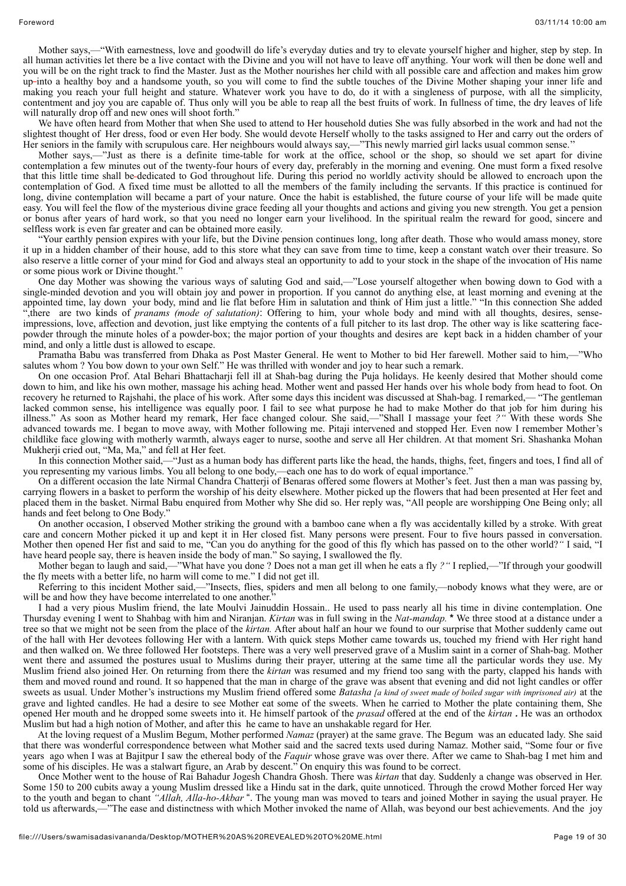Mother says,—"With earnestness, love and goodwill do life's everyday duties and try to elevate yourself higher and higher, step by step. In all human activities let there be a live contact with the Divine and you will not have to leave off anything. Your work will then be done well and you will be on the right track to find the Master. Just as the Mother nourishes her child with all possible care and affection and makes him grow up into a healthy boy and a handsome youth, so you will come to find the subtle touches of the Divine Mother shaping your inner life and making you reach your full height and stature. Whatever work you have to do, do it with a singleness of purpose, with all the simplicity, contentment and joy you are capable of. Thus only will you be able to reap all the best fruits of work. In fullness of time, the dry leaves of life will naturally drop off and new ones will shoot forth."

We have often heard from Mother that when She used to attend to Her household duties She was fully absorbed in the work and had not the slightest thought of Her dress, food or even Her body. She would devote Herself wholly to the tasks assigned to Her and carry out the orders of Her seniors in the family with scrupulous care. Her neighbours would always say,—"This newly married girl lacks usual common sense."

Mother says,—"Just as there is a definite time-table for work at the office, school or the shop, so should we set apart for divine contemplation a few minutes out of the twenty-four hours of every day, preferably in the morning and evening. One must form a fixed resolve that this little time shall be dedicated to God throughout life. During this period no worldly activity should be allowed to encroach upon the contemplation of God. A fixed time must be allotted to all the members of the family including the servants. If this practice is continued for long, divine contemplation will became a part of your nature. Once the habit is established, the future course of your life will be made quite easy. You will feel the flow of the mysterious divine grace feeding all your thoughts and actions and giving you new strength. You get a pension or bonus after years of hard work, so that you need no longer earn your livelihood. In the spiritual realm the reward for good, sincere and selfless work is even far greater and can be obtained more easily.

"Your earthly pension expires with your life, but the Divine pension continues long, long after death. Those who would amass money, store it up in a hidden chamber of their house, add to this store what they can save from time to time, keep a constant watch over their treasure. So also reserve a little corner of your mind for God and always steal an opportunity to add to your stock in the shape of the invocation of His name or some pious work or Divine thought."

One day Mother was showing the various ways of saluting God and said,—"Lose yourself altogether when bowing down to God with a single-minded devotion and you will obtain joy and power in proportion. If you cannot do anything else, at least morning and evening at the appointed time, lay down your body, mind and lie flat before Him in salutation and think of Him just a little." "In this connection She added ",there are two kinds of *pranams (mode of salutation)*: Offering to him, your whole body and mind with all thoughts, desires, sense-impressions, love, affection and devotion, just like emptying the contents of a full pitcher to its last drop. The other way is like scattering face-powder through the minute holes of a powder-box; the major portion of your thoughts and desires are kept back in a hidden chamber of your mind, and only a little dust is allowed to escape.

Pramatha Babu was transferred from Dhaka as Post Master General. He went to Mother to bid Her farewell. Mother said to him,—"Who salutes whom ? You bow down to your own Self." He was thrilled with wonder and joy to hear such a remark.

On one occasion Prof. Atal Behari Bhattacharji fell ill at Shah-bag during the Puja holidays. He keenly desired that Mother should come down to him, and like his own mother, massage his aching head. Mother went and passed Her hands over his whole body from head to foot. On recovery he returned to Rajshahi, the place of his work. After some days this incident was discussed at Shah-bag. I remarked,— "The gentleman lacked common sense, his intelligence was equally poor. I fail to see what purpose he had to make Mother do that job for him during his illness." As soon as Mother heard my remark, Her face changed colour. She said,—"Shall I massage your feet *?"* With these words She advanced towards me. I began to move away, with Mother following me. Pitaji intervened and stopped Her. Even now I remember Mother's childlike face glowing with motherly warmth, always eager to nurse, soothe and serve all Her children. At that moment Sri. Shashanka Mohan Mukherji cried out, "Ma, Ma," and fell at Her feet.

In this connection Mother said,—"Just as a human body has different parts like the head, the hands, thighs, feet, fingers and toes, I find all of you representing my various limbs. You all belong to one body,—each one has to do work of equal importance."

On a different occasion the late Nirmal Chandra Chatterji of Benaras offered some flowers at Mother's feet. Just then a man was passing by, carrying flowers in a basket to perform the worship of his deity elsewhere. Mother picked up the flowers that had been presented at Her feet and placed them in the basket. Nirmal Babu enquired from Mother why She did so. Her reply was, "All people are worshipping One Being only; all hands and feet belong to One Body."

On another occasion, I observed Mother striking the ground with a bamboo cane when a fly was accidentally killed by a stroke. With great care and concern Mother picked it up and kept it in Her closed fist. Many persons were present. Four to five hours passed in conversation. Mother then opened Her fist and said to me, "Can you do anything for the good of this fly which has passed on to the other world?*"* I said, "I have heard people say, there is heaven inside the body of man." So saying, I swallowed the fly.

Mother began to laugh and said,—"What have you done ? Does not a man get ill when he eats a fly *?"* I replied,—"If through your goodwill the fly meets with a better life, no harm will come to me." I did not get ill.

Referring to this incident Mother said,—"Insects, flies, spiders and men all belong to one family,—nobody knows what they were, are or will be and how they have become interrelated to one another."

I had a very pious Muslim friend, the late Moulvi Jainuddin Hossain.. He used to pass nearly all his time in divine contemplation. One Thursday evening I went to Shahbag with him and Niranjan. *Kirtan* was in full swing in the *Nat-mandap.* * We three stood at a distance under a tree so that we might not be seen from the place of the *kirtan.* After about half an hour we found to our surprise that Mother suddenly came out of the hall with Her devotees following Her with a lantern. With quick steps Mother came towards us, touched my friend with Her right hand and then walked on. We three followed Her footsteps. There was a very well preserved grave of a Muslim saint in a corner of Shah-bag. Mother went there and assumed the postures usual to Muslims during their prayer, uttering at the same time all the particular words they use. My Muslim friend also joined Her. On returning from there the *kirtan* was resumed and my friend too sang with the party, clapped his hands with them and moved round and round. It so happened that the man in charge of the grave was absent that evening and did not light candles or offer sweets as usual. Under Mother's instructions my Muslim friend offered some *Batasha [a kind of sweet made of boiled sugar with imprisoned air)* at the grave and lighted candles. He had a desire to see Mother eat some of the sweets. When he carried to Mother the plate containing them, She opened Her mouth and he dropped some sweets into it. He himself partook of the *prasad* offered at the end of the *kirtan* . He was an orthodox Muslim but had a high notion of Mother, and after this he came to have an unshakable regard for Her.

At the loving request of a Muslim Begum, Mother performed *Namaz* (prayer) at the same grave. The Begum was an educated lady. She said that there was wonderful correspondence between what Mother said and the sacred texts used during Namaz. Mother said, "Some four or five years ago when I was at Bajitpur I saw the ethereal body of the *Faquir* whose grave was over there. After we came to Shah-bag I met him and some of his disciples. He was a stalwart figure, an Arab by descent." On enquiry this was found to be correct.

Once Mother went to the house of Rai Bahadur Jogesh Chandra Ghosh. There was *kirtan* that day. Suddenly a change was observed in Her. Some 150 to 200 cubits away a young Muslim dressed like a Hindu sat in the dark, quite unnoticed. Through the crowd Mother forced Her way to the youth and began to chant *"Allah, Alla-ho-Akbar* ". The young man was moved to tears and joined Mother in saying the usual prayer. He told us afterwards,—"The ease and distinctness with which Mother invoked the name of Allah, was beyond our best achievements. And the joy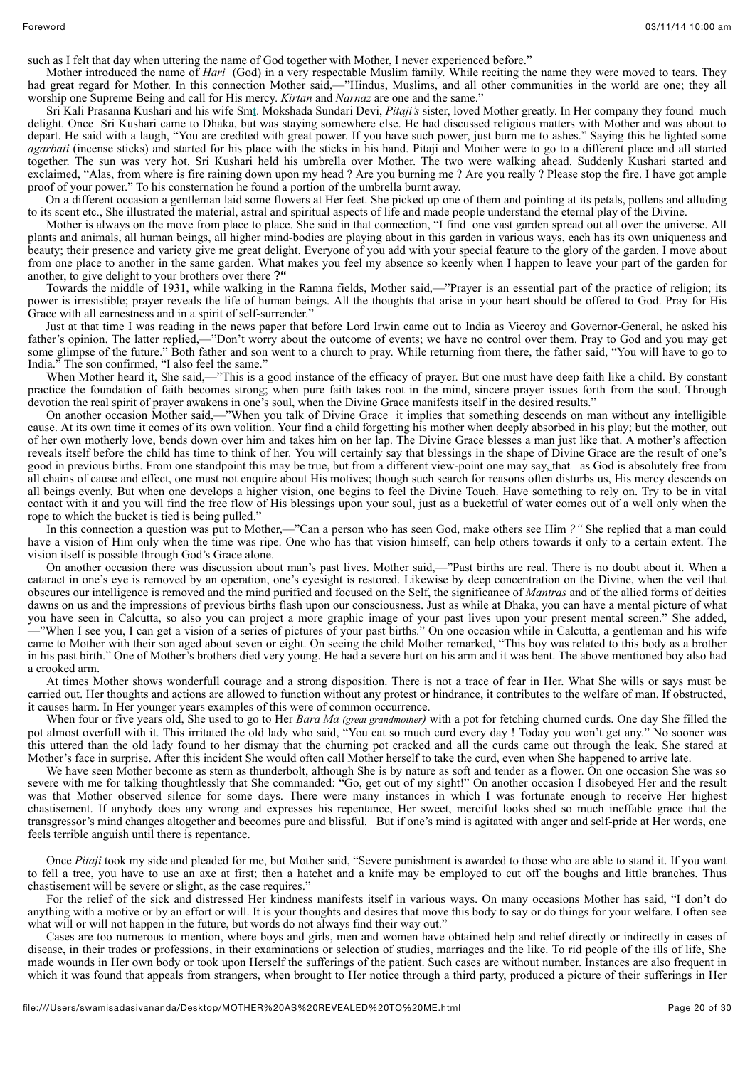such as I felt that day when uttering the name of God together with Mother, I never experienced before."

Mother introduced the name of *Hari* (God) in a very respectable Muslim family. While reciting the name they were moved to tears. They had great regard for Mother. In this connection Mother said,—"Hindus, Muslims, and all other communities in the world are one; they all worship one Supreme Being and call for His mercy. *Kirtan* and *Narnaz* are one and the same."

Sri Kali Prasanna Kushari and his wife Smt. Mokshada Sundari Devi, *Pitaji's* sister, loved Mother greatly. In Her company they found much delight. Once Sri Kushari came to Dhaka, but was staying somewhere else. He had discussed religious matters with Mother and was about to depart. He said with a laugh, "You are credited with great power. If you have such power, just burn me to ashes." Saying this he lighted some *agarbati* (incense sticks) and started for his place with the sticks in his hand. Pitaji and Mother were to go to a different place and all started together. The sun was very hot. Sri Kushari held his umbrella over Mother. The two were walking ahead. Suddenly Kushari started and exclaimed, "Alas, from where is fire raining down upon my head ? Are you burning me ? Are you really ? Please stop the fire. I have got ample proof of your power." To his consternation he found a portion of the umbrella burnt away.

On a different occasion a gentleman laid some flowers at Her feet. She picked up one of them and pointing at its petals, pollens and alluding to its scent etc., She illustrated the material, astral and spiritual aspects of life and made people understand the eternal play of the Divine.

Mother is always on the move from place to place. She said in that connection, "I find one vast garden spread out all over the universe. All plants and animals, all human beings, all higher mind-bodies are playing about in this garden in various ways, each has its own uniqueness and beauty; their presence and variety give me great delight. Everyone of you add with your special feature to the glory of the garden. I move about from one place to another in the same garden. What makes you feel my absence so keenly when I happen to leave your part of the garden for another, to give delight to your brothers over there ?"

Towards the middle of 1931, while walking in the Ramna fields, Mother said,—"Prayer is an essential part of the practice of religion; its power is irresistible; prayer reveals the life of human beings. All the thoughts that arise in your heart should be offered to God. Pray for His Grace with all earnestness and in a spirit of self-surrender."

Just at that time I was reading in the news paper that before Lord Irwin came out to India as Viceroy and Governor-General, he asked his father's opinion. The latter replied,—"Don't worry about the outcome of events; we have no control over them. Pray to God and you may get some glimpse of the future." Both father and son went to a church to pray. While returning from there, the father said, "You will have to go to India." The son confirmed, "I also feel the same."

When Mother heard it, She said,—"This is a good instance of the efficacy of prayer. But one must have deep faith like a child. By constant practice the foundation of faith becomes strong; when pure faith takes root in the mind, sincere prayer issues forth from the soul. Through devotion the real spirit of prayer awakens in one's soul, when the Divine Grace manifests itself in the desired results."

On another occasion Mother said,—"When you talk of Divine Grace it implies that something descends on man without any intelligible cause. At its own time it comes of its own volition. Your find a child forgetting his mother when deeply absorbed in his play; but the mother, out of her own motherly love, bends down over him and takes him on her lap. The Divine Grace blesses a man just like that. A mother's affection reveals itself before the child has time to think of her. You will certainly say that blessings in the shape of Divine Grace are the result of one's good in previous births. From one standpoint this may be true, but from a different view-point one may say, that as God is absolutely free from all chains of cause and effect, one must not enquire about His motives; though such search for reasons often disturbs us, His mercy descends on all beings evenly. But when one develops a higher vision, one begins to feel the Divine Touch. Have something to rely on. Try to be in vital contact with it and you will find the free flow of His blessings upon your soul, just as a bucketful of water comes out of a well only when the rope to which the bucket is tied is being pulled."

In this connection a question was put to Mother,—"Can a person who has seen God, make others see Him ?" She replied that a man could have a vision of Him only when the time was ripe. One who has that vision himself, can help others towards it only to a certain extent. The vision itself is possible through God's Grace alone.

On another occasion there was discussion about man's past lives. Mother said,—"Past births are real. There is no doubt about it. When a cataract in one's eye is removed by an operation, one's eyesight is restored. Likewise by deep concentration on the Divine, when the veil that obscures our intelligence is removed and the mind purified and focused on the Self, the significance of *Mantras* and of the allied forms of deities dawns on us and the impressions of previous births flash upon our consciousness. Just as while at Dhaka, you can have a mental picture of what you have seen in Calcutta, so also you can project a more graphic image of your past lives upon your present mental screen." She added, —"When I see you, I can get a vision of a series of pictures of your past births." On one occasion while in Calcutta, a gentleman and his wife came to Mother with their son aged about seven or eight. On seeing the child Mother remarked, "This boy was related to this body as a brother in his past birth." One of Mother's brothers died very young. He had a severe hurt on his arm and it was bent. The above mentioned boy also had a crooked arm.

At times Mother shows wonderfull courage and a strong disposition. There is not a trace of fear in Her. What She wills or says must be carried out. Her thoughts and actions are allowed to function without any protest or hindrance, it contributes to the welfare of man. If obstructed, it causes harm. In Her younger years examples of this were of common occurrence.

When four or five years old, She used to go to Her *Bara Ma (great grandmother)* with a pot for fetching churned curds. One day She filled the pot almost overfull with it. This irritated the old lady who said, "You eat so much curd every day ! Today you won't get any." No sooner was this uttered than the old lady found to her dismay that the churning pot cracked and all the curds came out through the leak. She stared at Mother's face in surprise. After this incident She would often call Mother herself to take the curd, even when She happened to arrive late.

We have seen Mother become as stern as thunderbolt, although She is by nature as soft and tender as a flower. On one occasion She was so severe with me for talking thoughtlessly that She commanded: "Go, get out of my sight!" On another occasion I disobeyed Her and the result was that Mother observed silence for some days. There were many instances in which I was fortunate enough to receive Her highest chastisement. If anybody does any wrong and expresses his repentance, Her sweet, merciful looks shed so much ineffable grace that the transgressor's mind changes altogether and becomes pure and blissful. But if one's mind is agitated with anger and self-pride at Her words, one feels terrible anguish until there is repentance.

Once *Pitaji* took my side and pleaded for me, but Mother said, "Severe punishment is awarded to those who are able to stand it. If you want to fell a tree, you have to use an axe at first; then a hatchet and a knife may be employed to cut off the boughs and little branches. Thus chastisement will be severe or slight, as the case requires."

For the relief of the sick and distressed Her kindness manifests itself in various ways. On many occasions Mother has said, "I don't do anything with a motive or by an effort or will. It is your thoughts and desires that move this body to say or do things for your welfare. I often see what will or will not happen in the future, but words do not always find their way out."

Cases are too numerous to mention, where boys and girls, men and women have obtained help and relief directly or indirectly in cases of disease, in their trades or professions, in their examinations or selection of studies, marriages and the like. To rid people of the ills of life, She made wounds in Her own body or took upon Herself the sufferings of the patient. Such cases are without number. Instances are also frequent in which it was found that appeals from strangers, when brought to Her notice through a third party, produced a picture of their sufferings in Her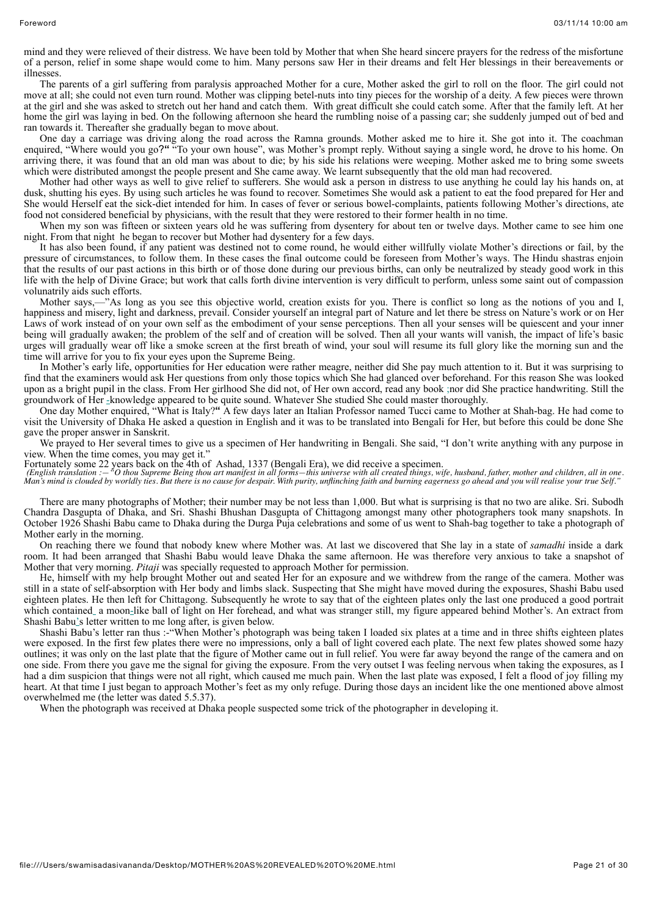mind and they were relieved of their distress. We have been told by Mother that when She heard sincere prayers for the redress of the misfortune of a person, relief in some shape would come to him. Many persons saw Her in their dreams and felt Her blessings in their bereavements or illnesses.

The parents of a girl suffering from paralysis approached Mother for a cure, Mother asked the girl to roll on the floor. The girl could not move at all; she could not even turn round. Mother was clipping betel-nuts into tiny pieces for the worship of a deity. A few pieces were thrown at the girl and she was asked to stretch out her hand and catch them. With great difficult she could catch some. After that the family left. At her home the girl was laying in bed. On the following afternoon she heard the rumbling noise of a passing car; she suddenly jumped out of bed and ran towards it. Thereafter she gradually began to move about.

One day a carriage was driving along the road across the Ramna grounds. Mother asked me to hire it. She got into it. The coachman enquired, "Where would you go?" "To your own house", was Mother's prompt reply. Without saying a single word, he drove to his home. On arriving there, it was found that an old man was about to die; by his side his relations were weeping. Mother asked me to bring some sweets which were distributed amongst the people present and She came away. We learnt subsequently that the old man had recovered.

Mother had other ways as well to give relief to sufferers. She would ask a person in distress to use anything he could lay his hands on, at dusk, shutting his eyes. By using such articles he was found to recover. Sometimes She would ask a patient to eat the food prepared for Her and She would Herself eat the sick-diet intended for him. In cases of fever or serious bowel-complaints, patients following Mother's directions, ate food not considered beneficial by physicians, with the result that they were restored to their former health in no time.

When my son was fifteen or sixteen years old he was suffering from dysentery for about ten or twelve days. Mother came to see him one night. From that night he began to recover but Mother had dysentery for a few days.

It has also been found, if any patient was destined not to come round, he would either willfully violate Mother's directions or fail, by the pressure of circumstances, to follow them. In these cases the final outcome could be foreseen from Mother's ways. The Hindu shastras enjoin that the results of our past actions in this birth or of those done during our previous births, can only be neutralized by steady good work in this life with the help of Divine Grace; but work that calls forth divine intervention is very difficult to perform, unless some saint out of compassion volunatrily aids such efforts.

Mother says,—"As long as you see this objective world, creation exists for you. There is conflict so long as the notions of you and I, happiness and misery, light and darkness, prevail. Consider yourself an integral part of Nature and let there be stress on Nature's work or on Her Laws of work instead of on your own self as the embodiment of your sense perceptions. Then all your senses will be quiescent and your inner being will gradually awaken; the problem of the self and of creation will be solved. Then all your wants will vanish, the impact of life's basic urges will gradually wear off like a smoke screen at the first breath of wind, your soul will resume its full glory like the morning sun and the time will arrive for you to fix your eyes upon the Supreme Being.

In Mother's early life, opportunities for Her education were rather meagre, neither did She pay much attention to it. But it was surprising to find that the examiners would ask Her questions from only those topics which She had glanced over beforehand. For this reason She was looked upon as a bright pupil in the class. From Her girlhood She did not, of Her own accord, read any book ;nor did She practice handwriting. Still the groundwork of Her -knowledge appeared to be quite sound. Whatever She studied She could master thoroughly.

One day Mother enquired, "What is Italy?" A few days later an Italian Professor named Tucci came to Mother at Shah-bag. He had come to visit the University of Dhaka He asked a question in English and it was to be translated into Bengali for Her, but before this could be done She gave the proper answer in Sanskrit.

We prayed to Her several times to give us a specimen of Her handwriting in Bengali. She said, "I don't write anything with any purpose in view. When the time comes, you may get it."

Fortunately some 22 years back on the 4th of Ashad, 1337 (Bengali Era), we did receive a specimen.

*(English translation :— "O thou Supreme Being thou art manifest in all forms—this universe with all created things, wife, husband, father, mother and children, all in one. Man's mind is clouded by worldly ties. But there is no cause for despair. With purity, unflinching faith and burning eagerness go ahead and you will realise your true Self."*

There are many photographs of Mother; their number may be not less than 1,000. But what is surprising is that no two are alike. Sri. Subodh Chandra Dasgupta of Dhaka, and Sri. Shashi Bhushan Dasgupta of Chittagong amongst many other photographers took many snapshots. In October 1926 Shashi Babu came to Dhaka during the Durga Puja celebrations and some of us went to Shah-bag together to take a photograph of Mother early in the morning.

On reaching there we found that nobody knew where Mother was. At last we discovered that She lay in a state of *samadhi* inside a dark room. It had been arranged that Shashi Babu would leave Dhaka the same afternoon. He was therefore very anxious to take a snapshot of Mother that very morning. *Pitaji* was specially requested to approach Mother for permission.

He, himself with my help brought Mother out and seated Her for an exposure and we withdrew from the range of the camera. Mother was still in a state of self-absorption with Her body and limbs slack. Suspecting that She might have moved during the exposures, Shashi Babu used eighteen plates. He then left for Chittagong. Subsequently he wrote to say that of the eighteen plates only the last one produced a good portrait which contained a moon-like ball of light on Her forehead, and what was stranger still, my figure appeared behind Mother's. An extract from Shashi Babu's letter written to me long after, is given below.

Shashi Babu's letter ran thus :-"When Mother's photograph was being taken I loaded six plates at a time and in three shifts eighteen plates were exposed. In the first few plates there were no impressions, only a ball of light covered each plate. The next few plates showed some hazy outlines; it was only on the last plate that the figure of Mother came out in full relief. You were far away beyond the range of the camera and on one side. From there you gave me the signal for giving the exposure. From the very outset I was feeling nervous when taking the exposures, as I had a dim suspicion that things were not all right, which caused me much pain. When the last plate was exposed, I felt a flood of joy filling my heart. At that time I just began to approach Mother's feet as my only refuge. During those days an incident like the one mentioned above almost overwhelmed me (the letter was dated 5.5.37).

When the photograph was received at Dhaka people suspected some trick of the photographer in developing it.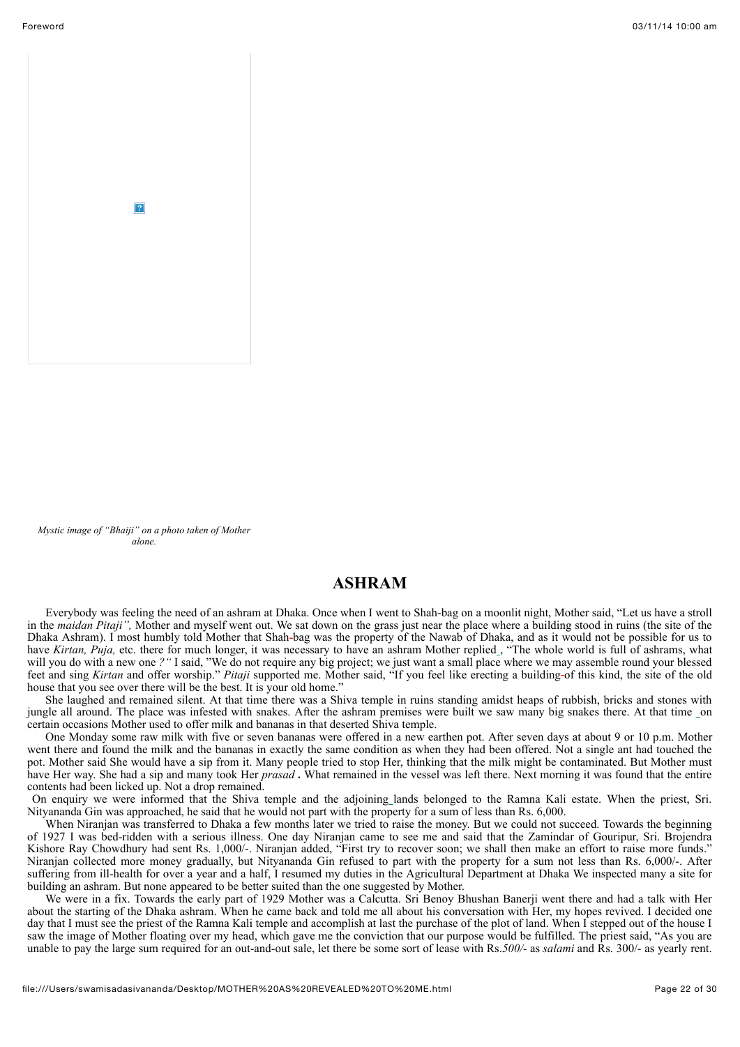*Mystic image of "Bhaiji" on a photo taken of Mother alone.*

## ASHRAM

Everybody was feeling the need of an ashram at Dhaka. Once when I went to Shah-bag on a moonlit night, Mother said, "Let us have a stroll in the *maidan Pitaji",* Mother and myself went out. We sat down on the grass just near the place where a building stood in ruins (the site of the Dhaka Ashram). I most humbly told Mother that Shah-bag was the property of the Nawab of Dhaka, and as it would not be possible for us to have *Kirtan, Puja,* etc. there for much longer, it was necessary to have an ashram Mother replied, "The whole world is full of ashrams, what will you do with a new one *?"* I said, "We do not require any big project; we just want a small place where we may assemble round your blessed feet and sing *Kirtan* and offer worship." *Pitaji* supported me. Mother said, "If you feel like erecting a building of this kind, the site of the old house that you see over there will be the best. It is your old home."

She laughed and remained silent. At that time there was a Shiva temple in ruins standing amidst heaps of rubbish, bricks and stones with jungle all around. The place was infested with snakes. After the ashram premises were built we saw many big snakes there. At that time on certain occasions Mother used to offer milk and bananas in that deserted Shiva temple.

One Monday some raw milk with five or seven bananas were offered in a new earthen pot. After seven days at about 9 or 10 p.m. Mother went there and found the milk and the bananas in exactly the same condition as when they had been offered. Not a single ant had touched the pot. Mother said She would have a sip from it. Many people tried to stop Her, thinking that the milk might be contaminated. But Mother must have Her way. She had a sip and many took Her *prasad* **.** What remained in the vessel was left there. Next morning it was found that the entire contents had been licked up. Not a drop remained.

On enquiry we were informed that the Shiva temple and the adjoining lands belonged to the Ramna Kali estate. When the priest, Sri. Nityananda Gin was approached, he said that he would not part with the property for a sum of less than Rs. 6,000.

When Niranjan was transferred to Dhaka a few months later we tried to raise the money. But we could not succeed. Towards the beginning of 1927 I was bed-ridden with a serious illness. One day Niranjan came to see me and said that the Zamindar of Gouripur, Sri. Brojendra Kishore Ray Chowdhury had sent Rs. 1,000/-. Niranjan added, "First try to recover soon; we shall then make an effort to raise more funds." Niranjan collected more money gradually, but Nityananda Gin refused to part with the property for a sum not less than Rs. 6,000/-. After suffering from ill-health for over a year and a half, I resumed my duties in the Agricultural Department at Dhaka We inspected many a site for building an ashram. But none appeared to be better suited than the one suggested by Mother.

We were in a fix. Towards the early part of 1929 Mother was a Calcutta. Sri Benoy Bhushan Banerji went there and had a talk with Her about the starting of the Dhaka ashram. When he came back and told me all about his conversation with Her, my hopes revived. I decided one day that I must see the priest of the Ramna Kali temple and accomplish at last the purchase of the plot of land. When I stepped out of the house I saw the image of Mother floating over my head, which gave me the conviction that our purpose would be fulfilled. The priest said, "As you are unable to pay the large sum required for an out-and-out sale, let there be some sort of lease with Rs.*500/-* as *salami* and Rs. 300/- as yearly rent.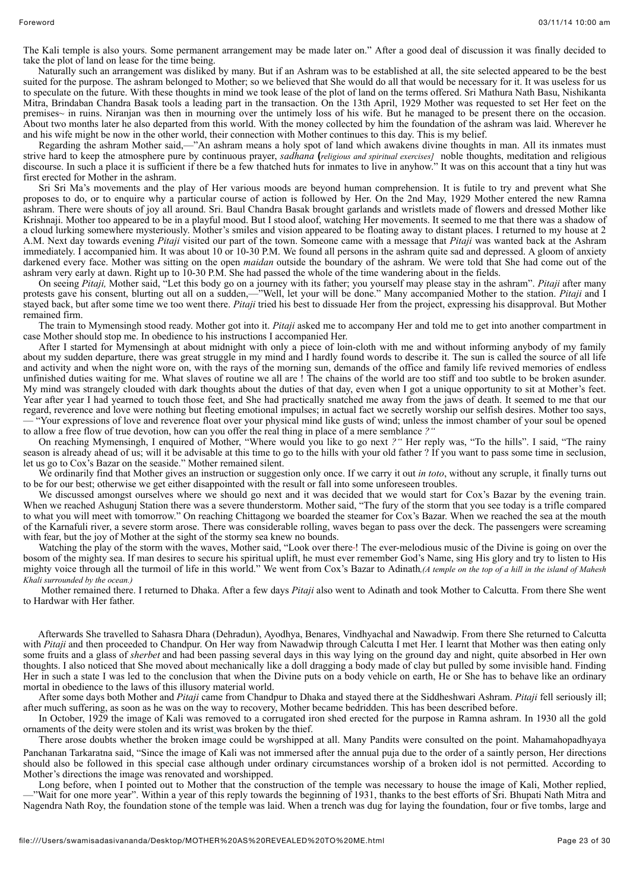The Kali temple is also yours. Some permanent arrangement may be made later on." After a good deal of discussion it was finally decided to take the plot of land on lease for the time being.

Naturally such an arrangement was disliked by many. But if an Ashram was to be established at all, the site selected appeared to be the best suited for the purpose. The ashram belonged to Mother; so we believed that She would do all that would be necessary for it. It was useless for us to speculate on the future. With these thoughts in mind we took lease of the plot of land on the terms offered. Sri Mathura Nath Basu, Nishikanta Mitra, Brindaban Chandra Basak took a leading part in the transaction. On the 13th April, 1929 Mother was requested to set Her feet on the premises~ in ruins. Niranjan was then in mourning over the untimely loss of his wife. But he managed to be present there on the occasion. About two months later he also departed from this world. With the money collected by him the foundation of the ashram was laid. Wherever he and his wife might be now in the other world, their connection with Mother continues to this day. This is my belief.

Regarding the ashram Mother said,—"An ashram means a holy spot of land which awakens divine thoughts in man. All its inmates must strive hard to keep the atmosphere pure by continuous prayer, *sadhana* (*religious and spiritual exercises]* noble thoughts, meditation and religious discourse. In such a place it is sufficient if there be a few thatched huts for inmates to live in anyhow." It was on this account that a tiny hut was first erected for Mother in the ashram.

Sri Sri Ma's movements and the play of Her various moods are beyond human comprehension. It is futile to try and prevent what She proposes to do, or to enquire why a particular course of action is followed by Her. On the 2nd May, 1929 Mother entered the new Ramna ashram. There were shouts of joy all around. Sri. Baul Chandra Basak brought garlands and wristlets made of flowers and dressed Mother like Krishnaji. Mother too appeared to be in a playful mood. But I stood aloof, watching Her movements. It seemed to me that there was a shadow of a cloud lurking somewhere mysteriously. Mother's smiles and vision appeared to be floating away to distant places. I returned to my house at 2 A.M. Next day towards evening *Pitaji* visited our part of the town. Someone came with a message that *Pitaji* was wanted back at the Ashram immediately. I accompanied him. It was about 10 or 10-30 P.M. We found all persons in the ashram quite sad and depressed. A gloom of anxiety darkened every face. Mother was sitting on the open *maidan* outside the boundary of the ashram. We were told that She had come out of the ashram very early at dawn. Right up to 10-30 P.M. She had passed the whole of the time wandering about in the fields.

On seeing *Pitaji,* Mother said, "Let this body go on a journey with its father; you yourself may please stay in the ashram". *Pitaji* after many protests gave his consent, blurting out all on a sudden,—"Well, let your will be done." Many accompanied Mother to the station. *Pitaji* and I stayed back, but after some time we too went there. *Pitaji* tried his best to dissuade Her from the project, expressing his disapproval. But Mother remained firm.

The train to Mymensingh stood ready. Mother got into it. *Pitaji* asked me to accompany Her and told me to get into another compartment in case Mother should stop me. In obedience to his instructions I accompanied Her.

After I started for Mymensingh at about midnight with only a piece of loin-cloth with me and without informing anybody of my family about my sudden departure, there was great struggle in my mind and I hardly found words to describe it. The sun is called the source of all life and activity and when the night wore on, with the rays of the morning sun, demands of the office and family life revived memories of endless unfinished duties waiting for me. What slaves of routine we all are ! The chains of the world are too stiff and too subtle to be broken asunder. My mind was strangely clouded with dark thoughts about the duties of that day, even when I got a unique opportunity to sit at Mother's feet. Year after year I had yearned to touch those feet, and She had practically snatched me away from the jaws of death. It seemed to me that our regard, reverence and love were nothing but fleeting emotional impulses; in actual fact we secretly worship our selfish desires. Mother too says, — "Your expressions of love and reverence float over your physical mind like gusts of wind; unless the inmost chamber of your soul be opened to allow a free flow of true devotion, how can you offer the real thing in place of a mere semblance *?"*

On reaching Mymensingh, I enquired of Mother, "Where would you like to go next *?"* Her reply was, "To the hills". I said, "The rainy season is already ahead of us; will it be advisable at this time to go to the hills with your old father ? If you want to pass some time in seclusion, let us go to Cox's Bazar on the seaside." Mother remained silent.

We ordinarily find that Mother gives an instruction or suggestion only once. If we carry it out *in toto*, without any scruple, it finally turns out to be for our best; otherwise we get either disappointed with the result or fall into some unforeseen troubles.

We discussed amongst ourselves where we should go next and it was decided that we would start for Cox's Bazar by the evening train. When we reached Ashugunj Station there was a severe thunderstorm. Mother said, "The fury of the storm that you see today is a trifle compared to what you will meet with tomorrow." On reaching Chittagong we boarded the steamer for Cox's Bazar. When we reached the sea at the mouth of the Karnafuli river, a severe storm arose. There was considerable rolling, waves began to pass over the deck. The passengers were screaming with fear, but the joy of Mother at the sight of the stormy sea knew no bounds.

Watching the play of the storm with the waves, Mother said, "Look over there ! The ever-melodious music of the Divine is going on over the bosom of the mighty sea. If man desires to secure his spiritual uplift, he must ever remember God's Name, sing His glory and try to listen to His mighty voice through all the turmoil of life in this world." We went from Cox's Bazar to Adinath.*(A temple on the top of a hill in the island of Mahesh Khali surrounded by the ocean.)*

Mother remained there. I returned to Dhaka. After a few days *Pitaji* also went to Adinath and took Mother to Calcutta. From there She went to Hardwar with Her father.

Afterwards She travelled to Sahasra Dhara (Dehradun), Ayodhya, Benares, Vindhyachal and Nawadwip. From there She returned to Calcutta with *Pitaji* and then proceeded to Chandpur. On Her way from Nawadwip through Calcutta I met Her. I learnt that Mother was then eating only some fruits and a glass of *sherbet* and had been passing several days in this way lying on the ground day and night, quite absorbed in Her own thoughts. I also noticed that She moved about mechanically like a doll dragging a body made of clay but pulled by some invisible hand. Finding Her in such a state I was led to the conclusion that when the Divine puts on a body vehicle on earth, He or She has to behave like an ordinary mortal in obedience to the laws of this illusory material world.

After some days both Mother and *Pitaji* came from Chandpur to Dhaka and stayed there at the Siddheshwari Ashram. *Pitaji* fell seriously ill; after much suffering, as soon as he was on the way to recovery, Mother became bedridden. This has been described before.

In October, 1929 the image of Kali was removed to a corrugated iron shed erected for the purpose in Ramna ashram. In 1930 all the gold ornaments of the deity were stolen and its wrist was broken by the thief.

There arose doubts whether the broken image could be worshipped at all. Many Pandits were consulted on the point. Mahamahopadhyaya Panchanan Tarkaratna said, "Since the image of Kali was not immersed after the annual puja due to the order of a saintly person, Her directions should also be followed in this special case although under ordinary circumstances worship of a broken idol is not permitted. According to Mother's directions the image was renovated and worshipped.

Long before, when I pointed out to Mother that the construction of the temple was necessary to house the image of Kali, Mother replied, —"Wait for one more year". Within a year of this reply towards the beginning of 1931, thanks to the best efforts of Sri. Bhupati Nath Mitra and Nagendra Nath Roy, the foundation stone of the temple was laid. When a trench was dug for laying the foundation, four or five tombs, large and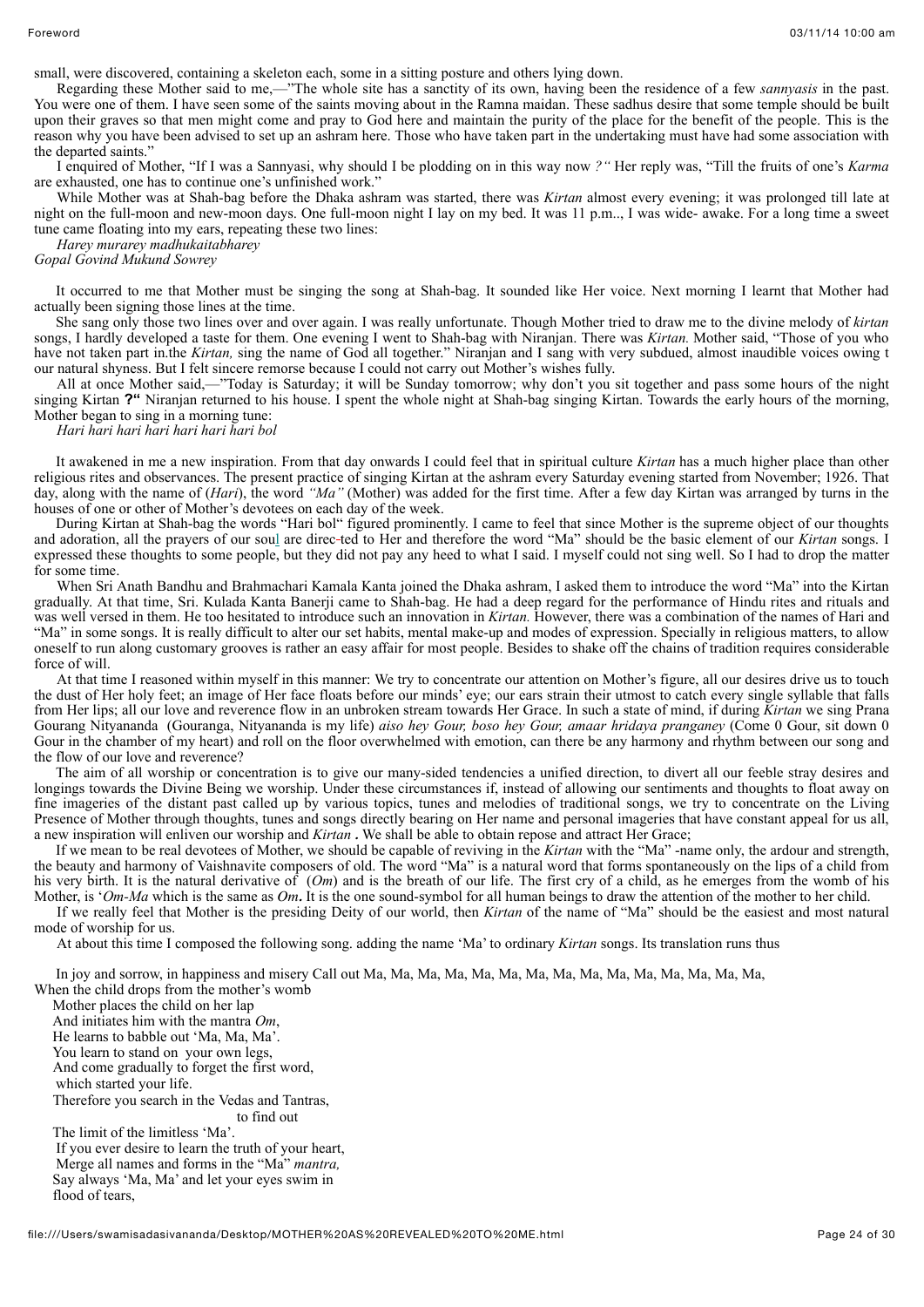small, were discovered, containing a skeleton each, some in a sitting posture and others lying down.

Regarding these Mother said to me,—"The whole site has a sanctity of its own, having been the residence of a few *sannyasis* in the past. You were one of them. I have seen some of the saints moving about in the Ramna maidan. These sadhus desire that some temple should be built upon their graves so that men might come and pray to God here and maintain the purity of the place for the benefit of the people. This is the reason why you have been advised to set up an ashram here. Those who have taken part in the undertaking must have had some association with the departed saints."

I enquired of Mother, "If I was a Sannyasi, why should I be plodding on in this way now *?"* Her reply was, "Till the fruits of one's *Karma* are exhausted, one has to continue one's unfinished work."

While Mother was at Shah-bag before the Dhaka ashram was started, there was *Kirtan* almost every evening; it was prolonged till late at night on the full-moon and new-moon days. One full-moon night I lay on my bed. It was 11 p.m.., I was wide- awake. For a long time a sweet tune came floating into my ears, repeating these two lines:

*Harey murarey madhukaitabharey*
*Gopal Govind Mukund Sowrey*

It occurred to me that Mother must be singing the song at Shah-bag. It sounded like Her voice. Next morning I learnt that Mother had actually been signing those lines at the time.

She sang only those two lines over and over again. I was really unfortunate. Though Mother tried to draw me to the divine melody of *kirtan* songs, I hardly developed a taste for them. One evening I went to Shah-bag with Niranjan. There was *Kirtan.* Mother said, "Those of you who have not taken part in.the *Kirtan,* sing the name of God all together." Niranjan and I sang with very subdued, almost inaudible voices owing t our natural shyness. But I felt sincere remorse because I could not carry out Mother's wishes fully.

All at once Mother said,—"Today is Saturday; it will be Sunday tomorrow; why don't you sit together and pass some hours of the night singing Kirtan **?"** Niranjan returned to his house. I spent the whole night at Shah-bag singing Kirtan. Towards the early hours of the morning, Mother began to sing in a morning tune:

*Hari hari hari hari hari hari hari bol*

It awakened in me a new inspiration. From that day onwards I could feel that in spiritual culture *Kirtan* has a much higher place than other religious rites and observances. The present practice of singing Kirtan at the ashram every Saturday evening started from November; 1926. That day, along with the name of (*Hari*), the word *"Ma"* (Mother) was added for the first time. After a few day Kirtan was arranged by turns in the houses of one or other of Mother's devotees on each day of the week.

During Kirtan at Shah-bag the words "Hari bol" figured prominently. I came to feel that since Mother is the supreme object of our thoughts and adoration, all the prayers of our soul are direc-ted to Her and therefore the word "Ma" should be the basic element of our *Kirtan* songs. I expressed these thoughts to some people, but they did not pay any heed to what I said. I myself could not sing well. So I had to drop the matter for some time.

When Sri Anath Bandhu and Brahmachari Kamala Kanta joined the Dhaka ashram, I asked them to introduce the word "Ma" into the Kirtan gradually. At that time, Sri. Kulada Kanta Banerji came to Shah-bag. He had a deep regard for the performance of Hindu rites and rituals and was well versed in them. He too hesitated to introduce such an innovation in *Kirtan.* However, there was a combination of the names of Hari and "Ma" in some songs. It is really difficult to alter our set habits, mental make-up and modes of expression. Specially in religious matters, to allow oneself to run along customary grooves is rather an easy affair for most people. Besides to shake off the chains of tradition requires considerable force of will.

At that time I reasoned within myself in this manner: We try to concentrate our attention on Mother's figure, all our desires drive us to touch the dust of Her holy feet; an image of Her face floats before our minds' eye; our ears strain their utmost to catch every single syllable that falls from Her lips; all our love and reverence flow in an unbroken stream towards Her Grace. In such a state of mind, if during *Kirtan* we sing Prana Gourang Nityananda (Gouranga, Nityananda is my life) *aiso hey Gour, boso hey Gour, amaar hridaya pranganey* (Come 0 Gour, sit down 0 Gour in the chamber of my heart) and roll on the floor overwhelmed with emotion, can there be any harmony and rhythm between our song and the flow of our love and reverence?

The aim of all worship or concentration is to give our many-sided tendencies a unified direction, to divert all our feeble stray desires and longings towards the Divine Being we worship. Under these circumstances if, instead of allowing our sentiments and thoughts to float away on fine imageries of the distant past called up by various topics, tunes and melodies of traditional songs, we try to concentrate on the Living Presence of Mother through thoughts, tunes and songs directly bearing on Her name and personal imageries that have constant appeal for us all, a new inspiration will enliven our worship and *Kirtan* **.** We shall be able to obtain repose and attract Her Grace;

If we mean to be real devotees of Mother, we should be capable of reviving in the *Kirtan* with the "Ma" -name only, the ardour and strength, the beauty and harmony of Vaishnavite composers of old. The word "Ma" is a natural word that forms spontaneously on the lips of a child from his very birth. It is the natural derivative of (*Om*) and is the breath of our life. The first cry of a child, as he emerges from the womb of his Mother, is '*Om-Ma* which is the same as *Om***.** It is the one sound-symbol for all human beings to draw the attention of the mother to her child.

If we really feel that Mother is the presiding Deity of our world, then *Kirtan* of the name of "Ma" should be the easiest and most natural mode of worship for us.

At about this time I composed the following song. adding the name 'Ma' to ordinary *Kirtan* songs. Its translation runs thus

In joy and sorrow, in happiness and misery Call out Ma, Ma, Ma, Ma, Ma, Ma, Ma, Ma, Ma, Ma, Ma, Ma, Ma, Ma, Ma, Ma,
When the child drops from the mother's womb
Mother places the child on her lap
And initiates him with the mantra *Om*,
He learns to babble out 'Ma, Ma, Ma'.
You learn to stand on your own legs,
And come gradually to forget the first word,
which started your life.
Therefore you search in the Vedas and Tantras,
to find out
The limit of the limitless 'Ma'.
If you ever desire to learn the truth of your heart,
Merge all names and forms in the "Ma" *mantra,*
Say always 'Ma, Ma' and let your eyes swim in
flood of tears,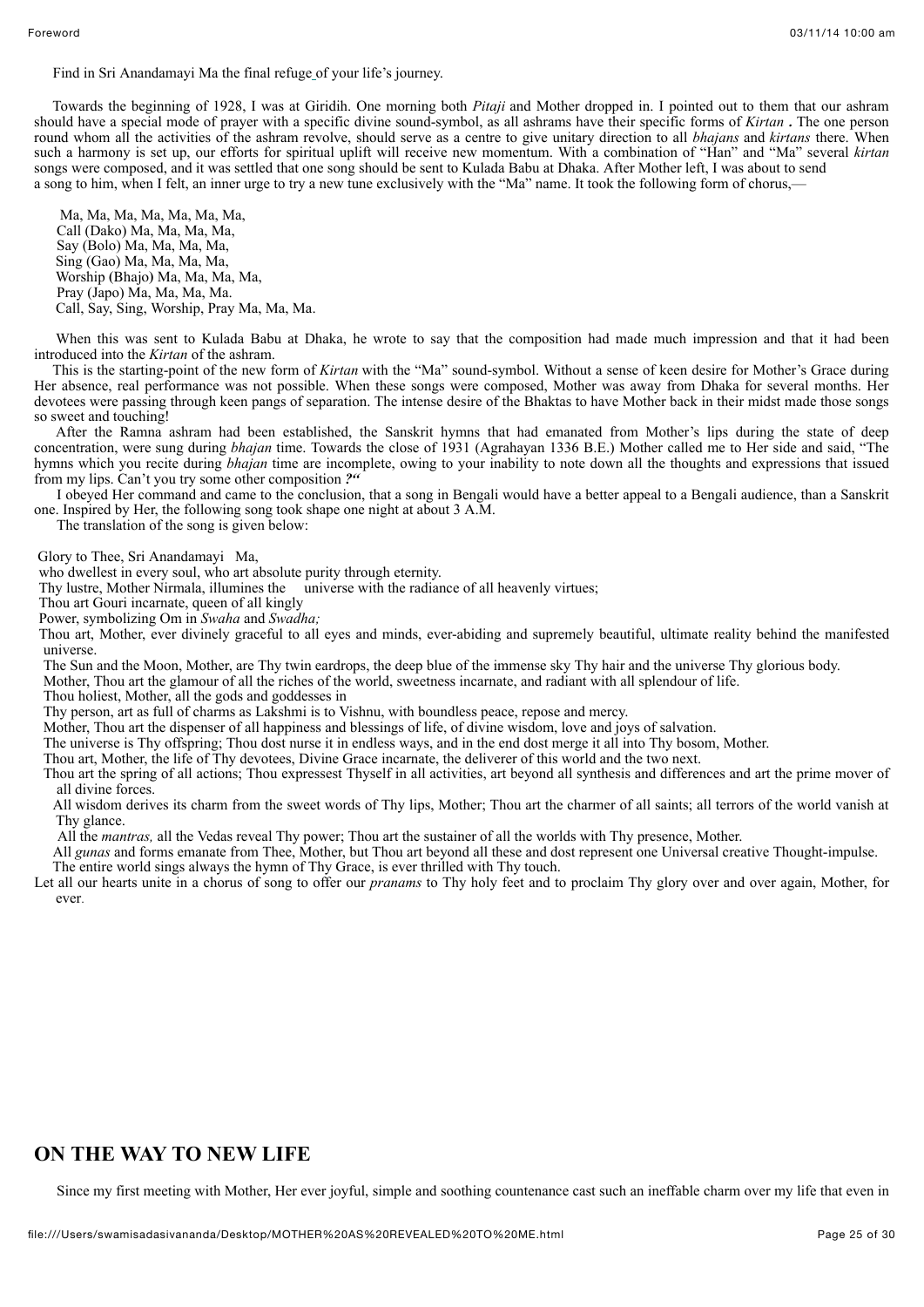Find in Sri Anandamayi Ma the final refuge of your life's journey.

Towards the beginning of the 1928, I was at Giridih. One morning both *Pitaji* and Mother dropped in. I pointed out to them that our ashram should have a special mode of prayer with a specific divine sound-symbol, as all ashrams have their specific forms of *Kirtan* . The one person round whom all the activities of the ashram revolve, should serve as a centre to give unitary direction to all *bhajans* and *kirtans* there. When such a harmony is set up, our efforts for spiritual uplift will receive new momentum. With a combination of "Han" and "Ma" several *kirtan* songs were composed, and it was settled that one song should be sent to Kulada Babu at Dhaka. After Mother left, I was about to send a song to him, when I felt, an inner urge to try a new tune exclusively with the "Ma" name. It took the following form of chorus,—

Ma, Ma, Ma, Ma, Ma, Ma, Ma,
Call (Dako) Ma, Ma, Ma, Ma,
Say (Bolo) Ma, Ma, Ma, Ma,
Sing (Gao) Ma, Ma, Ma, Ma,
Worship (Bhajo) Ma, Ma, Ma, Ma,
Pray (Japo) Ma, Ma, Ma, Ma.
Call, Say, Sing, Worship, Pray Ma, Ma, Ma.

When this was sent to Kulada Babu at Dhaka, he wrote to say that the composition had made much impression and that it had been introduced into the *Kirtan* of the ashram.

This is the starting-point of the new form of *Kirtan* with the "Ma" sound-symbol. Without a sense of keen desire for Mother's Grace during Her absence, real performance was not possible. When these songs were composed, Mother was away from Dhaka for several months. Her devotees were passing through keen pangs of separation. The intense desire of the Bhaktas to have Mother back in their midst made those songs so sweet and touching!

After the Ramna ashram had been established, the Sanskrit hymns that had emanated from Mother's lips during the state of deep concentration, were sung during *bhajan* time. Towards the close of 1931 (Agrahayan 1336 B.E.) Mother called me to Her side and said, "The hymns which you recite during *bhajan* time are incomplete, owing to your inability to note down all the thoughts and expressions that issued from my lips. Can't you try some other composition ?"

I obeyed Her command and came to the conclusion, that a song in Bengali would have a better appeal to a Bengali audience, than a Sanskrit one. Inspired by Her, the following song took shape one night at about 3 A.M.

The translation of the song is given below:

Glory to Thee, Sri Anandamayi Ma,
who dwellest in every soul, who art absolute purity through eternity.
Thy lustre, Mother Nirmala, illumines the universe with the radiance of all heavenly virtues;
Thou art Gouri incarnate, queen of all kingly
Power, symbolizing Om in *Swaha* and *Swadha;*
Thou art, Mother, ever divinely graceful to all eyes and minds, ever-abiding and supremely beautiful, ultimate reality behind the manifested universe.
The Sun and the Moon, Mother, are Thy twin eardrops, the deep blue of the immense sky Thy hair and the universe Thy glorious body.
Mother, Thou art the glamour of all the riches of the world, sweetness incarnate, and radiant with all splendour of life.
Thou holiest, Mother, all the gods and goddesses in
Thy person, art as full of charms as Lakshmi is to Vishnu, with boundless peace, repose and mercy.
Mother, Thou art the dispenser of all happiness and blessings of life, of divine wisdom, love and joys of salvation.
The universe is Thy offspring; Thou dost nurse it in endless ways, and in the end dost merge it all into Thy bosom, Mother.
Thou art, Mother, the life of Thy devotees, Divine Grace incarnate, the deliverer of this world and the two next.
Thou art the spring of all actions; Thou expressest Thyself in all activities, art beyond all synthesis and differences and art the prime mover of all divine forces.
All wisdom derives its charm from the sweet words of Thy lips, Mother; Thou art the charmer of all saints; all terrors of the world vanish at Thy glance.
All the *mantras,* all the Vedas reveal Thy power; Thou art the sustainer of all the worlds with Thy presence, Mother.
All *gunas* and forms emanate from Thee, Mother, but Thou art beyond all these and dost represent one Universal creative Thought-impulse.
The entire world sings always the hymn of Thy Grace, is ever thrilled with Thy touch.
Let all our hearts unite in a chorus of song to offer our *pranams* to Thy holy feet and to proclaim Thy glory over and over again, Mother, for ever.

## ON THE WAY TO NEW LIFE

Since my first meeting with Mother, Her ever joyful, simple and soothing countenance cast such an ineffable charm over my life that even in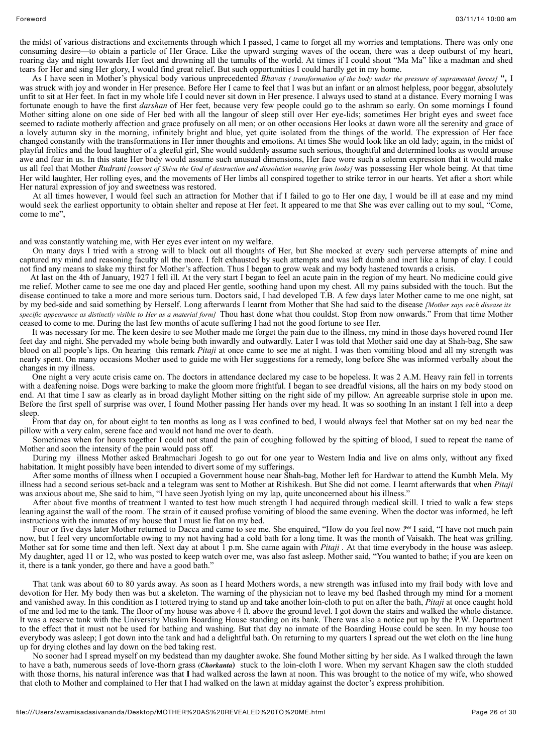the midst of various distractions and excitements through which I passed, I came to forget all my worries and temptations. There was only one consuming desire—to obtain a particle of Her Grace. Like the upward surging waves of the ocean, there was a deep outburst of my heart, roaring day and night towards Her feet and drowning all the tumults of the world. At times if I could shout "Ma Ma" like a madman and shed tears for Her and sing Her glory, I would find great relief. But such opportunities I could hardly get in my home.

As I have seen in Mother's physical body various unprecedented *Bhavas ( transformation of the body under the pressure of supramental forces]* **",** I was struck with joy and wonder in Her presence. Before Her I came to feel that I was but an infant or an almost helpless, poor beggar, absolutely unfit to sit at Her feet. In fact in my whole life I could never sit down in Her presence. I always used to stand at a distance. Every morning I was fortunate enough to have the first *darshan* of Her feet, because very few people could go to the ashram so early. On some mornings I found Mother sitting alone on one side of Her bed with all the langour of sleep still over Her eye-lids; sometimes Her bright eyes and sweet face seemed to radiate motherly affection and grace profusely on all men; or on other occasions Her looks at dawn wore all the serenity and grace of a lovely autumn sky in the morning, infinitely bright and blue, yet quite isolated from the things of the world. The expression of Her face changed constantly with the transformations in Her inner thoughts and emotions. At times She would look like an old lady; again, in the midst of playful frolics and the loud laughter of a gleeful girl, She would suddenly assume such serious, thoughtful and determined looks as would arouse awe and fear in us. In this state Her body would assume such unusual dimensions, Her face wore such a solemn expression that it would make us all feel that Mother *Rudrani [consort of Shiva the God of destruction and dissolution wearing grim looks]* was possessing Her whole being. At that time Her wild laughter, Her rolling eyes, and the movements of Her limbs all conspired together to strike terror in our hearts. Yet after a short while Her natural expression of joy and sweetness was restored.

At all times however, I would feel such an attraction for Mother that if I failed to go to Her one day, I would be ill at ease and my mind would seek the earliest opportunity to obtain shelter and repose at Her feet. It appeared to me that She was ever calling out to my soul, "Come, come to me",

and was constantly watching me, with Her eyes ever intent on my welfare.

On many days I tried with a strong will to black out all thoughts of Her, but She mocked at every such perverse attempts of mine and captured my mind and reasoning faculty all the more. I felt exhausted by such attempts and was left dumb and inert like a lump of clay. I could not find any means to slake my thirst for Mother's affection. Thus I began to grow weak and my body hastened towards a crisis.

At last on the 4th of January, 1927 I fell ill. At the very start I began to feel an acute pain in the region of my heart. No medicine could give me relief. Mother came to see me one day and placed Her gentle, soothing hand upon my chest. All my pains subsided with the touch. But the disease continued to take a more and more serious turn. Doctors said, I had developed T.B. A few days later Mother came to me one night, sat by my bed-side and said something by Herself. Long afterwards I learnt from Mother that She had said to the disease *[Mother says each disease its specific appearance as distinctly visible to Her as a material form]* Thou hast done what thou couldst. Stop from now onwards." From that time Mother ceased to come to me. During the last few months of acute suffering I had not the good fortune to see Her.

It was necessary for me. The keen desire to see Mother made me forget the pain due to the illness, my mind in those days hovered round Her feet day and night. She pervaded my whole being both inwardly and outwardly. Later I was told that Mother said one day at Shah-bag, She saw blood on all people's lips. On hearing this remark *Pitaji* at once came to see me at night. I was then vomiting blood and all my strength was nearly spent. On many occasions Mother used to guide me with Her suggestions for a remedy, long before She was informed verbally about the changes in my illness.

One night a very acute crisis came on. The doctors in attendance declared my case to be hopeless. It was 2 A.M. Heavy rain fell in torrents with a deafening noise. Dogs were barking to make the gloom more frightful. I began to see dreadful visions, all the hairs on my body stood on end. At that time I saw as clearly as in broad daylight Mother sitting on the right side of my pillow. An agreeable surprise stole in upon me. Before the first spell of surprise was over, I found Mother passing Her hands over my head. It was so soothing In an instant I fell into a deep sleep.

From that day on, for about eight to ten months as long as I was confined to bed, I would always feel that Mother sat on my bed near the pillow with a very calm, serene face and would not hand me over to death.

Sometimes when for hours together I could not stand the pain of coughing followed by the spitting of blood, I sued to repeat the name of Mother and soon the intensity of the pain would pass off.

During my illness Mother asked Brahmachari Jogesh to go out for one year to Western India and live on alms only, without any fixed habitation. It might possibly have been intended to divert some of my sufferings.

After some months of illness when I occupied a Government house near Shah-bag, Mother left for Hardwar to attend the Kumbh Mela. My illness had a second serious set-back and a telegram was sent to Mother at Rishikesh. But She did not come. I learnt afterwards that when *Pitaji* was anxious about me, She said to him, "I have seen Jyotish lying on my lap, quite unconcerned about his illness."

After about five months of treatment I wanted to test how much strength I had acquired through medical skill. I tried to walk a few steps leaning against the wall of the room. The strain of it caused profuse vomiting of blood the same evening. When the doctor was informed, he left instructions with the inmates of my house that I must lie flat on my bed.

Four or five days later Mother returned to Dacca and came to see me. She enquired, "How do you feel now *?"* I said, "I have not much pain now, but I feel very uncomfortable owing to my not having had a cold bath for a long time. It was the month of Vaisakh. The heat was grilling. Mother sat for some time and then left. Next day at about 1 p.m. She came again with *Pitaji* . At that time everybody in the house was asleep. My daughter, aged 11 or 12, who was posted to keep watch over me, was also fast asleep. Mother said, "You wanted to bathe; if you are keen on it, there is a tank yonder, go there and have a good bath."

That tank was about 60 to 80 yards away. As soon as I heard Mothers words, a new strength was infused into my frail body with love and devotion for Her. My body then was but a skeleton. The warning of the physician not to leave my bed flashed through my mind for a moment and vanished away. In this condition as I tottered trying to stand up and take another loin-cloth to put on after the bath, *Pitaji* at once caught hold of me and led me to the tank. The floor of my house was above 4 ft. above the ground level. I got down the stairs and walked the whole distance. It was a reserve tank with the University Muslim Boarding House standing on its bank. There was also a notice put up by the P.W. Department to the effect that it must not be used for bathing and washing. But that day no inmate of the Boarding House could be seen. In my house too everybody was asleep; I got down into the tank and had a delightful bath. On returning to my quarters I spread out the wet cloth on the line hung up for drying clothes and lay down on the bed taking rest.

No sooner had I spread myself on my bedstead than my daughter awoke. She found Mother sitting by her side. As I walked through the lawn to have a bath, numerous seeds of love-thorn grass (***Chorkanta***) stuck to the loin-cloth I wore. When my servant Khagen saw the cloth studded with those thorns, his natural inference was that **I** had walked across the lawn at noon. This was brought to the notice of my wife, who showed that cloth to Mother and complained to Her that I had walked on the lawn at midday against the doctor's express prohibition.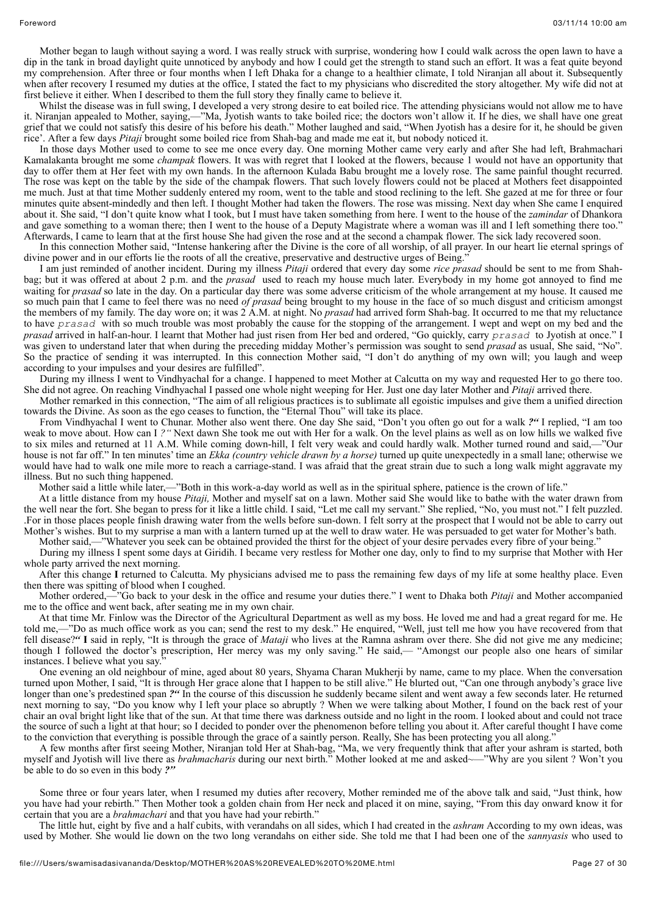Mother began to laugh without saying a word. I was really struck with surprise, wondering how I could walk across the open lawn to have a dip in the tank in broad daylight quite unnoticed by anybody and how I could get the strength to stand such an effort. It was a feat quite beyond my comprehension. After three or four months when I left Dhaka for a change to a healthier climate, I told Niranjan all about it. Subsequently when after recovery I resumed my duties at the office, I stated the fact to my physicians who discredited the story altogether. My wife did not at first believe it either. When I described to them the full story they finally came to believe it.

Whilst the disease was in full swing, I developed a very strong desire to eat boiled rice. The attending physicians would not allow me to have it. Niranjan appealed to Mother, saying,—"Ma, Jyotish wants to take boiled rice; the doctors won't allow it. If he dies, we shall have one great grief that we could not satisfy this desire of his before his death." Mother laughed and said, "When Jyotish has a desire for it, he should be given rice'. After a few days *Pitaji* brought some boiled rice from Shah-bag and made me eat it, but nobody noticed it.

In those days Mother used to come to see me once every day. One morning Mother came very early and after She had left, Brahmachari Kamalakanta brought me some *champak* flowers. It was with regret that I looked at the flowers, because 1 would not have an opportunity that day to offer them at Her feet with my own hands. In the afternoon Kulada Babu brought me a lovely rose. The same painful thought recurred. The rose was kept on the table by the side of the champak flowers. That such lovely flowers could not be placed at Mothers feet disappointed me much. Just at that time Mother suddenly entered my room, went to the table and stood reclining to the left. She gazed at me for three or four minutes quite absent-mindedly and then left. I thought Mother had taken the flowers. The rose was missing. Next day when She came I enquired about it. She said, "I don't quite know what I took, but I must have taken something from here. I went to the house of the *zamindar* of Dhankora and gave something to a woman there; then I went to the house of a Deputy Magistrate where a woman was ill and I left something there too." Afterwards, I came to learn that at the first house She had given the rose and at the second a champak flower. The sick lady recovered soon.

In this connection Mother said, "Intense hankering after the Divine is the core of all worship, of all prayer. In our heart lie eternal springs of divine power and in our efforts lie the roots of all the creative, preservative and destructive urges of Being."

I am just reminded of another incident. During my illness *Pitaji* ordered that every day some *rice prasad* should be sent to me from Shah-bag; but it was offered at about 2 p.m. and the *prasad* used to reach my house much later. Everybody in my home got annoyed to find me waiting for *prasad* so late in the day. On a particular day there was some adverse criticism of the whole arrangement at my house. It caused me so much pain that I came to feel there was no need *of prasad* being brought to my house in the face of so much disgust and criticism amongst the members of my family. The day wore on; it was 2 A.M. at night. No *prasad* had arrived form Shah-bag. It occurred to me that my reluctance to have `prasad` with so much trouble was most probably the cause for the stopping of the arrangement. I wept and wept on my bed and the *prasad* arrived in half-an-hour. I learnt that Mother had just risen from Her bed and ordered, "Go quickly, carry `prasad` to Jyotish at once." I was given to understand later that when during the preceding midday Mother's permission was sought to send *prasad* as usual, She said, "No". So the practice of sending it was interrupted. In this connection Mother said, "I don't do anything of my own will; you laugh and weep according to your impulses and your desires are fulfilled".

During my illness I went to Vindhyachal for a change. I happened to meet Mother at Calcutta on my way and requested Her to go there too. She did not agree. On reaching Vindhyachal I passed one whole night weeping for Her. Just one day later Mother and *Pitaji* arrived there.

Mother remarked in this connection, "The aim of all religious practices is to sublimate all egoistic impulses and give them a unified direction towards the Divine. As soon as the ego ceases to function, the "Eternal Thou" will take its place.

From Vindhyachal I went to Chunar. Mother also went there. One day She said, "Don't you often go out for a walk *?"* I replied, "I am too weak to move about. How can I *?"* Next dawn She took me out with Her for a walk. On the level plains as well as on low hills we walked five to six miles and returned at 11 A.M. While coming down-hill, I felt very weak and could hardly walk. Mother turned round and said,—"Our house is not far off." In ten minutes' time an *Ekka (country vehicle drawn by a horse)* turned up quite unexpectedly in a small lane; otherwise we would have had to walk one mile more to reach a carriage-stand. I was afraid that the great strain due to such a long walk might aggravate my illness. But no such thing happened.

Mother said a little while later,—"Both in this work-a-day world as well as in the spiritual sphere, patience is the crown of life."

At a little distance from my house *Pitaji,* Mother and myself sat on a lawn. Mother said She would like to bathe with the water drawn from the well near the fort. She began to press for it like a little child. I said, "Let me call my servant." She replied, "No, you must not." I felt puzzled. .For in those places people finish drawing water from the wells before sun-down. I felt sorry at the prospect that I would not be able to carry out Mother's wishes. But to my surprise a man with a lantern turned up at the well to draw water. He was persuaded to get water for Mother's bath.

Mother said,—"Whatever you seek can be obtained provided the thirst for the object of your desire pervades every fibre of your being."

During my illness I spent some days at Giridih. I became very restless for Mother one day, only to find to my surprise that Mother with Her whole party arrived the next morning.

After this change **I** returned to Calcutta. My physicians advised me to pass the remaining few days of my life at some healthy place. Even then there was spitting of blood when I coughed.

Mother ordered,—"Go back to your desk in the office and resume your duties there." I went to Dhaka both *Pitaji* and Mother accompanied me to the office and went back, after seating me in my own chair.

At that time Mr. Finlow was the Director of the Agricultural Department as well as my boss. He loved me and had a great regard for me. He told me,—"Do as much office work as you can; send the rest to my desk." He enquired, "Well, just tell me how you have recovered from that fell disease?*"* **I** said in reply, "It is through the grace of *Mataji* who lives at the Ramna ashram over there. She did not give me any medicine; though I followed the doctor's prescription, Her mercy was my only saving." He said,— "Amongst our people also one hears of similar instances. I believe what you say."

One evening an old neighbour of mine, aged about 80 years, Shyama Charan Mukherji by name, came to my place. When the conversation turned upon Mother, I said, "It is through Her grace alone that I happen to be still alive." He blurted out, "Can one through anybody's grace live longer than one's predestined span *?"* In the course of this discussion he suddenly became silent and went away a few seconds later. He returned next morning to say, "Do you know why I left your place so abruptly ? When we were talking about Mother, I found on the back rest of your chair an oval bright light like that of the sun. At that time there was darkness outside and no light in the room. I looked about and could not trace the source of such a light at that hour; so I decided to ponder over the phenomenon before telling you about it. After careful thought I have come to the conviction that everything is possible through the grace of a saintly person. Really, She has been protecting you all along."

A few months after first seeing Mother, Niranjan told Her at Shah-bag, "Ma, we very frequently think that after your ashram is started, both myself and Jyotish will live there as *brahmacharis* during our next birth." Mother looked at me and asked~—"Why are you silent ? Won't you be able to do so even in this body *?"*

Some three or four years later, when I resumed my duties after recovery, Mother reminded me of the above talk and said, "Just think, how you have had your rebirth." Then Mother took a golden chain from Her neck and placed it on mine, saying, "From this day onward know it for certain that you are a *brahmachari* and that you have had your rebirth."

The little hut, eight by five and a half cubits, with verandahs on all sides, which I had created in the *ashram* According to my own ideas, was used by Mother. She would lie down on the two long verandahs on either side. She told me that I had been one of the *sannyasis* who used to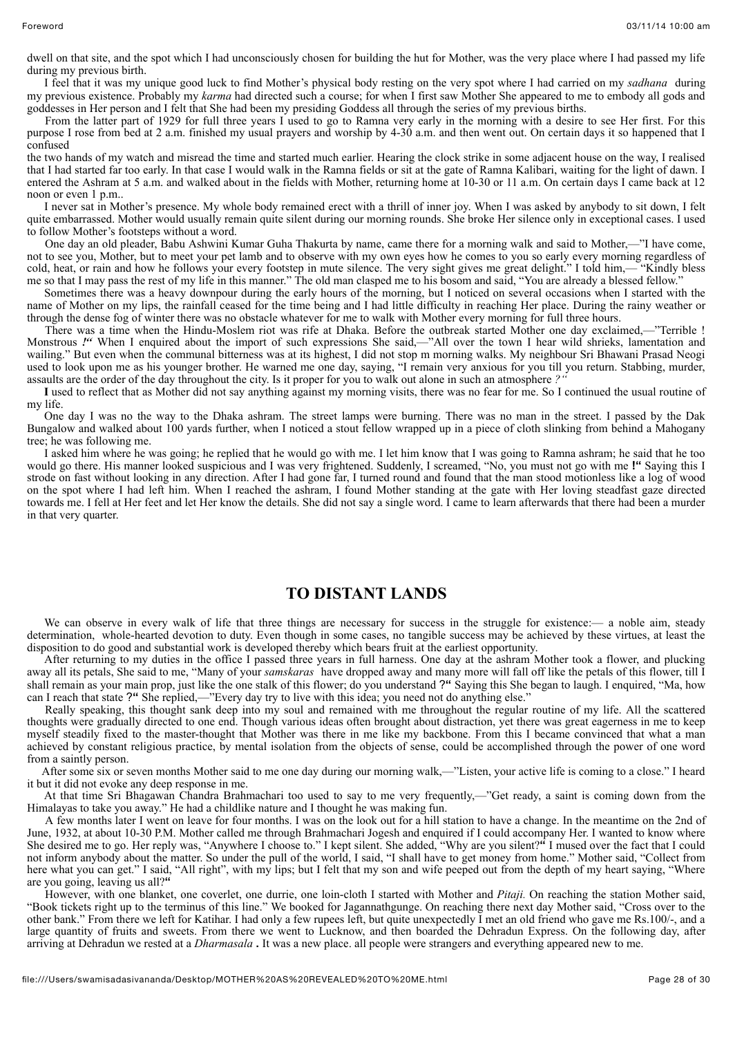dwell on that site, and the spot which I had unconsciously chosen for building the hut for Mother, was the very place where I had passed my life during my previous birth.

I feel that it was my unique good luck to find Mother's physical body resting on the very spot where I had carried on my *sadhana* during my previous existence. Probably my *karma* had directed such a course; for when I first saw Mother She appeared to me to embody all gods and goddesses in Her person and I felt that She had been my presiding Goddess all through the series of my previous births.

From the latter part of 1929 for full three years I used to go to Ramna very early in the morning with a desire to see Her first. For this purpose I rose from bed at 2 a.m. finished my usual prayers and worship by 4-30 a.m. and then went out. On certain days it so happened that I confused
the two hands of my watch and misread the time and started much earlier. Hearing the clock strike in some adjacent house on the way, I realised that I had started far too early. In that case I would walk in the Ramna fields or sit at the gate of Ramna Kalibari, waiting for the light of dawn. I entered the Ashram at 5 a.m. and walked about in the fields with Mother, returning home at 10-30 or 11 a.m. On certain days I came back at 12 noon or even 1 p.m..

I never sat in Mother's presence. My whole body remained erect with a thrill of inner joy. When I was asked by anybody to sit down, I felt quite embarrassed. Mother would usually remain quite silent during our morning rounds. She broke Her silence only in exceptional cases. I used to follow Mother's footsteps without a word.

One day an old pleader, Babu Ashwini Kumar Guha Thakurta by name, came there for a morning walk and said to Mother,—"I have come, not to see you, Mother, but to meet your pet lamb and to observe with my own eyes how he comes to you so early every morning regardless of cold, heat, or rain and how he follows your every footstep in mute silence. The very sight gives me great delight." I told him,— "Kindly bless me so that I may pass the rest of my life in this manner." The old man clasped me to his bosom and said, "You are already a blessed fellow."

Sometimes there was a heavy downpour during the early hours of the morning, but I noticed on several occasions when I started with the name of Mother on my lips, the rainfall ceased for the time being and I had little difficulty in reaching Her place. During the rainy weather or through the dense fog of winter there was no obstacle whatever for me to walk with Mother every morning for full three hours.

There was a time when the Hindu-Moslem riot was rife at Dhaka. Before the outbreak started Mother one day exclaimed,—"Terrible ! Monstrous *!"* When I enquired about the import of such expressions She said,—"All over the town I hear wild shrieks, lamentation and wailing." But even when the communal bitterness was at its highest, I did not stop m morning walks. My neighbour Sri Bhawani Prasad Neogi used to look upon me as his younger brother. He warned me one day, saying, "I remain very anxious for you till you return. Stabbing, murder, assaults are the order of the day throughout the city. Is it proper for you to walk out alone in such an atmosphere *?"*

**I** used to reflect that as Mother did not say anything against my morning visits, there was no fear for me. So I continued the usual routine of my life.

One day I was no the way to the Dhaka ashram. The street lamps were burning. There was no man in the street. I passed by the Dak Bungalow and walked about 100 yards further, when I noticed a stout fellow wrapped up in a piece of cloth slinking from behind a Mahogany tree; he was following me.

I asked him where he was going; he replied that he would go with me. I let him know that I was going to Ramna ashram; he said that he too would go there. His manner looked suspicious and I was very frightened. Suddenly, I screamed, "No, you must not go with me **!"** Saying this I strode on fast without looking in any direction. After I had gone far, I turned round and found that the man stood motionless like a log of wood on the spot where I had left him. When I reached the ashram, I found Mother standing at the gate with Her loving steadfast gaze directed towards me. I fell at Her feet and let Her know the details. She did not say a single word. I came to learn afterwards that there had been a murder in that very quarter.

## TO DISTANT LANDS

We can observe in every walk of life that three things are necessary for success in the struggle for existence:— a noble aim, steady determination, whole-hearted devotion to duty. Even though in some cases, no tangible success may be achieved by these virtues, at least the disposition to do good and substantial work is developed thereby which bears fruit at the earliest opportunity.

After returning to my duties in the office I passed three years in full harness. One day at the ashram Mother took a flower, and plucking away all its petals, She said to me, "Many of your *samskaras* have dropped away and many more will fall off like the petals of this flower, till I shall remain as your main prop, just like the one stalk of this flower; do you understand **?"** Saying this She began to laugh. I enquired, "Ma, how can I reach that state **?"** She replied,—"Every day try to live with this idea; you need not do anything else."

Really speaking, this thought sank deep into my soul and remained with me throughout the regular routine of my life. All the scattered thoughts were gradually directed to one end. Though various ideas often brought about distraction, yet there was great eagerness in me to keep myself steadily fixed to the master-thought that Mother was there in me like my backbone. From this I became convinced that what a man achieved by constant religious practice, by mental isolation from the objects of sense, could be accomplished through the power of one word from a saintly person.

After some six or seven months Mother said to me one day during our morning walk,—"Listen, your active life is coming to a close." I heard it but it did not evoke any deep response in me.

At that time Sri Bhagawan Chandra Brahmachari too used to say to me very frequently,—"Get ready, a saint is coming down from the Himalayas to take you away." He had a childlike nature and I thought he was making fun.

A few months later I went on leave for four months. I was on the look out for a hill station to have a change. In the meantime on the 2nd of June, 1932, at about 10-30 P.M. Mother called me through Brahmachari Jogesh and enquired if I could accompany Her. I wanted to know where She desired me to go. Her reply was, "Anywhere I choose to." I kept silent. She added, "Why are you silent?**"** I mused over the fact that I could not inform anybody about the matter. So under the pull of the world, I said, "I shall have to get money from home." Mother said, "Collect from here what you can get." I said, "All right", with my lips; but I felt that my son and wife peeped out from the depth of my heart saying, "Where are you going, leaving us all?**"**

However, with one blanket, one coverlet, one durrie, one loin-cloth I started with Mother and *Pitaji.* On reaching the station Mother said, "Book tickets right up to the terminus of this line." We booked for Jagannathgunge. On reaching there next day Mother said, "Cross over to the other bank." From there we left for Katihar. I had only a few rupees left, but quite unexpectedly I met an old friend who gave me Rs.100/-, and a large quantity of fruits and sweets. From there we went to Lucknow, and then boarded the Dehradun Express. On the following day, after arriving at Dehradun we rested at a *Dharmasala* **.** It was a new place. all people were strangers and everything appeared new to me.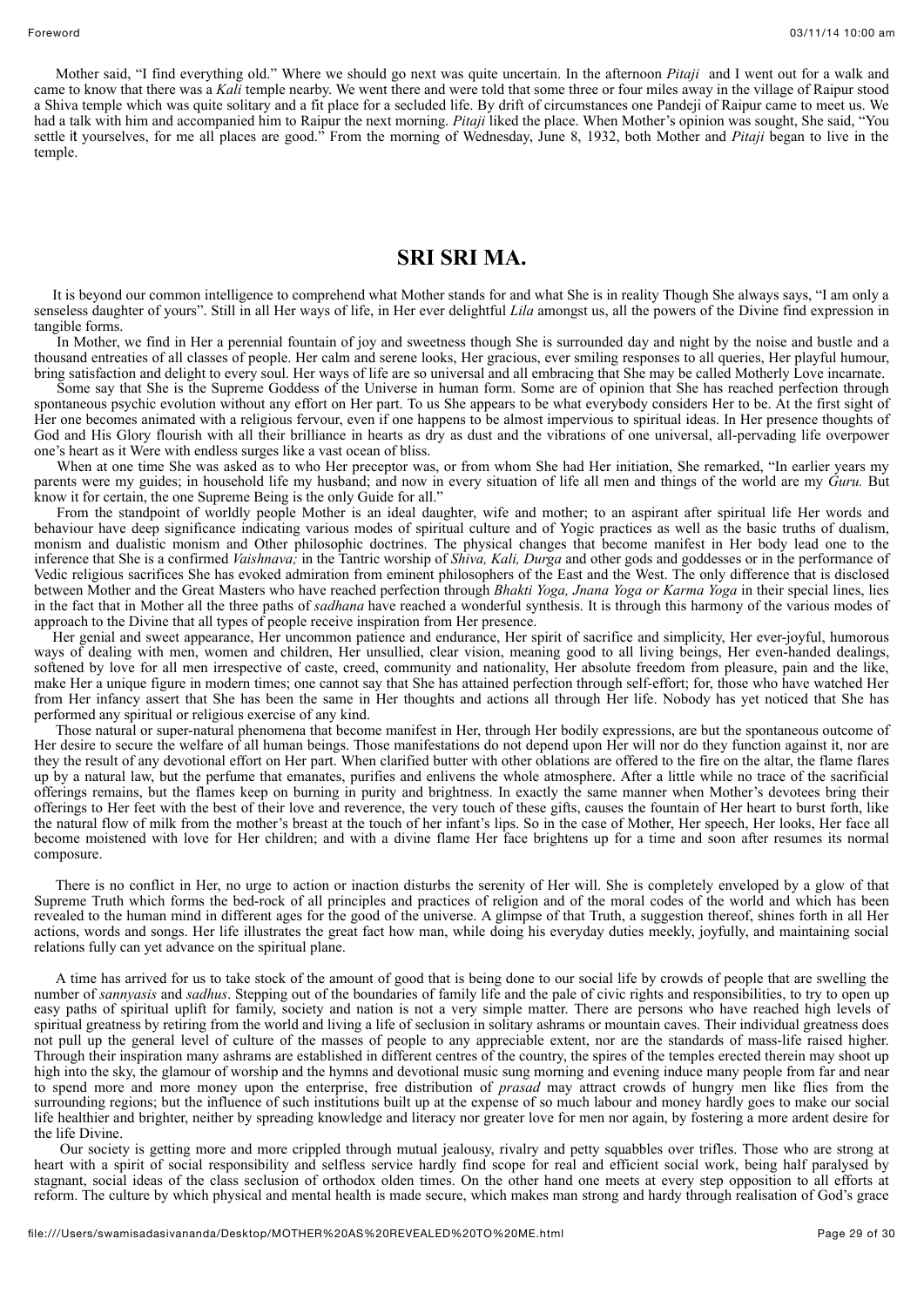Mother said, "I find everything old." Where we should go next was quite uncertain. In the afternoon *Pitaji* and I went out for a walk and came to know that there was a *Kali* temple nearby. We went there and were told that some three or four miles away in the village of Raipur stood a Shiva temple which was quite solitary and a fit place for a secluded life. By drift of circumstances one Pandeji of Raipur came to meet us. We had a talk with him and accompanied him to Raipur the next morning. *Pitaji* liked the place. When Mother's opinion was sought, She said, "You settle it yourselves, for me all places are good." From the morning of Wednesday, June 8, 1932, both Mother and *Pitaji* began to live in the temple.

## SRI SRI MA.

It is beyond our common intelligence to comprehend what Mother stands for and what She is in reality Though She always says, "I am only a senseless daughter of yours". Still in all Her ways of life, in Her ever delightful *Lila* amongst us, all the powers of the Divine find expression in tangible forms.

In Mother, we find in Her a perennial fountain of joy and sweetness though She is surrounded day and night by the noise and bustle and a thousand entreaties of all classes of people. Her calm and serene looks, Her gracious, ever smiling responses to all queries, Her playful humour, bring satisfaction and delight to every soul. Her ways of life are so universal and all embracing that She may be called Motherly Love incarnate.

Some say that She is the Supreme Goddess of the Universe in human form. Some are of opinion that She has reached perfection through spontaneous psychic evolution without any effort on Her part. To us She appears to be what everybody considers Her to be. At the first sight of Her one becomes animated with a religious fervour, even if one happens to be almost impervious to spiritual ideas. In Her presence thoughts of God and His Glory flourish with all their brilliance in hearts as dry as dust and the vibrations of one universal, all-pervading life overpower one's heart as it Were with endless surges like a vast ocean of bliss.

When at one time She was asked as to who Her preceptor was, or from whom She had Her initiation, She remarked, "In earlier years my parents were my guides; in household life my husband; and now in every situation of life all men and things of the world are my *Guru.* But know it for certain, the one Supreme Being is the only Guide for all."

From the standpoint of worldly people Mother is an ideal daughter, wife and mother; to an aspirant after spiritual life Her words and behaviour have deep significance indicating various modes of spiritual culture and of Yogic practices as well as the basic truths of dualism, monism and dualistic monism and Other philosophic doctrines. The physical changes that become manifest in Her body lead one to the inference that She is a confirmed *Vaishnava;* in the Tantric worship of *Shiva, Kali, Durga* and other gods and goddesses or in the performance of Vedic religious sacrifices She has evoked admiration from eminent philosophers of the East and the West. The only difference that is disclosed between Mother and the Great Masters who have reached perfection through *Bhakti Yoga, Jnana Yoga or Karma Yoga* in their special lines, lies in the fact that in Mother all the three paths of *sadhana* have reached a wonderful synthesis. It is through this harmony of the various modes of approach to the Divine that all types of people receive inspiration from Her presence.

Her genial and sweet appearance, Her uncommon patience and endurance, Her spirit of sacrifice and simplicity, Her ever-joyful, humorous ways of dealing with men, women and children, Her unsullied, clear vision, meaning good to all living beings, Her even-handed dealings, softened by love for all men irrespective of caste, creed, community and nationality, Her absolute freedom from pleasure, pain and the like, make Her a unique figure in modern times; one cannot say that She has attained perfection through self-effort; for, those who have watched Her from Her infancy assert that She has been the same in Her thoughts and actions all through Her life. Nobody has yet noticed that She has performed any spiritual or religious exercise of any kind.

Those natural or super-natural phenomena that become manifest in Her, through Her bodily expressions, are but the spontaneous outcome of Her desire to secure the welfare of all human beings. Those manifestations do not depend upon Her will nor do they function against it, nor are they the result of any devotional effort on Her part. When clarified butter with other oblations are offered to the fire on the altar, the flame flares up by a natural law, but the perfume that emanates, purifies and enlivens the whole atmosphere. After a little while no trace of the sacrificial offerings remains, but the flames keep on burning in purity and brightness. In exactly the same manner when Mother's devotees bring their offerings to Her feet with the best of their love and reverence, the very touch of these gifts, causes the fountain of Her heart to burst forth, like the natural flow of milk from the mother's breast at the touch of her infant's lips. So in the case of Mother, Her speech, Her looks, Her face all become moistened with love for Her children; and with a divine flame Her face brightens up for a time and soon after resumes its normal composure.

There is no conflict in Her, no urge to action or inaction disturbs the serenity of Her will. She is completely enveloped by a glow of that Supreme Truth which forms the bed-rock of all principles and practices of religion and of the moral codes of the world and which has been revealed to the human mind in different ages for the good of the universe. A glimpse of that Truth, a suggestion thereof, shines forth in all Her actions, words and songs. Her life illustrates the great fact how man, while doing his everyday duties meekly, joyfully, and maintaining social relations fully can yet advance on the spiritual plane.

A time has arrived for us to take stock of the amount of good that is being done to our social life by crowds of people that are swelling the number of *sannyasis* and *sadhus*. Stepping out of the boundaries of family life and the pale of civic rights and responsibilities, to try to open up easy paths of spiritual uplift for family, society and nation is not a very simple matter. There are persons who have reached high levels of spiritual greatness by retiring from the world and living a life of seclusion in solitary ashrams or mountain caves. Their individual greatness does not pull up the general level of culture of the masses of people to any appreciable extent, nor are the standards of mass-life raised higher. Through their inspiration many ashrams are established in different centres of the country, the spires of the temples erected therein may shoot up high into the sky, the glamour of worship and the hymns and devotional music sung morning and evening induce many people from far and near to spend more and more money upon the enterprise, free distribution of *prasad* may attract crowds of hungry men like flies from the surrounding regions; but the influence of such institutions built up at the expense of so much labour and money hardly goes to make our social life healthier and brighter, neither by spreading knowledge and literacy nor greater love for men nor again, by fostering a more ardent desire for the life Divine.

Our society is getting more and more crippled through mutual jealousy, rivalry and petty squabbles over trifles. Those who are strong at heart with a spirit of social responsibility and selfless service hardly find scope for real and efficient social work, being half paralysed by stagnant, social ideas of the class seclusion of orthodox olden times. On the other hand one meets at every step opposition to all efforts at reform. The culture by which physical and mental health is made secure, which makes man strong and hardy through realisation of God's grace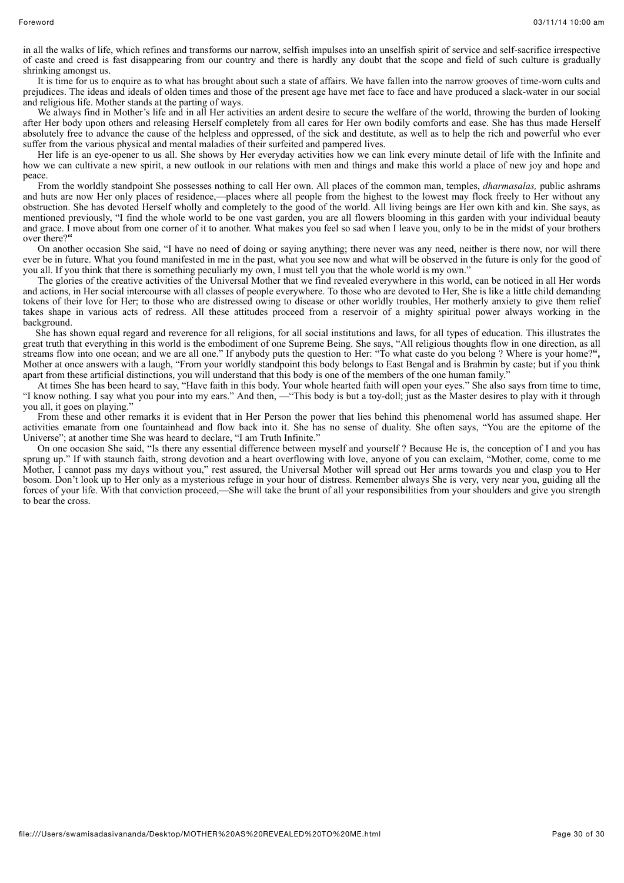in all the walks of life, which refines and transforms our narrow, selfish impulses into an unselfish spirit of service and self-sacrifice irrespective of caste and creed is fast disappearing from our country and there is hardly any doubt that the scope and field of such culture is gradually shrinking amongst us.

It is time for us to enquire as to what has brought about such a state of affairs. We have fallen into the narrow grooves of time-worn cults and prejudices. The ideas and ideals of olden times and those of the present age have met face to face and have produced a slack-water in our social and religious life. Mother stands at the parting of ways.

We always find in Mother's life and in all Her activities an ardent desire to secure the welfare of the world, throwing the burden of looking after Her body upon others and releasing Herself completely from all cares for Her own bodily comforts and ease. She has thus made Herself absolutely free to advance the cause of the helpless and oppressed, of the sick and destitute, as well as to help the rich and powerful who ever suffer from the various physical and mental maladies of their surfeited and pampered lives.

Her life is an eye-opener to us all. She shows by Her everyday activities how we can link every minute detail of life with the Infinite and how we can cultivate a new spirit, a new outlook in our relations with men and things and make this world a place of new joy and hope and peace.

From the worldly standpoint She possesses nothing to call Her own. All places of the common man, temples, *dharmasalas,* public ashrams and huts are now Her only places of residence,—places where all people from the highest to the lowest may flock freely to Her without any obstruction. She has devoted Herself wholly and completely to the good of the world. All living beings are Her own kith and kin. She says, as mentioned previously, "I find the whole world to be one vast garden, you are all flowers blooming in this garden with your individual beauty and grace. I move about from one corner of it to another. What makes you feel so sad when I leave you, only to be in the midst of your brothers over there?"

On another occasion She said, "I have no need of doing or saying anything; there never was any need, neither is there now, nor will there ever be in future. What you found manifested in me in the past, what you see now and what will be observed in the future is only for the good of you all. If you think that there is something peculiarly my own, I must tell you that the whole world is my own."

The glories of the creative activities of the Universal Mother that we find revealed everywhere in this world, can be noticed in all Her words and actions, in Her social intercourse with all classes of people everywhere. To those who are devoted to Her, She is like a little child demanding tokens of their love for Her; to those who are distressed owing to disease or other worldly troubles, Her motherly anxiety to give them relief takes shape in various acts of redress. All these attitudes proceed from a reservoir of a mighty spiritual power always working in the background.

She has shown equal regard and reverence for all religions, for all social institutions and laws, for all types of education. This illustrates the great truth that everything in this world is the embodiment of one Supreme Being. She says, "All religious thoughts flow in one direction, as all streams flow into one ocean; and we are all one." If anybody puts the question to Her: "To what caste do you belong ? Where is your home?**",** Mother at once answers with a laugh, "From your worldly standpoint this body belongs to East Bengal and is Brahmin by caste; but if you think apart from these artificial distinctions, you will understand that this body is one of the members of the one human family."

At times She has been heard to say, "Have faith in this body. Your whole hearted faith will open your eyes." She also says from time to time, "I know nothing. I say what you pour into my ears." And then, —"This body is but a toy-doll; just as the Master desires to play with it through you all, it goes on playing."

From these and other remarks it is evident that in Her Person the power that lies behind this phenomenal world has assumed shape. Her activities emanate from one fountainhead and flow back into it. She has no sense of duality. She often says, "You are the epitome of the Universe"; at another time She was heard to declare, "I am Truth Infinite."

On one occasion She said, "Is there any essential difference between myself and yourself ? Because He is, the conception of I and you has sprung up." If with staunch faith, strong devotion and a heart overflowing with love, anyone of you can exclaim, "Mother, come, come to me Mother, I cannot pass my days without you," rest assured, the Universal Mother will spread out Her arms towards you and clasp you to Her bosom. Don't look up to Her only as a mysterious refuge in your hour of distress. Remember always She is very, very near you, guiding all the forces of your life. With that conviction proceed,—She will take the brunt of all your responsibilities from your shoulders and give you strength to bear the cross.